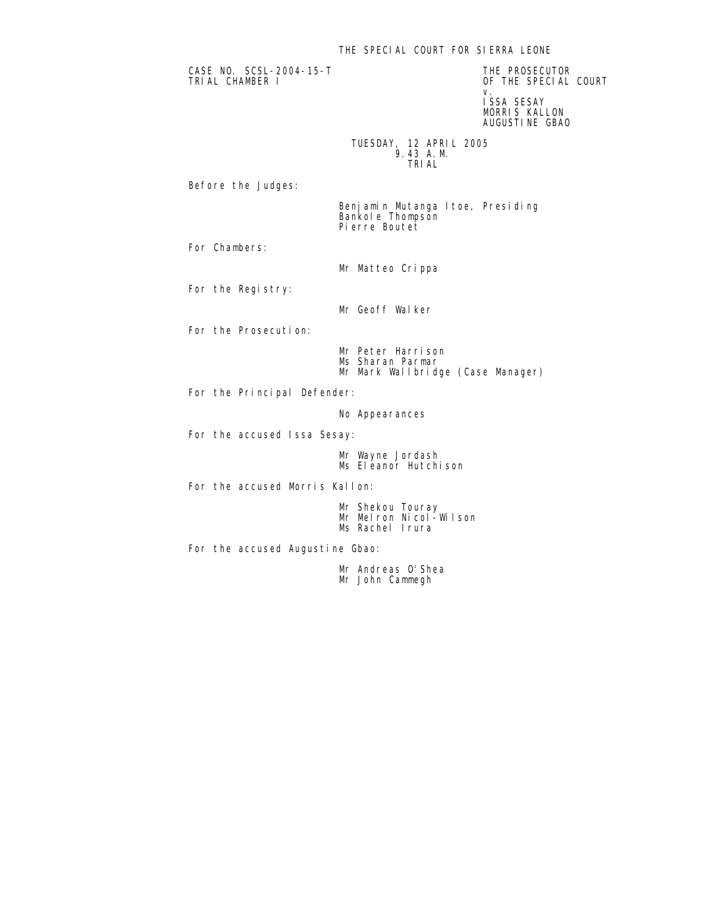# THE SPECIAL COURT FOR SIERRA LEONE

CASE NO. SCSL-2004-15-T
TRIAL CHAMBER I

THE PROSECUTOR
OF THE SPECIAL COURT
v.
ISSA SESAY
MORRIS KALLON
AUGUSTINE GBAO

TUESDAY, 12 APRIL 2005
9.43 A.M.
TRIAL

Before the Judges:

Benjamin Mutanga Itoe, Presiding
Bankole Thompson
Pierre Boutet

For Chambers:

Mr Matteo Crippa

For the Registry:

Mr Geoff Walker

For the Prosecution:

Mr Peter Harrison
Ms Sharan Parmar
Mr Mark Wallbridge (Case Manager)

For the Principal Defender:

No Appearances

For the accused Issa Sesay:

Mr Wayne Jordash
Ms Eleanor Hutchison

For the accused Morris Kallon:

Mr Shekou Touray
Mr Melron Nicol-Wilson
Ms Rachel Irura

For the accused Augustine Gbao:

Mr Andreas O'Shea
Mr John Cammegh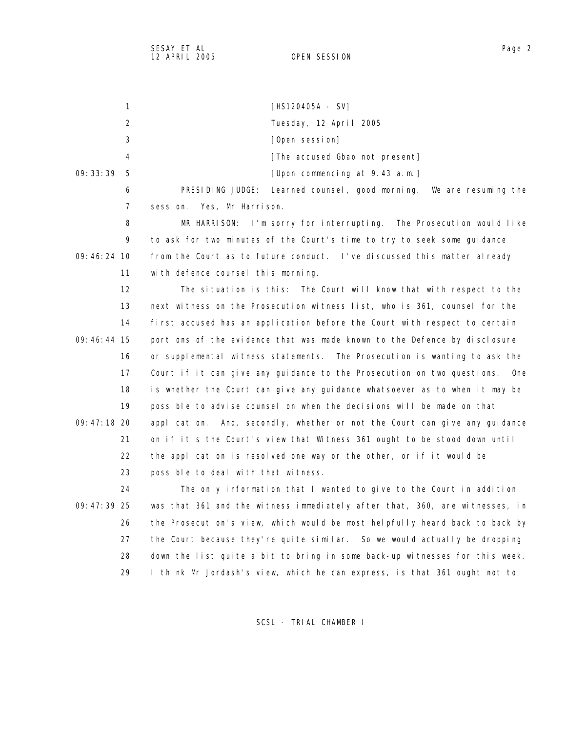[HS120405A - SV]

Tuesday, 12 April 2005

[Open session]

[The accused Gbao not present]

[Upon commencing at 9.43 a.m.]

PRESIDING JUDGE: Learned counsel, good morning. We are resuming the session. Yes, Mr Harrison.

MR HARRISON: I'm sorry for interrupting. The Prosecution would like to ask for two minutes of the Court's time to try to seek some guidance from the Court as to future conduct. I've discussed this matter already with defence counsel this morning.

The situation is this: The Court will know that with respect to the next witness on the Prosecution witness list, who is 361, counsel for the first accused has an application before the Court with respect to certain portions of the evidence that was made known to the Defence by disclosure or supplemental witness statements. The Prosecution is wanting to ask the Court if it can give any guidance to the Prosecution on two questions. One is whether the Court can give any guidance whatsoever as to when it may be possible to advise counsel on when the decisions will be made on that application. And, secondly, whether or not the Court can give any guidance on if it's the Court's view that Witness 361 ought to be stood down until the application is resolved one way or the other, or if it would be possible to deal with that witness.

The only information that I wanted to give to the Court in addition was that 361 and the witness immediately after that, 360, are witnesses, in the Prosecution's view, which would be most helpfully heard back to back by the Court because they're quite similar. So we would actually be dropping down the list quite a bit to bring in some back-up witnesses for this week. I think Mr Jordash's view, which he can express, is that 361 ought not to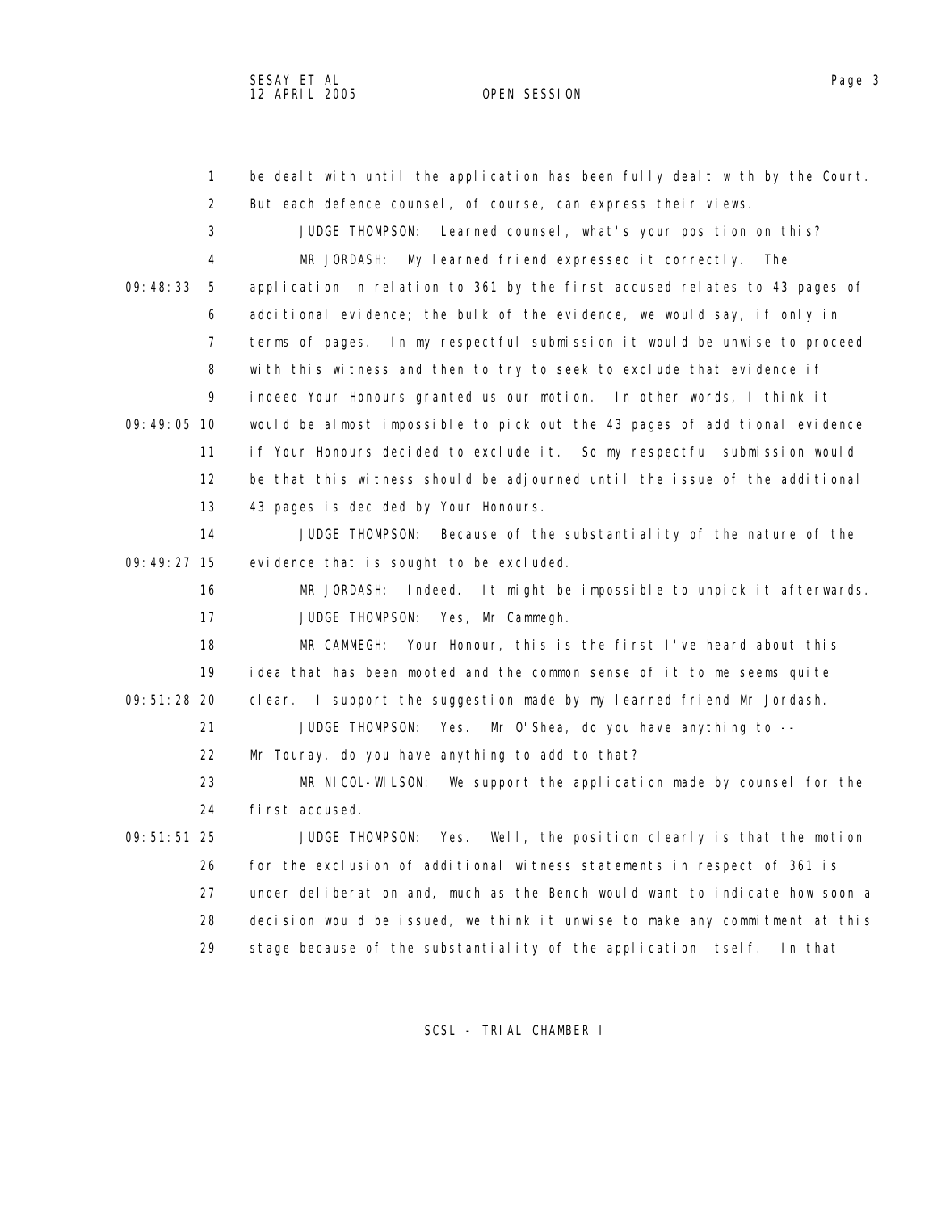be dealt with until the application has been fully dealt with by the Court. But each defence counsel, of course, can express their views.

JUDGE THOMPSON: Learned counsel, what's your position on this?

MR JORDASH: My learned friend expressed it correctly. The application in relation to 361 by the first accused relates to 43 pages of additional evidence; the bulk of the evidence, we would say, if only in terms of pages. In my respectful submission it would be unwise to proceed with this witness and then to try to seek to exclude that evidence if indeed Your Honours granted us our motion. In other words, I think it would be almost impossible to pick out the 43 pages of additional evidence if Your Honours decided to exclude it. So my respectful submission would be that this witness should be adjourned until the issue of the additional 43 pages is decided by Your Honours.

JUDGE THOMPSON: Because of the substantiality of the nature of the evidence that is sought to be excluded.

MR JORDASH: Indeed. It might be impossible to unpick it afterwards.

JUDGE THOMPSON: Yes, Mr Cammegh.

MR CAMMEGH: Your Honour, this is the first I've heard about this idea that has been mooted and the common sense of it to me seems quite clear. I support the suggestion made by my learned friend Mr Jordash.

JUDGE THOMPSON: Yes. Mr O'Shea, do you have anything to -- Mr Touray, do you have anything to add to that?

MR NICOL-WILSON: We support the application made by counsel for the first accused.

JUDGE THOMPSON: Yes. Well, the position clearly is that the motion for the exclusion of additional witness statements in respect of 361 is under deliberation and, much as the Bench would want to indicate how soon a decision would be issued, we think it unwise to make any commitment at this stage because of the substantiality of the application itself. In that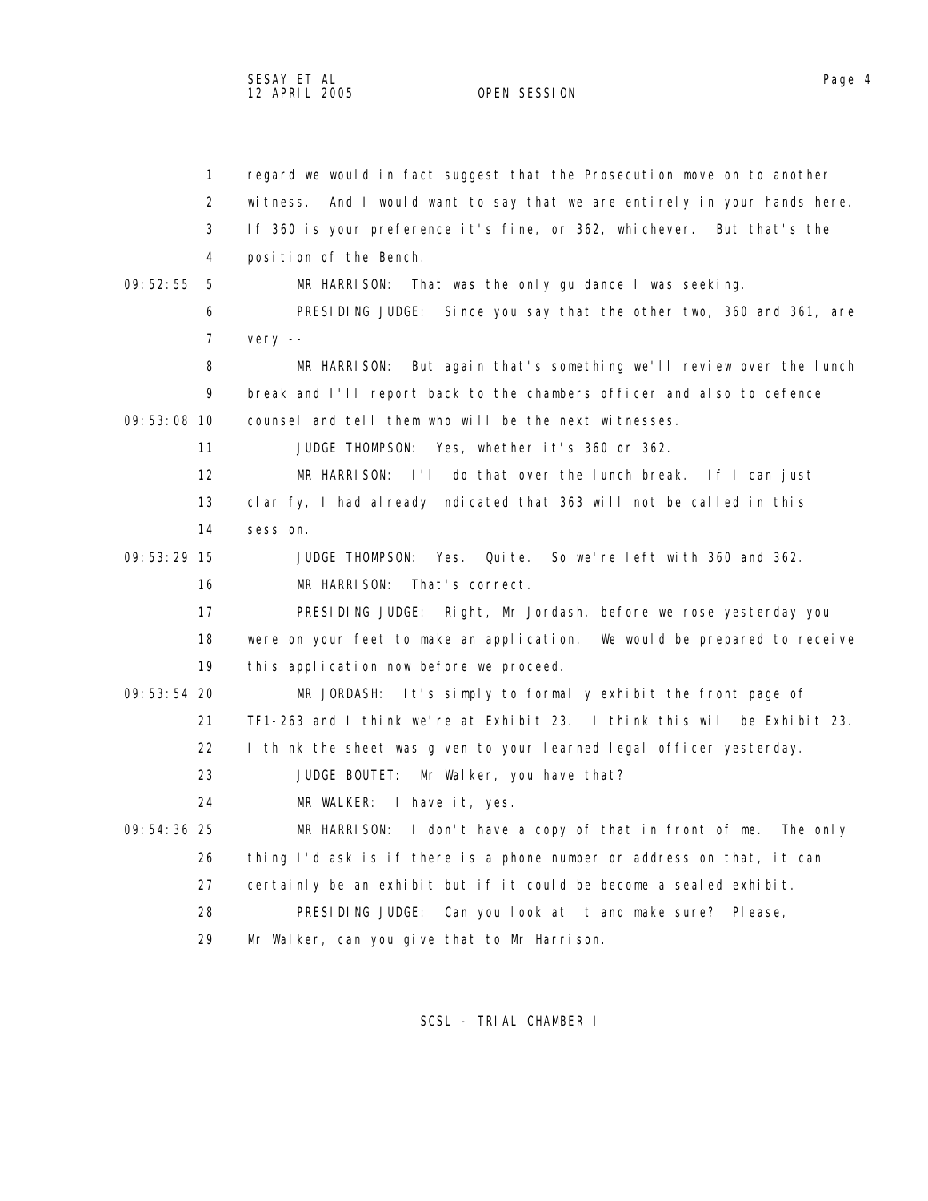regard we would in fact suggest that the Prosecution move on to another witness. And I would want to say that we are entirely in your hands here. If 360 is your preference it's fine, or 362, whichever. But that's the position of the Bench.

09:52:55 MR HARRISON: That was the only guidance I was seeking.

PRESIDING JUDGE: Since you say that the other two, 360 and 361, are very --

MR HARRISON: But again that's something we'll review over the lunch break and I'll report back to the chambers officer and also to defence

09:53:08 counsel and tell them who will be the next witnesses.

JUDGE THOMPSON: Yes, whether it's 360 or 362.

MR HARRISON: I'll do that over the lunch break. If I can just clarify, I had already indicated that 363 will not be called in this session.

09:53:29 JUDGE THOMPSON: Yes. Quite. So we're left with 360 and 362.

MR HARRISON: That's correct.

PRESIDING JUDGE: Right, Mr Jordash, before we rose yesterday you were on your feet to make an application. We would be prepared to receive this application now before we proceed.

09:53:54 MR JORDASH: It's simply to formally exhibit the front page of TF1-263 and I think we're at Exhibit 23. I think this will be Exhibit 23. I think the sheet was given to your learned legal officer yesterday.

JUDGE BOUTET: Mr Walker, you have that?

MR WALKER: I have it, yes.

09:54:36 MR HARRISON: I don't have a copy of that in front of me. The only thing I'd ask is if there is a phone number or address on that, it can certainly be an exhibit but if it could be become a sealed exhibit.

PRESIDING JUDGE: Can you look at it and make sure? Please, Mr Walker, can you give that to Mr Harrison.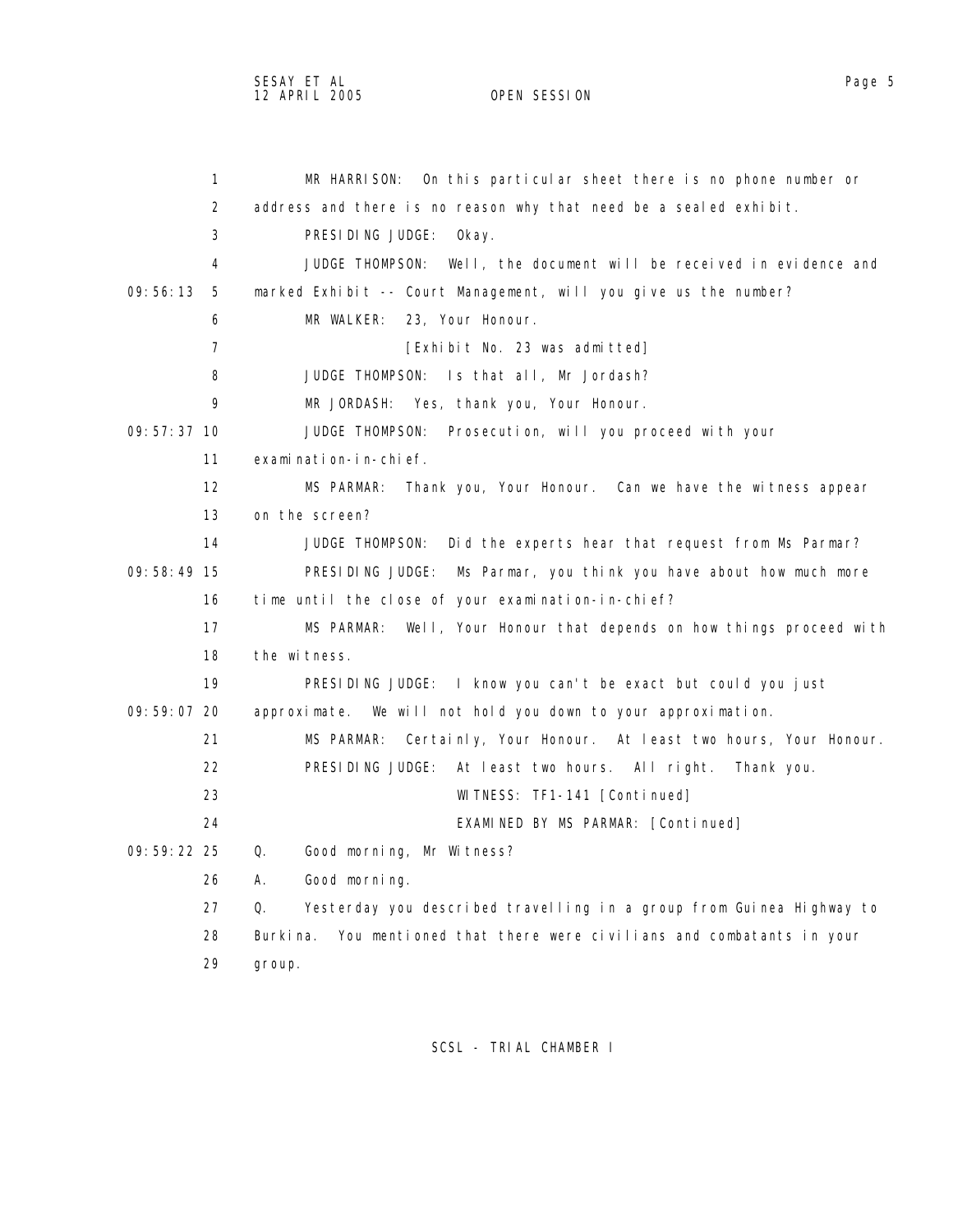MR HARRISON: On this particular sheet there is no phone number or address and there is no reason why that need be a sealed exhibit.

PRESIDING JUDGE: Okay.

JUDGE THOMPSON: Well, the document will be received in evidence and marked Exhibit -- Court Management, will you give us the number?

MR WALKER: 23, Your Honour.

[Exhibit No. 23 was admitted]

JUDGE THOMPSON: Is that all, Mr Jordash?

MR JORDASH: Yes, thank you, Your Honour.

JUDGE THOMPSON: Prosecution, will you proceed with your examination-in-chief.

MS PARMAR: Thank you, Your Honour. Can we have the witness appear on the screen?

JUDGE THOMPSON: Did the experts hear that request from Ms Parmar?

PRESIDING JUDGE: Ms Parmar, you think you have about how much more time until the close of your examination-in-chief?

MS PARMAR: Well, Your Honour that depends on how things proceed with the witness.

PRESIDING JUDGE: I know you can't be exact but could you just approximate. We will not hold you down to your approximation.

MS PARMAR: Certainly, Your Honour. At least two hours, Your Honour.

PRESIDING JUDGE: At least two hours. All right. Thank you.

WITNESS: TF1-141 [Continued]

EXAMINED BY MS PARMAR: [Continued]

Q. Good morning, Mr Witness?

A. Good morning.

Q. Yesterday you described travelling in a group from Guinea Highway to Burkina. You mentioned that there were civilians and combatants in your group.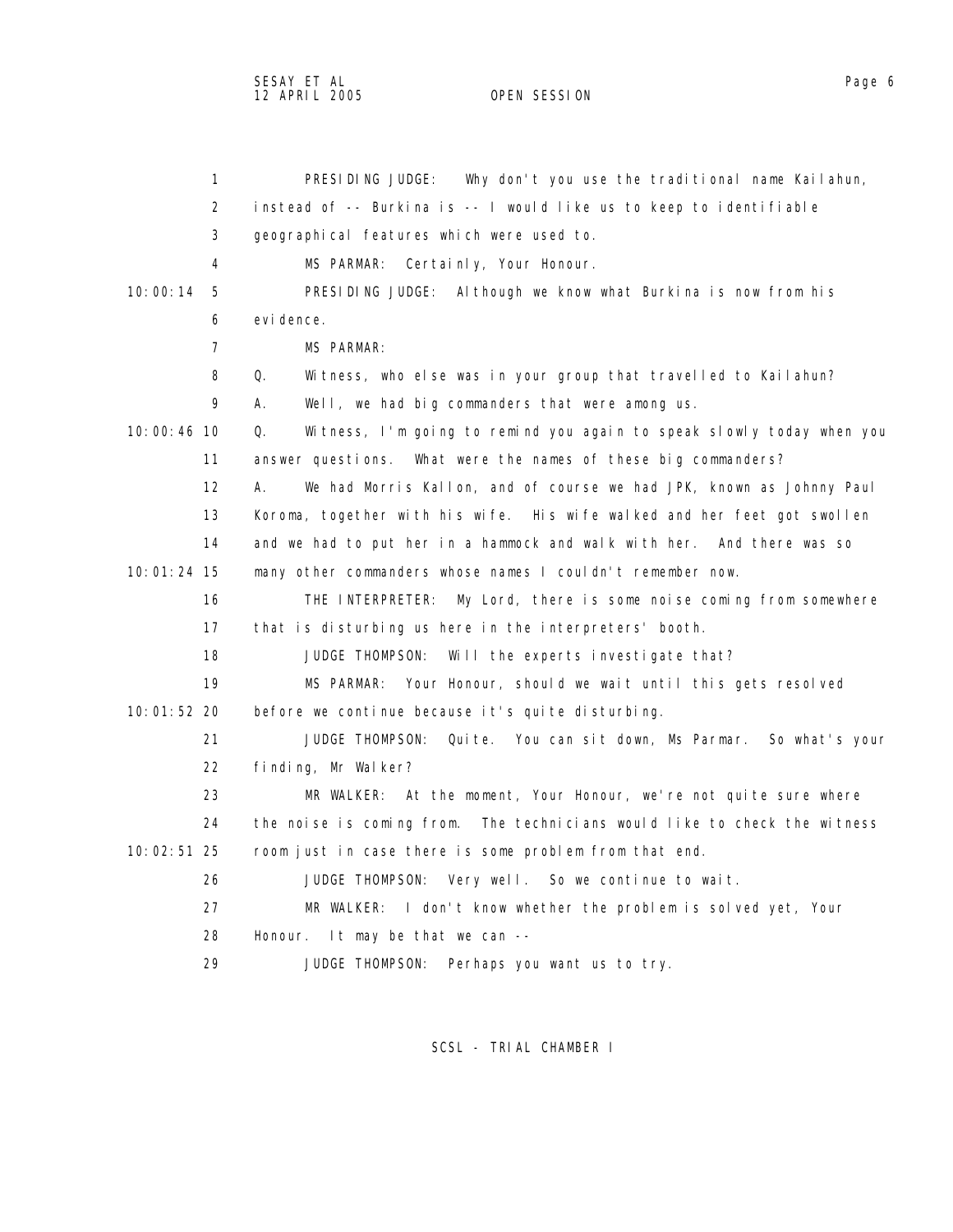PRESIDING JUDGE: Why don't you use the traditional name Kailahun, instead of -- Burkina is -- I would like us to keep to identifiable geographical features which were used to.

MS PARMAR: Certainly, Your Honour.

PRESIDING JUDGE: Although we know what Burkina is now from his evidence.

MS PARMAR:

Q. Witness, who else was in your group that travelled to Kailahun?

A. Well, we had big commanders that were among us.

Q. Witness, I'm going to remind you again to speak slowly today when you answer questions. What were the names of these big commanders?

A. We had Morris Kallon, and of course we had JPK, known as Johnny Paul Koroma, together with his wife. His wife walked and her feet got swollen and we had to put her in a hammock and walk with her. And there was so many other commanders whose names I couldn't remember now.

THE INTERPRETER: My Lord, there is some noise coming from somewhere that is disturbing us here in the interpreters' booth.

JUDGE THOMPSON: Will the experts investigate that?

MS PARMAR: Your Honour, should we wait until this gets resolved before we continue because it's quite disturbing.

JUDGE THOMPSON: Quite. You can sit down, Ms Parmar. So what's your finding, Mr Walker?

MR WALKER: At the moment, Your Honour, we're not quite sure where the noise is coming from. The technicians would like to check the witness room just in case there is some problem from that end.

JUDGE THOMPSON: Very well. So we continue to wait.

MR WALKER: I don't know whether the problem is solved yet, Your Honour. It may be that we can --

JUDGE THOMPSON: Perhaps you want us to try.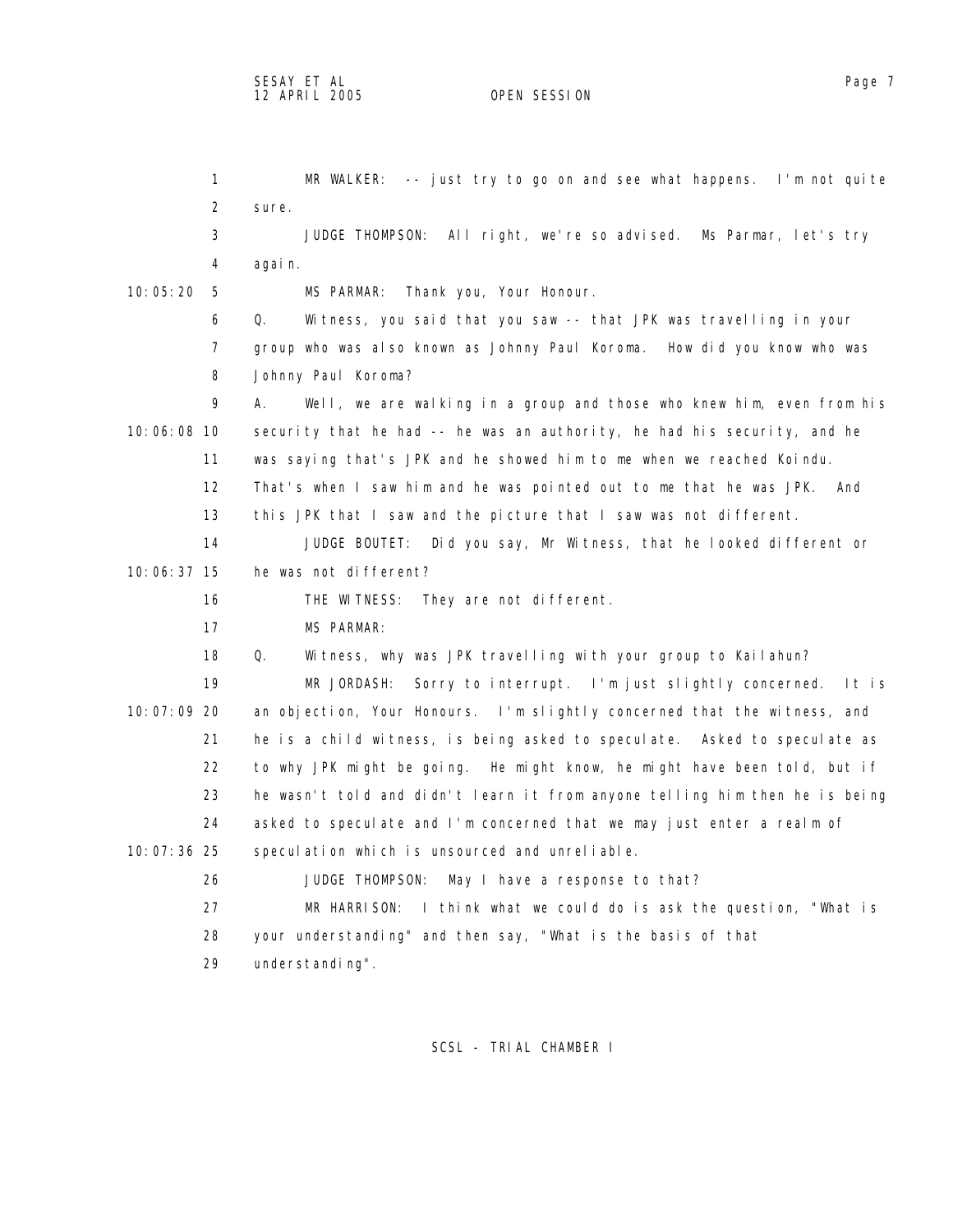MR WALKER: -- just try to go on and see what happens. I'm not quite sure.

JUDGE THOMPSON: All right, we're so advised. Ms Parmar, let's try again.

MS PARMAR: Thank you, Your Honour.

Q. Witness, you said that you saw -- that JPK was travelling in your group who was also known as Johnny Paul Koroma. How did you know who was Johnny Paul Koroma?

A. Well, we are walking in a group and those who knew him, even from his security that he had -- he was an authority, he had his security, and he was saying that's JPK and he showed him to me when we reached Koindu. That's when I saw him and he was pointed out to me that he was JPK. And this JPK that I saw and the picture that I saw was not different.

JUDGE BOUTET: Did you say, Mr Witness, that he looked different or he was not different?

THE WITNESS: They are not different.

MS PARMAR:

Q. Witness, why was JPK travelling with your group to Kailahun?

MR JORDASH: Sorry to interrupt. I'm just slightly concerned. It is an objection, Your Honours. I'm slightly concerned that the witness, and he is a child witness, is being asked to speculate. Asked to speculate as to why JPK might be going. He might know, he might have been told, but if he wasn't told and didn't learn it from anyone telling him then he is being asked to speculate and I'm concerned that we may just enter a realm of speculation which is unsourced and unreliable.

JUDGE THOMPSON: May I have a response to that?

MR HARRISON: I think what we could do is ask the question, "What is your understanding" and then say, "What is the basis of that understanding".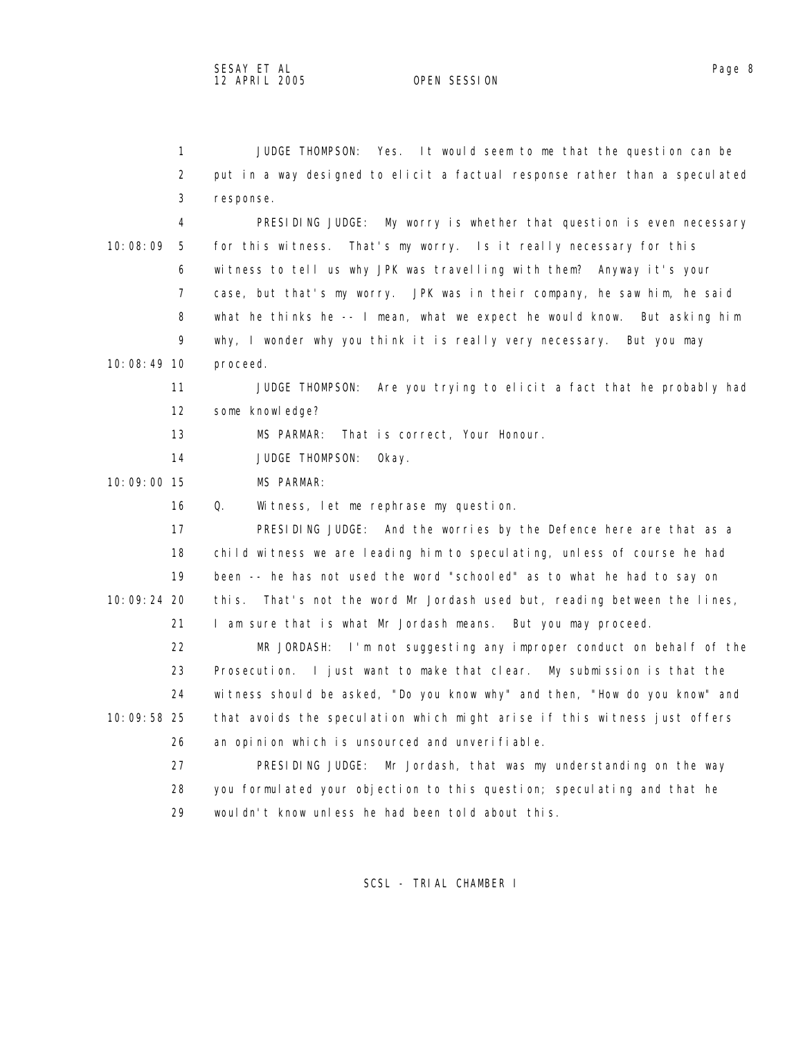JUDGE THOMPSON: Yes. It would seem to me that the question can be put in a way designed to elicit a factual response rather than a speculated response.

PRESIDING JUDGE: My worry is whether that question is even necessary for this witness. That's my worry. Is it really necessary for this witness to tell us why JPK was travelling with them? Anyway it's your case, but that's my worry. JPK was in their company, he saw him, he said what he thinks he -- I mean, what we expect he would know. But asking him why, I wonder why you think it is really very necessary. But you may proceed.

JUDGE THOMPSON: Are you trying to elicit a fact that he probably had some knowledge?

MS PARMAR: That is correct, Your Honour.

JUDGE THOMPSON: Okay.

MS PARMAR:

Q. Witness, let me rephrase my question.

PRESIDING JUDGE: And the worries by the Defence here are that as a child witness we are leading him to speculating, unless of course he had been -- he has not used the word "schooled" as to what he had to say on this. That's not the word Mr Jordash used but, reading between the lines, I am sure that is what Mr Jordash means. But you may proceed.

MR JORDASH: I'm not suggesting any improper conduct on behalf of the Prosecution. I just want to make that clear. My submission is that the witness should be asked, "Do you know why" and then, "How do you know" and that avoids the speculation which might arise if this witness just offers an opinion which is unsourced and unverifiable.

PRESIDING JUDGE: Mr Jordash, that was my understanding on the way you formulated your objection to this question; speculating and that he wouldn't know unless he had been told about this.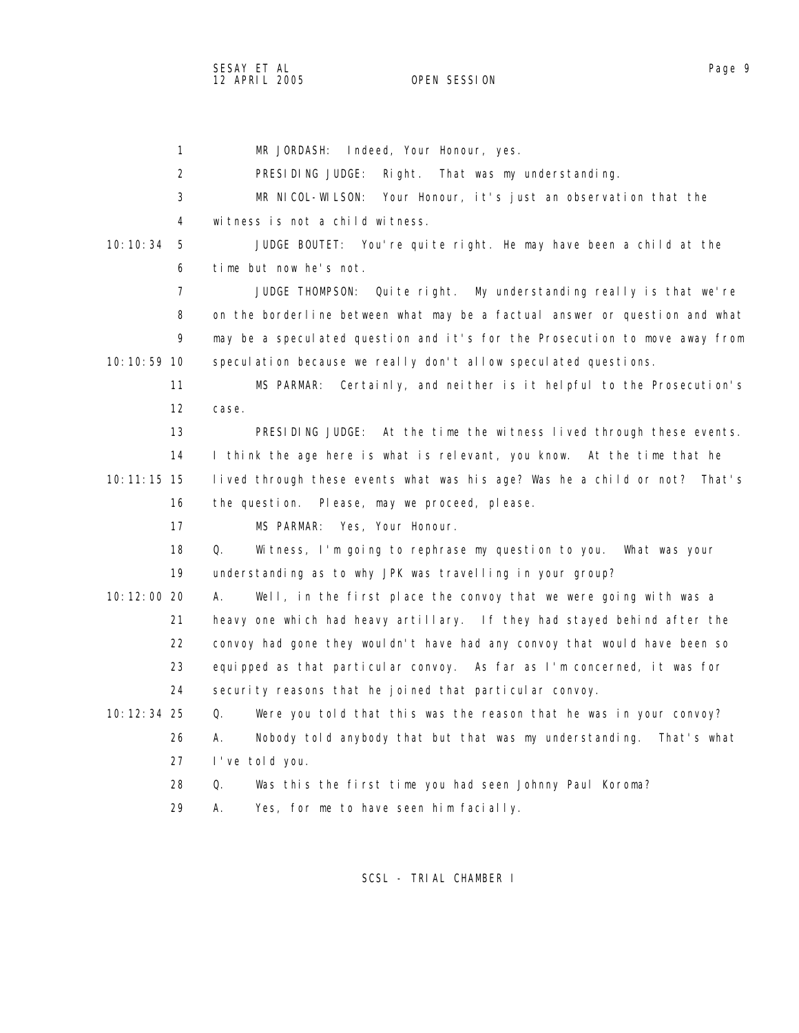MR JORDASH: Indeed, Your Honour, yes.

PRESIDING JUDGE: Right. That was my understanding.

MR NICOL-WILSON: Your Honour, it's just an observation that the witness is not a child witness.

JUDGE BOUTET: You're quite right. He may have been a child at the time but now he's not.

JUDGE THOMPSON: Quite right. My understanding really is that we're on the borderline between what may be a factual answer or question and what may be a speculated question and it's for the Prosecution to move away from speculation because we really don't allow speculated questions.

MS PARMAR: Certainly, and neither is it helpful to the Prosecution's case.

PRESIDING JUDGE: At the time the witness lived through these events. I think the age here is what is relevant, you know. At the time that he lived through these events what was his age? Was he a child or not? That's the question. Please, may we proceed, please.

MS PARMAR: Yes, Your Honour.

Q. Witness, I'm going to rephrase my question to you. What was your understanding as to why JPK was travelling in your group?

A. Well, in the first place the convoy that we were going with was a heavy one which had heavy artillary. If they had stayed behind after the convoy had gone they wouldn't have had any convoy that would have been so equipped as that particular convoy. As far as I'm concerned, it was for security reasons that he joined that particular convoy.

Q. Were you told that this was the reason that he was in your convoy?

A. Nobody told anybody that but that was my understanding. That's what I've told you.

Q. Was this the first time you had seen Johnny Paul Koroma?

A. Yes, for me to have seen him facially.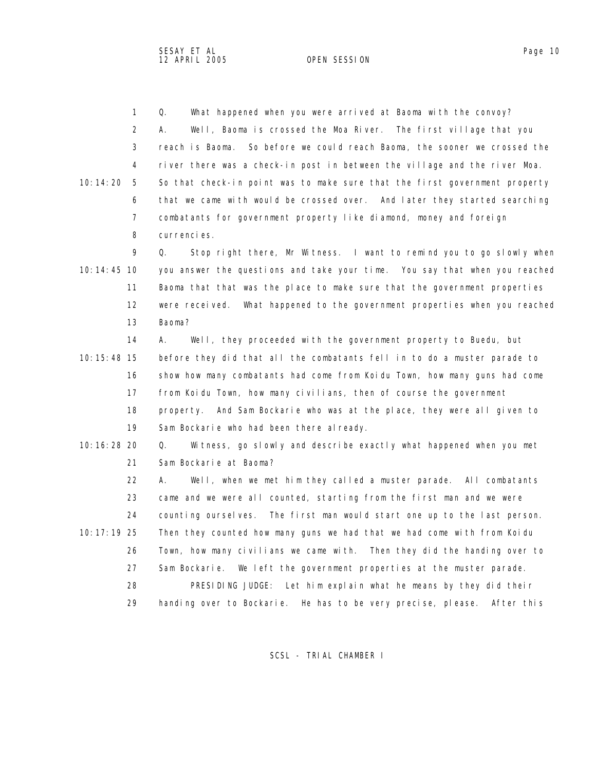Q. What happened when you were arrived at Baoma with the convoy?

A. Well, Baoma is crossed the Moa River. The first village that you reach is Baoma. So before we could reach Baoma, the sooner we crossed the river there was a check-in post in between the village and the river Moa. So that check-in point was to make sure that the first government property that we came with would be crossed over. And later they started searching combatants for government property like diamond, money and foreign currencies.

Q. Stop right there, Mr Witness. I want to remind you to go slowly when you answer the questions and take your time. You say that when you reached Baoma that that was the place to make sure that the government properties were received. What happened to the government properties when you reached Baoma?

A. Well, they proceeded with the government property to Buedu, but before they did that all the combatants fell in to do a muster parade to show how many combatants had come from Koidu Town, how many guns had come from Koidu Town, how many civilians, then of course the government property. And Sam Bockarie who was at the place, they were all given to Sam Bockarie who had been there already.

Q. Witness, go slowly and describe exactly what happened when you met Sam Bockarie at Baoma?

A. Well, when we met him they called a muster parade. All combatants came and we were all counted, starting from the first man and we were counting ourselves. The first man would start one up to the last person. Then they counted how many guns we had that we had come with from Koidu Town, how many civilians we came with. Then they did the handing over to Sam Bockarie. We left the government properties at the muster parade.

PRESIDING JUDGE: Let him explain what he means by they did their handing over to Bockarie. He has to be very precise, please. After this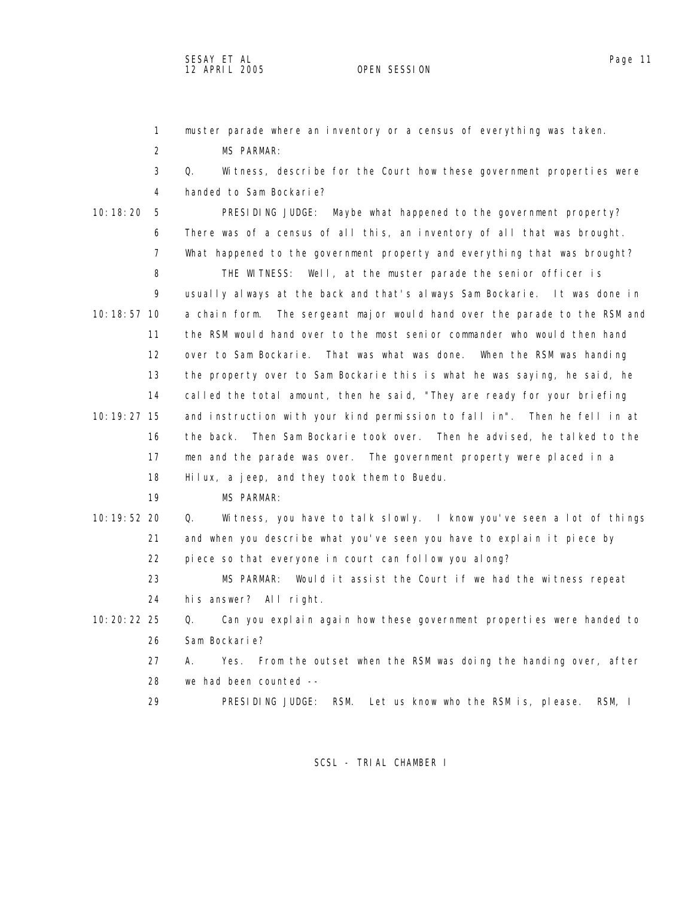muster parade where an inventory or a census of everything was taken.

MS PARMAR:

Q. Witness, describe for the Court how these government properties were handed to Sam Bockarie?

PRESIDING JUDGE: Maybe what happened to the government property? There was of a census of all this, an inventory of all that was brought. What happened to the government property and everything that was brought?

THE WITNESS: Well, at the muster parade the senior officer is usually always at the back and that's always Sam Bockarie. It was done in a chain form. The sergeant major would hand over the parade to the RSM and the RSM would hand over to the most senior commander who would then hand over to Sam Bockarie. That was what was done. When the RSM was handing the property over to Sam Bockarie this is what he was saying, he said, he called the total amount, then he said, "They are ready for your briefing and instruction with your kind permission to fall in". Then he fell in at the back. Then Sam Bockarie took over. Then he advised, he talked to the men and the parade was over. The government property were placed in a Hilux, a jeep, and they took them to Buedu.

MS PARMAR:

Q. Witness, you have to talk slowly. I know you've seen a lot of things and when you describe what you've seen you have to explain it piece by piece so that everyone in court can follow you along?

MS PARMAR: Would it assist the Court if we had the witness repeat his answer? All right.

Q. Can you explain again how these government properties were handed to Sam Bockarie?

A. Yes. From the outset when the RSM was doing the handing over, after we had been counted --

PRESIDING JUDGE: RSM. Let us know who the RSM is, please. RSM, I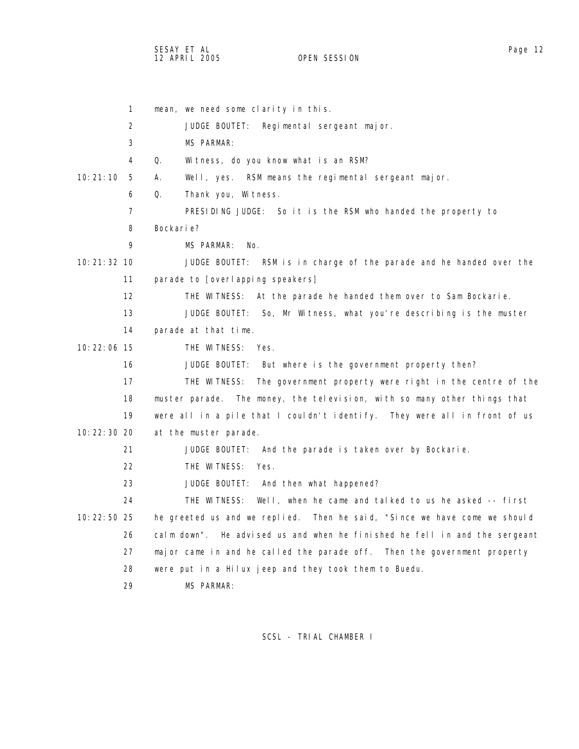1 mean, we need some clarity in this.

2 JUDGE BOUTET: Regimental sergeant major.

3 MS PARMAR:

4 Q. Witness, do you know what is an RSM?

10:21:10 5 A. Well, yes. RSM means the regimental sergeant major.

6 Q. Thank you, Witness.

7 PRESIDING JUDGE: So it is the RSM who handed the property to

8 Bockarie?

9 MS PARMAR: No.

10:21:32 10 JUDGE BOUTET: RSM is in charge of the parade and he handed over the

11 parade to [overlapping speakers]

12 THE WITNESS: At the parade he handed them over to Sam Bockarie.

13 JUDGE BOUTET: So, Mr Witness, what you're describing is the muster

14 parade at that time.

10:22:06 15 THE WITNESS: Yes.

16 JUDGE BOUTET: But where is the government property then?

17 THE WITNESS: The government property were right in the centre of the

18 muster parade. The money, the television, with so many other things that

19 were all in a pile that I couldn't identify. They were all in front of us

10:22:30 20 at the muster parade.

21 JUDGE BOUTET: And the parade is taken over by Bockarie.

22 THE WITNESS: Yes.

23 JUDGE BOUTET: And then what happened?

24 THE WITNESS: Well, when he came and talked to us he asked -- first

10:22:50 25 he greeted us and we replied. Then he said, "Since we have come we should

26 calm down". He advised us and when he finished he fell in and the sergeant

27 major came in and he called the parade off. Then the government property

28 were put in a Hilux jeep and they took them to Buedu.

29 MS PARMAR: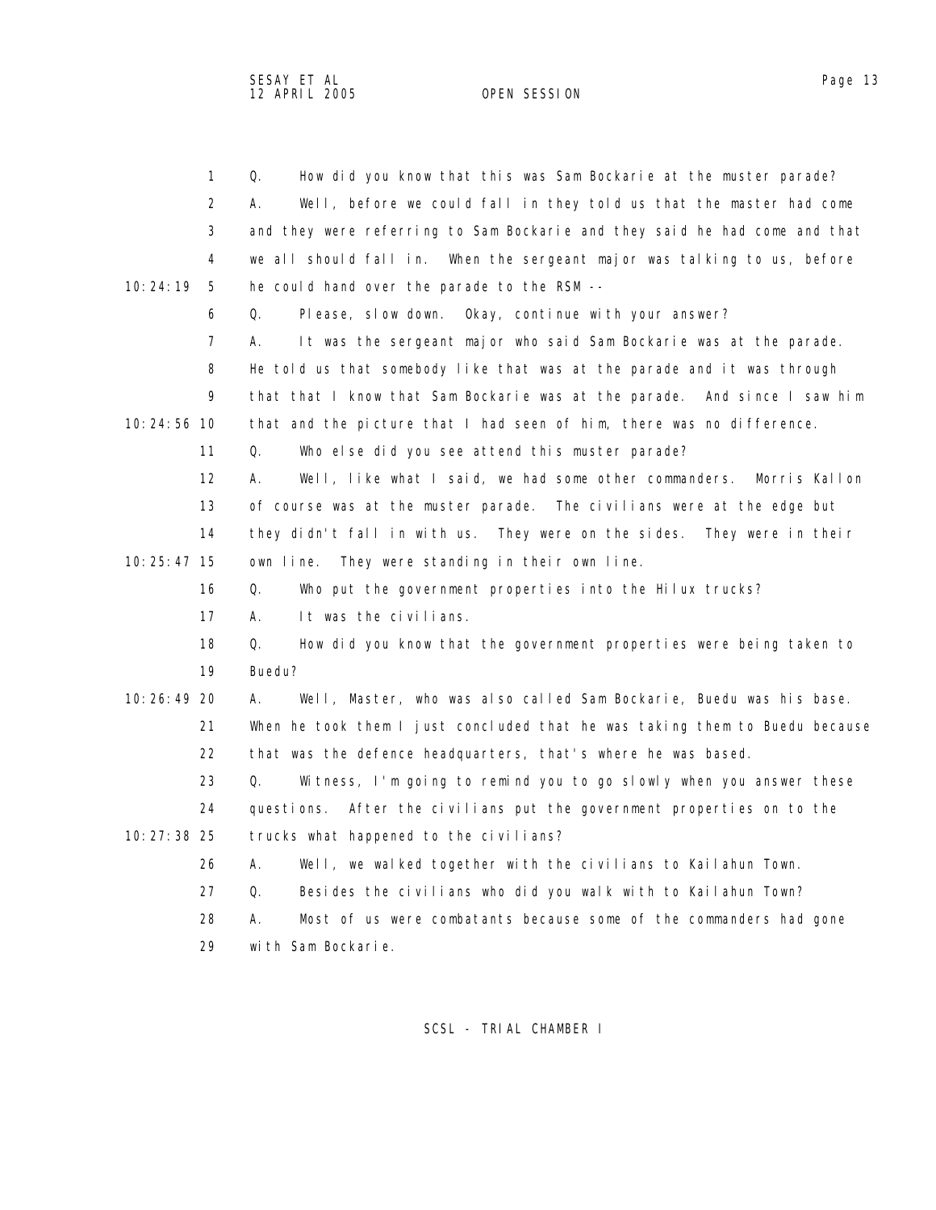Q. How did you know that this was Sam Bockarie at the muster parade?

A. Well, before we could fall in they told us that the master had come and they were referring to Sam Bockarie and they said he had come and that we all should fall in. When the sergeant major was talking to us, before he could hand over the parade to the RSM --

Q. Please, slow down. Okay, continue with your answer?

A. It was the sergeant major who said Sam Bockarie was at the parade. He told us that somebody like that was at the parade and it was through that that I know that Sam Bockarie was at the parade. And since I saw him that and the picture that I had seen of him, there was no difference.

Q. Who else did you see attend this muster parade?

A. Well, like what I said, we had some other commanders. Morris Kallon of course was at the muster parade. The civilians were at the edge but they didn't fall in with us. They were on the sides. They were in their own line. They were standing in their own line.

Q. Who put the government properties into the Hilux trucks?

A. It was the civilians.

Q. How did you know that the government properties were being taken to Buedu?

A. Well, Master, who was also called Sam Bockarie, Buedu was his base. When he took them I just concluded that he was taking them to Buedu because that was the defence headquarters, that's where he was based.

Q. Witness, I'm going to remind you to go slowly when you answer these questions. After the civilians put the government properties on to the trucks what happened to the civilians?

A. Well, we walked together with the civilians to Kailahun Town.

Q. Besides the civilians who did you walk with to Kailahun Town?

A. Most of us were combatants because some of the commanders had gone with Sam Bockarie.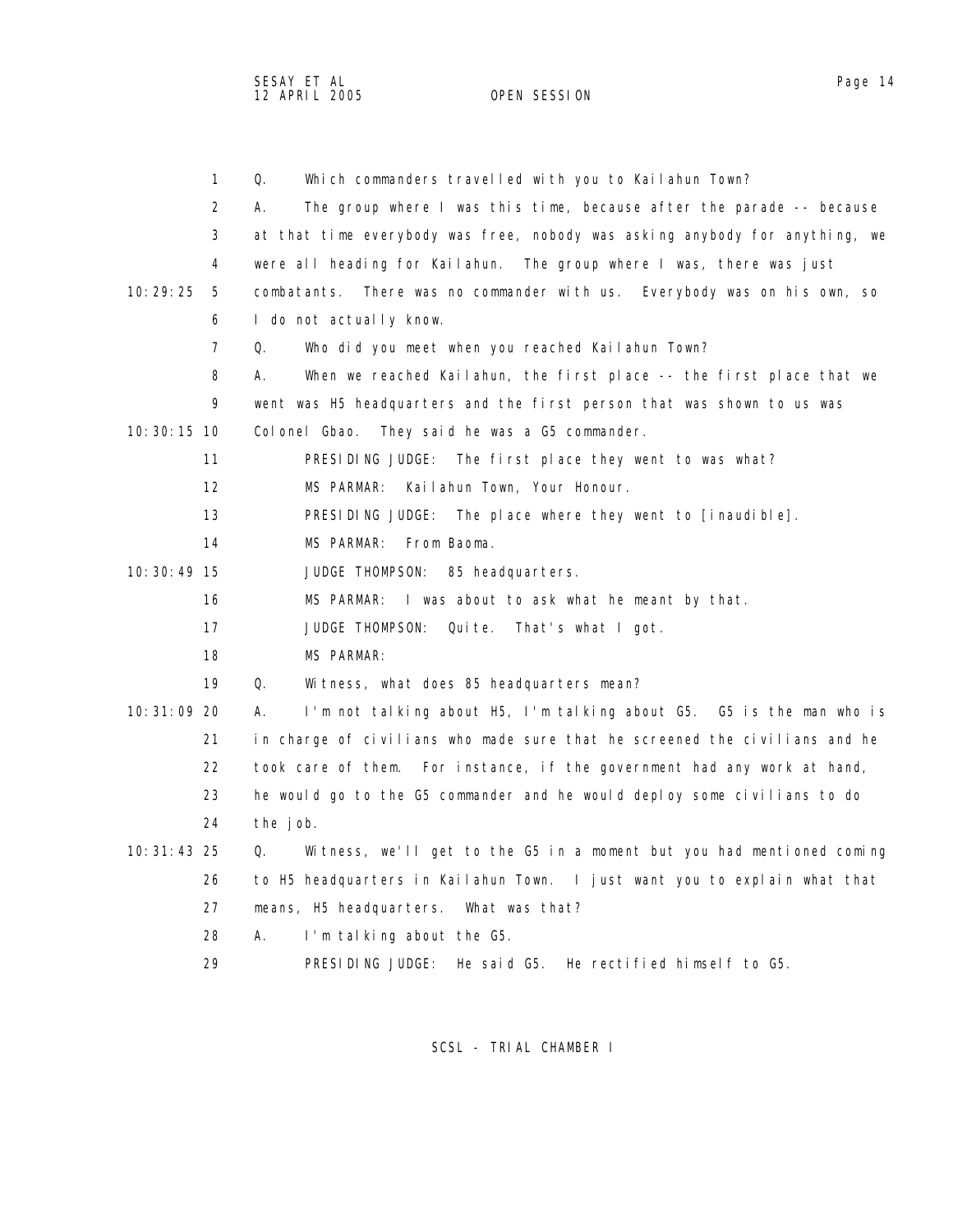1 Q. Which commanders travelled with you to Kailahun Town?

2 A. The group where I was this time, because after the parade -- because

3 at that time everybody was free, nobody was asking anybody for anything, we

4 were all heading for Kailahun. The group where I was, there was just

10:29:25 5 combatants. There was no commander with us. Everybody was on his own, so

6 I do not actually know.

7 Q. Who did you meet when you reached Kailahun Town?

8 A. When we reached Kailahun, the first place -- the first place that we

9 went was H5 headquarters and the first person that was shown to us was

10:30:15 10 Colonel Gbao. They said he was a G5 commander.

11 PRESIDING JUDGE: The first place they went to was what?

12 MS PARMAR: Kailahun Town, Your Honour.

13 PRESIDING JUDGE: The place where they went to [inaudible].

14 MS PARMAR: From Baoma.

10:30:49 15 JUDGE THOMPSON: 85 headquarters.

16 MS PARMAR: I was about to ask what he meant by that.

17 JUDGE THOMPSON: Quite. That's what I got.

18 MS PARMAR:

19 Q. Witness, what does 85 headquarters mean?

10:31:09 20 A. I'm not talking about H5, I'm talking about G5. G5 is the man who is

21 in charge of civilians who made sure that he screened the civilians and he

22 took care of them. For instance, if the government had any work at hand,

23 he would go to the G5 commander and he would deploy some civilians to do

24 the job.

10:31:43 25 Q. Witness, we'll get to the G5 in a moment but you had mentioned coming

26 to H5 headquarters in Kailahun Town. I just want you to explain what that

27 means, H5 headquarters. What was that?

28 A. I'm talking about the G5.

29 PRESIDING JUDGE: He said G5. He rectified himself to G5.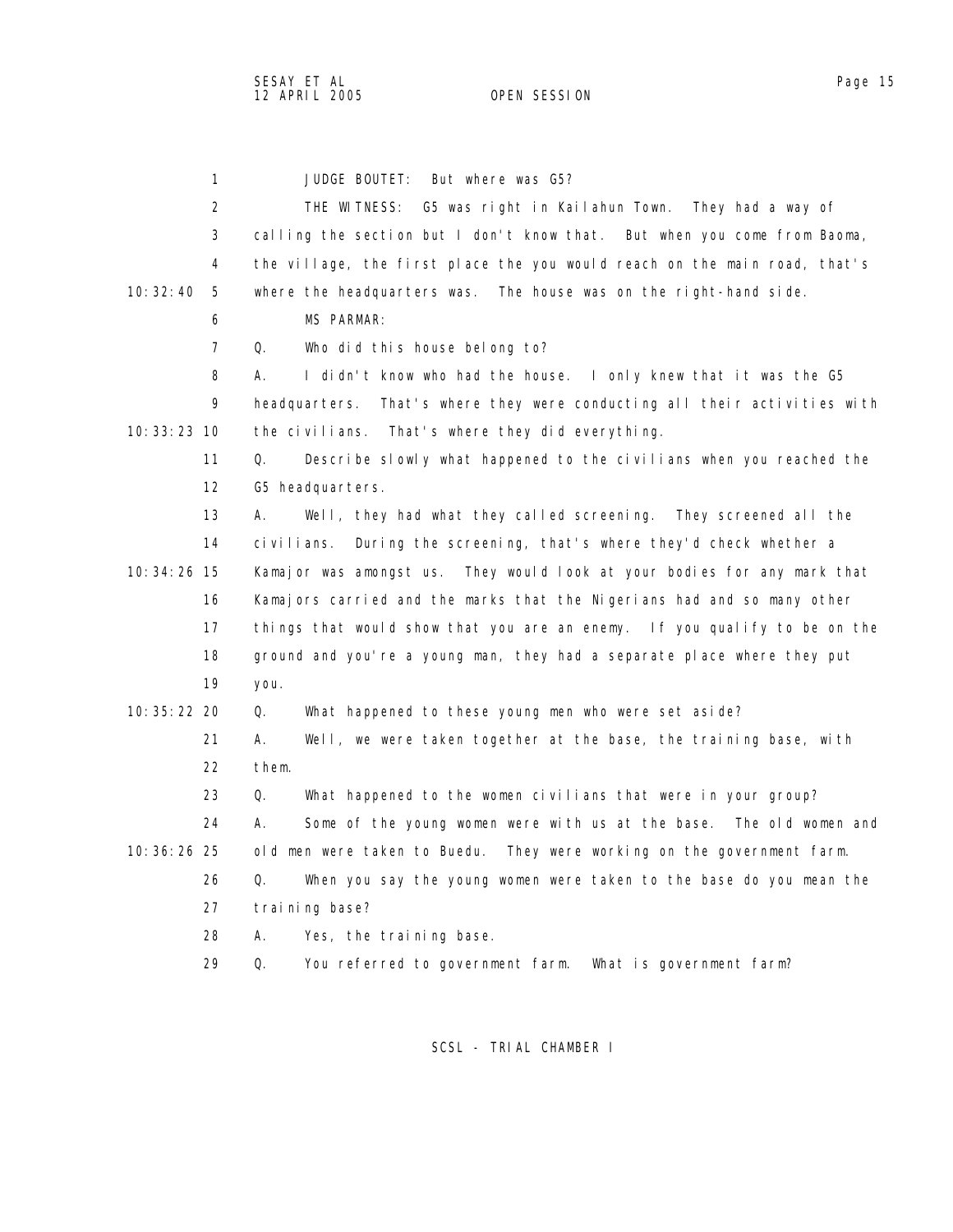JUDGE BOUTET: But where was G5?

THE WITNESS: G5 was right in Kailahun Town. They had a way of calling the section but I don't know that. But when you come from Baoma, the village, the first place the you would reach on the main road, that's where the headquarters was. The house was on the right-hand side.

MS PARMAR:

Q. Who did this house belong to?

A. I didn't know who had the house. I only knew that it was the G5 headquarters. That's where they were conducting all their activities with the civilians. That's where they did everything.

Q. Describe slowly what happened to the civilians when you reached the G5 headquarters.

A. Well, they had what they called screening. They screened all the civilians. During the screening, that's where they'd check whether a Kamajor was amongst us. They would look at your bodies for any mark that Kamajors carried and the marks that the Nigerians had and so many other things that would show that you are an enemy. If you qualify to be on the ground and you're a young man, they had a separate place where they put you.

Q. What happened to these young men who were set aside?

A. Well, we were taken together at the base, the training base, with them.

Q. What happened to the women civilians that were in your group?

A. Some of the young women were with us at the base. The old women and old men were taken to Buedu. They were working on the government farm.

Q. When you say the young women were taken to the base do you mean the training base?

A. Yes, the training base.

Q. You referred to government farm. What is government farm?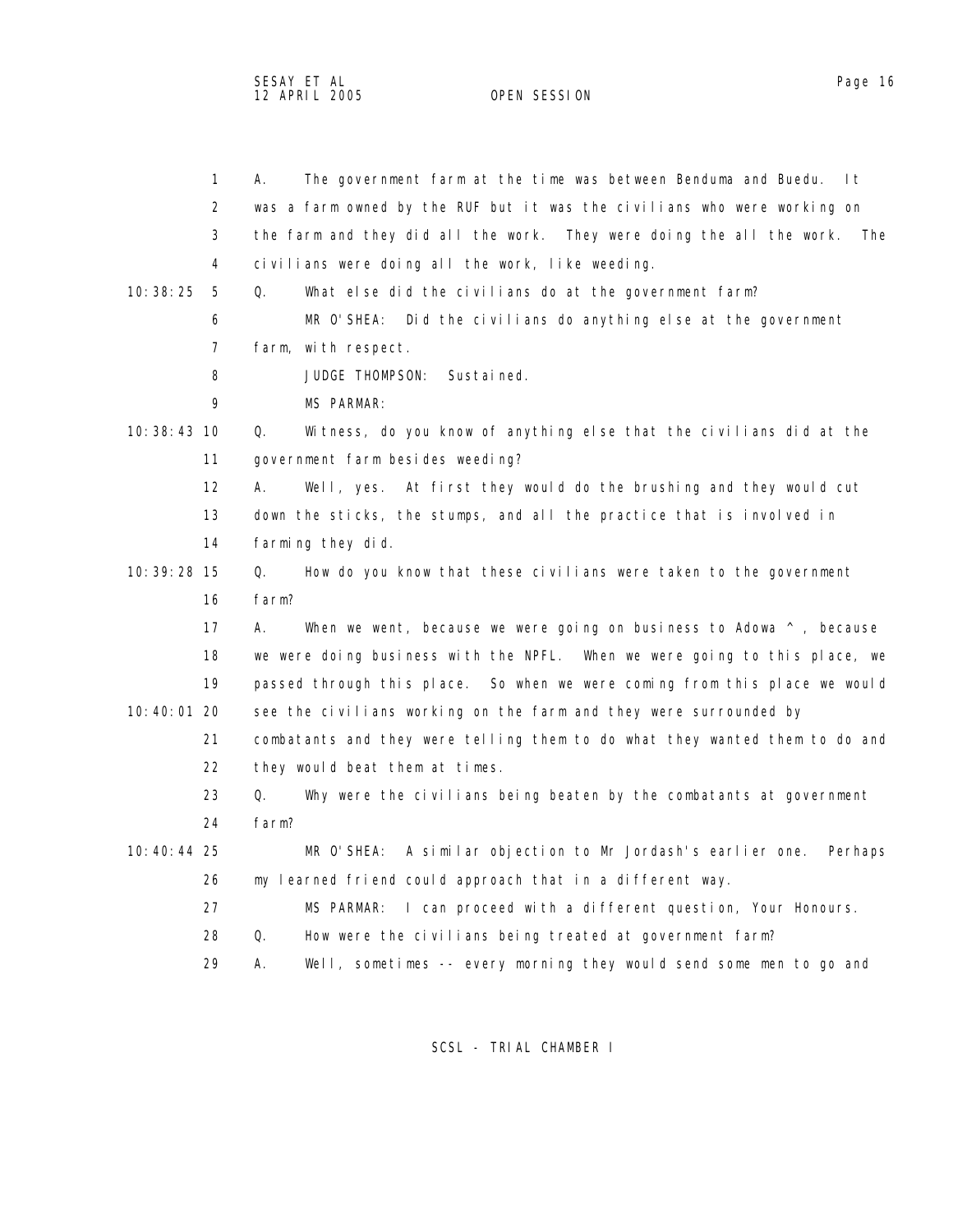1 A. The government farm at the time was between Benduma and Buedu. It
2 was a farm owned by the RUF but it was the civilians who were working on
3 the farm and they did all the work. They were doing the all the work. The
4 civilians were doing all the work, like weeding.

10:38:25 5 Q. What else did the civilians do at the government farm?
6 MR O'SHEA: Did the civilians do anything else at the government
7 farm, with respect.
8 JUDGE THOMPSON: Sustained.
9 MS PARMAR:

10:38:43 10 Q. Witness, do you know of anything else that the civilians did at the
11 government farm besides weeding?
12 A. Well, yes. At first they would do the brushing and they would cut
13 down the sticks, the stumps, and all the practice that is involved in
14 farming they did.

10:39:28 15 Q. How do you know that these civilians were taken to the government
16 farm?
17 A. When we went, because we were going on business to Adowa ^ , because
18 we were doing business with the NPFL. When we were going to this place, we
19 passed through this place. So when we were coming from this place we would

10:40:01 20 see the civilians working on the farm and they were surrounded by
21 combatants and they were telling them to do what they wanted them to do and
22 they would beat them at times.
23 Q. Why were the civilians being beaten by the combatants at government
24 farm?

10:40:44 25 MR O'SHEA: A similar objection to Mr Jordash's earlier one. Perhaps
26 my learned friend could approach that in a different way.
27 MS PARMAR: I can proceed with a different question, Your Honours.
28 Q. How were the civilians being treated at government farm?
29 A. Well, sometimes -- every morning they would send some men to go and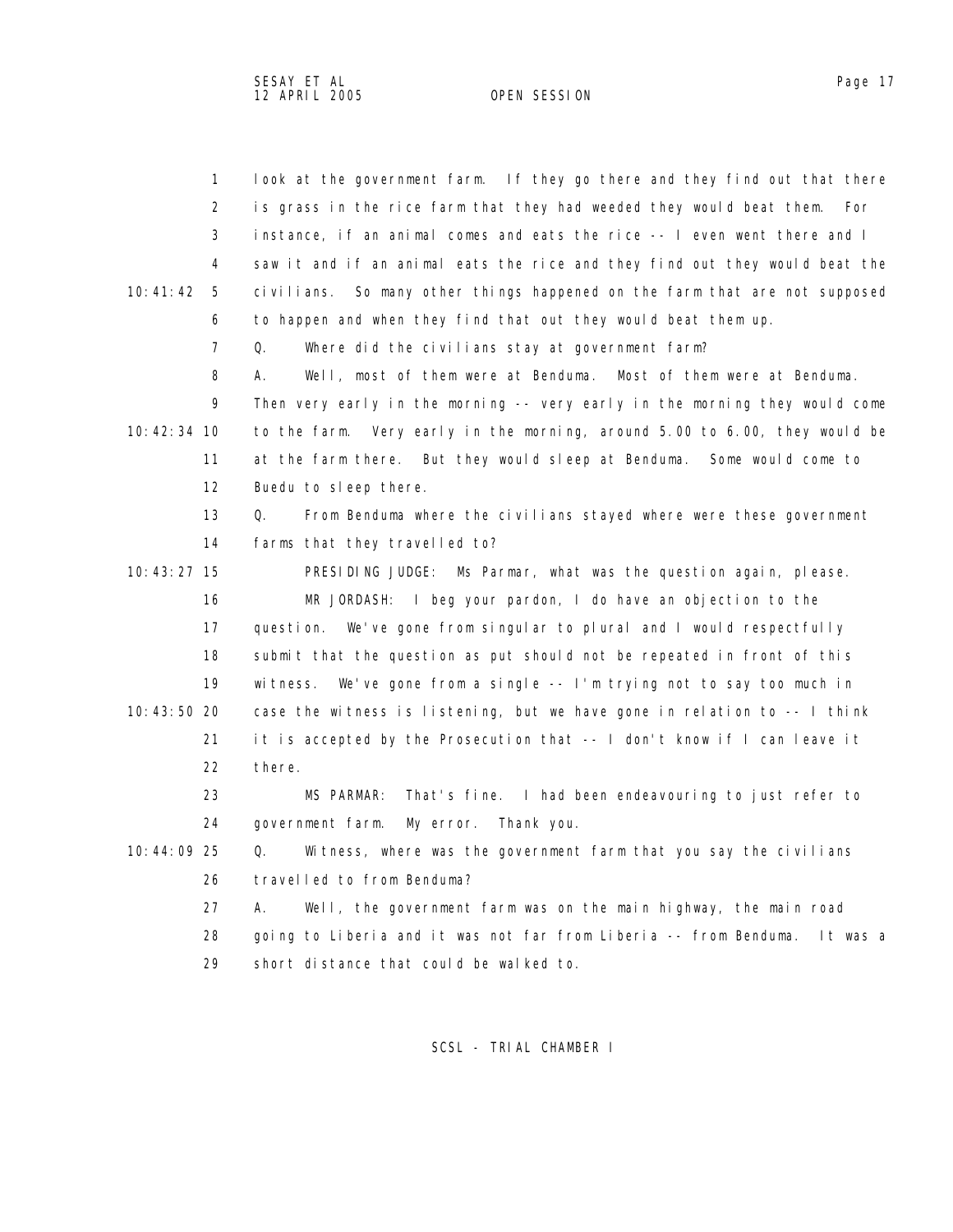look at the government farm. If they go there and they find out that there is grass in the rice farm that they had weeded they would beat them. For instance, if an animal comes and eats the rice -- I even went there and I saw it and if an animal eats the rice and they find out they would beat the civilians. So many other things happened on the farm that are not supposed to happen and when they find that out they would beat them up.

Q. Where did the civilians stay at government farm?

A. Well, most of them were at Benduma. Most of them were at Benduma. Then very early in the morning -- very early in the morning they would come to the farm. Very early in the morning, around 5.00 to 6.00, they would be at the farm there. But they would sleep at Benduma. Some would come to Buedu to sleep there.

Q. From Benduma where the civilians stayed where were these government farms that they travelled to?

PRESIDING JUDGE: Ms Parmar, what was the question again, please.

MR JORDASH: I beg your pardon, I do have an objection to the question. We've gone from singular to plural and I would respectfully submit that the question as put should not be repeated in front of this witness. We've gone from a single -- I'm trying not to say too much in case the witness is listening, but we have gone in relation to -- I think it is accepted by the Prosecution that -- I don't know if I can leave it there.

MS PARMAR: That's fine. I had been endeavouring to just refer to government farm. My error. Thank you.

Q. Witness, where was the government farm that you say the civilians travelled to from Benduma?

A. Well, the government farm was on the main highway, the main road going to Liberia and it was not far from Liberia -- from Benduma. It was a short distance that could be walked to.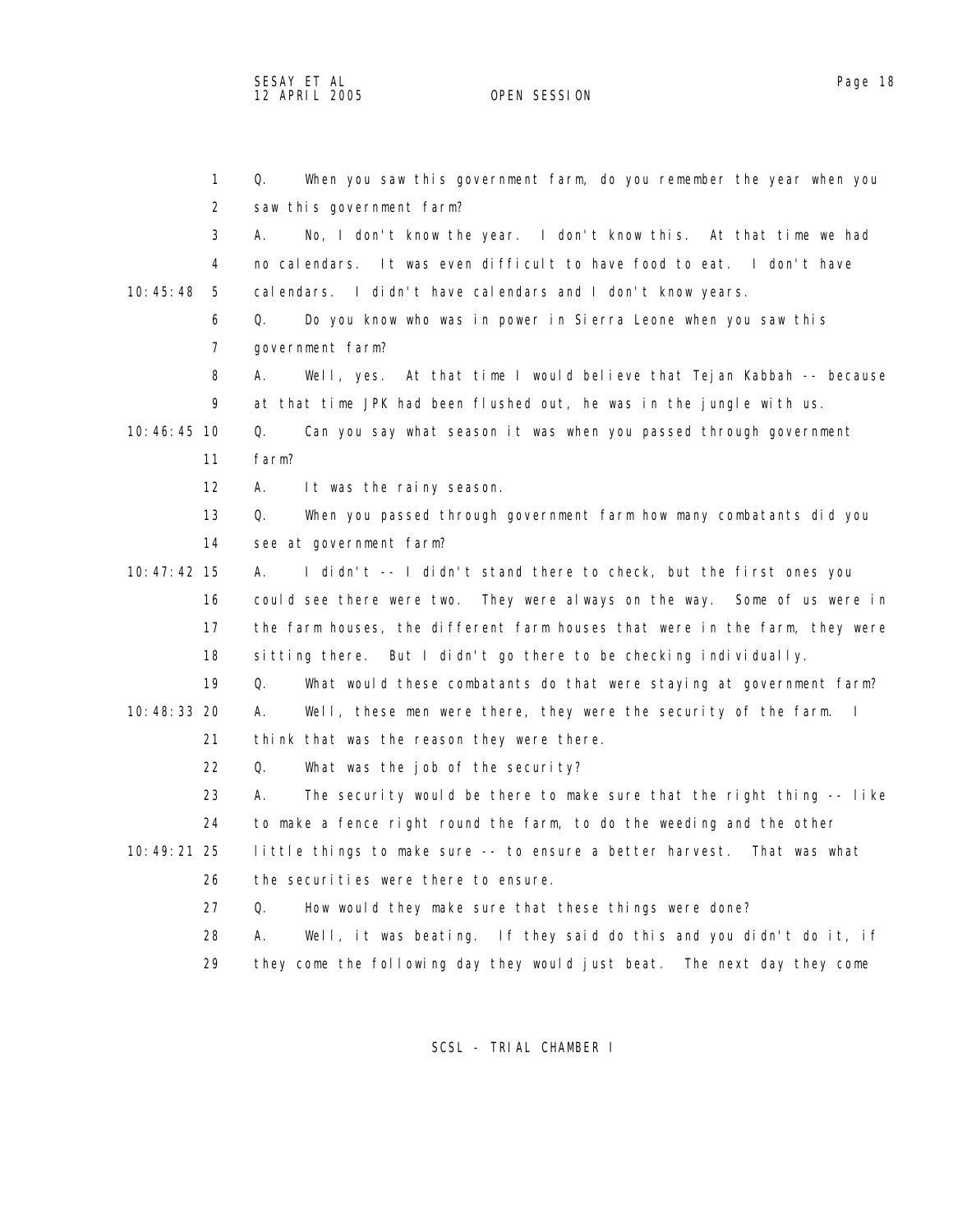Q. When you saw this government farm, do you remember the year when you saw this government farm?

A. No, I don't know the year. I don't know this. At that time we had no calendars. It was even difficult to have food to eat. I don't have calendars. I didn't have calendars and I don't know years.

Q. Do you know who was in power in Sierra Leone when you saw this government farm?

A. Well, yes. At that time I would believe that Tejan Kabbah -- because at that time JPK had been flushed out, he was in the jungle with us.

Q. Can you say what season it was when you passed through government farm?

A. It was the rainy season.

Q. When you passed through government farm how many combatants did you see at government farm?

A. I didn't -- I didn't stand there to check, but the first ones you could see there were two. They were always on the way. Some of us were in the farm houses, the different farm houses that were in the farm, they were sitting there. But I didn't go there to be checking individually.

Q. What would these combatants do that were staying at government farm?

A. Well, these men were there, they were the security of the farm. I think that was the reason they were there.

Q. What was the job of the security?

A. The security would be there to make sure that the right thing -- like to make a fence right round the farm, to do the weeding and the other little things to make sure -- to ensure a better harvest. That was what the securities were there to ensure.

Q. How would they make sure that these things were done?

A. Well, it was beating. If they said do this and you didn't do it, if they come the following day they would just beat. The next day they come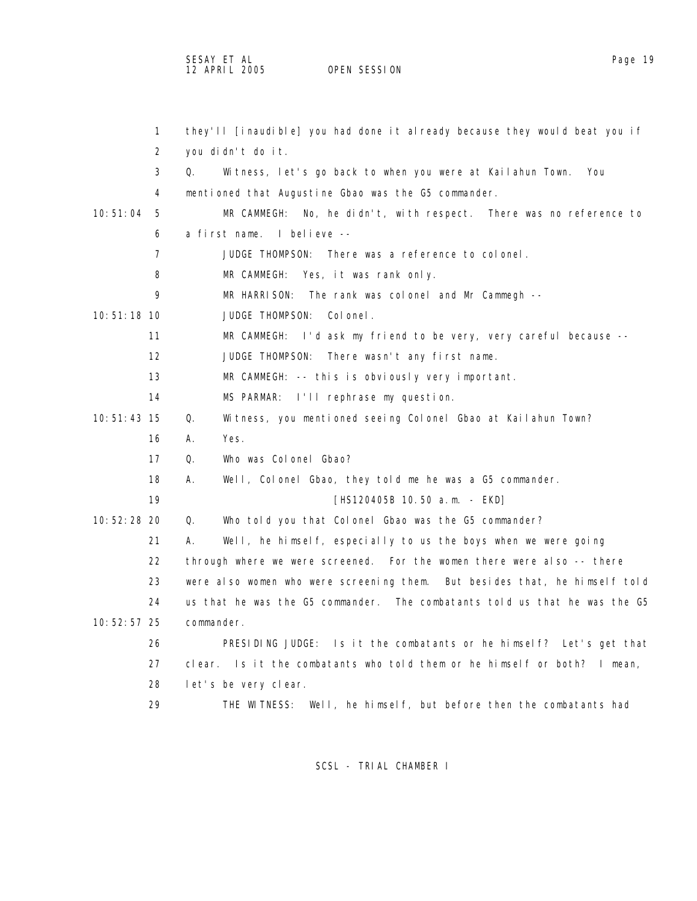they'll [inaudible] you had done it already because they would beat you if you didn't do it.

Q. Witness, let's go back to when you were at Kailahun Town. You mentioned that Augustine Gbao was the G5 commander.

MR CAMMEGH: No, he didn't, with respect. There was no reference to a first name. I believe --

JUDGE THOMPSON: There was a reference to colonel.

MR CAMMEGH: Yes, it was rank only.

MR HARRISON: The rank was colonel and Mr Cammegh --

JUDGE THOMPSON: Colonel.

MR CAMMEGH: I'd ask my friend to be very, very careful because --

JUDGE THOMPSON: There wasn't any first name.

MR CAMMEGH: -- this is obviously very important.

MS PARMAR: I'll rephrase my question.

Q. Witness, you mentioned seeing Colonel Gbao at Kailahun Town?

A. Yes.

Q. Who was Colonel Gbao?

A. Well, Colonel Gbao, they told me he was a G5 commander.

[HS120405B 10.50 a.m. - EKD]

Q. Who told you that Colonel Gbao was the G5 commander?

A. Well, he himself, especially to us the boys when we were going through where we were screened. For the women there were also -- there were also women who were screening them. But besides that, he himself told us that he was the G5 commander. The combatants told us that he was the G5 commander.

PRESIDING JUDGE: Is it the combatants or he himself? Let's get that clear. Is it the combatants who told them or he himself or both? I mean, let's be very clear.

THE WITNESS: Well, he himself, but before then the combatants had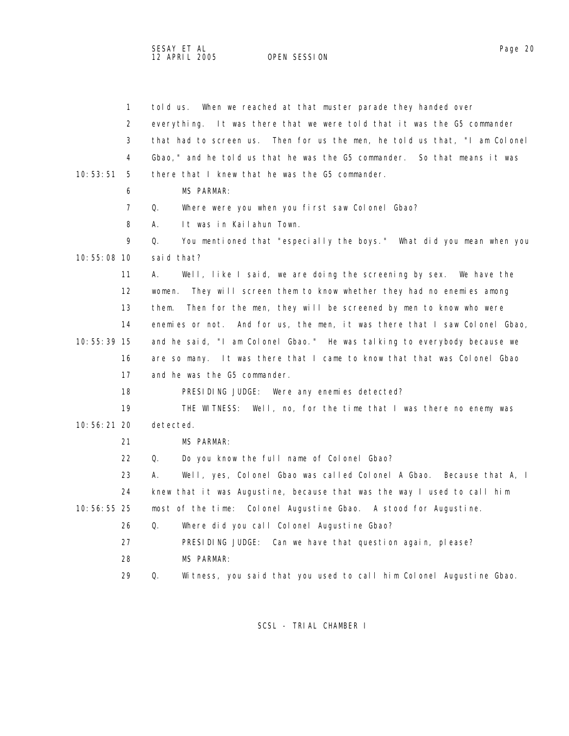told us. When we reached at that muster parade they handed over everything. It was there that we were told that it was the G5 commander that had to screen us. Then for us the men, he told us that, "I am Colonel Gbao," and he told us that he was the G5 commander. So that means it was there that I knew that he was the G5 commander.

MS PARMAR:

Q. Where were you when you first saw Colonel Gbao?

A. It was in Kailahun Town.

Q. You mentioned that "especially the boys." What did you mean when you said that?

A. Well, like I said, we are doing the screening by sex. We have the women. They will screen them to know whether they had no enemies among them. Then for the men, they will be screened by men to know who were enemies or not. And for us, the men, it was there that I saw Colonel Gbao, and he said, "I am Colonel Gbao." He was talking to everybody because we are so many. It was there that I came to know that that was Colonel Gbao and he was the G5 commander.

PRESIDING JUDGE: Were any enemies detected?

THE WITNESS: Well, no, for the time that I was there no enemy was detected.

MS PARMAR:

Q. Do you know the full name of Colonel Gbao?

A. Well, yes, Colonel Gbao was called Colonel A Gbao. Because that A, I knew that it was Augustine, because that was the way I used to call him most of the time: Colonel Augustine Gbao. A stood for Augustine.

Q. Where did you call Colonel Augustine Gbao?

PRESIDING JUDGE: Can we have that question again, please?

MS PARMAR:

Q. Witness, you said that you used to call him Colonel Augustine Gbao.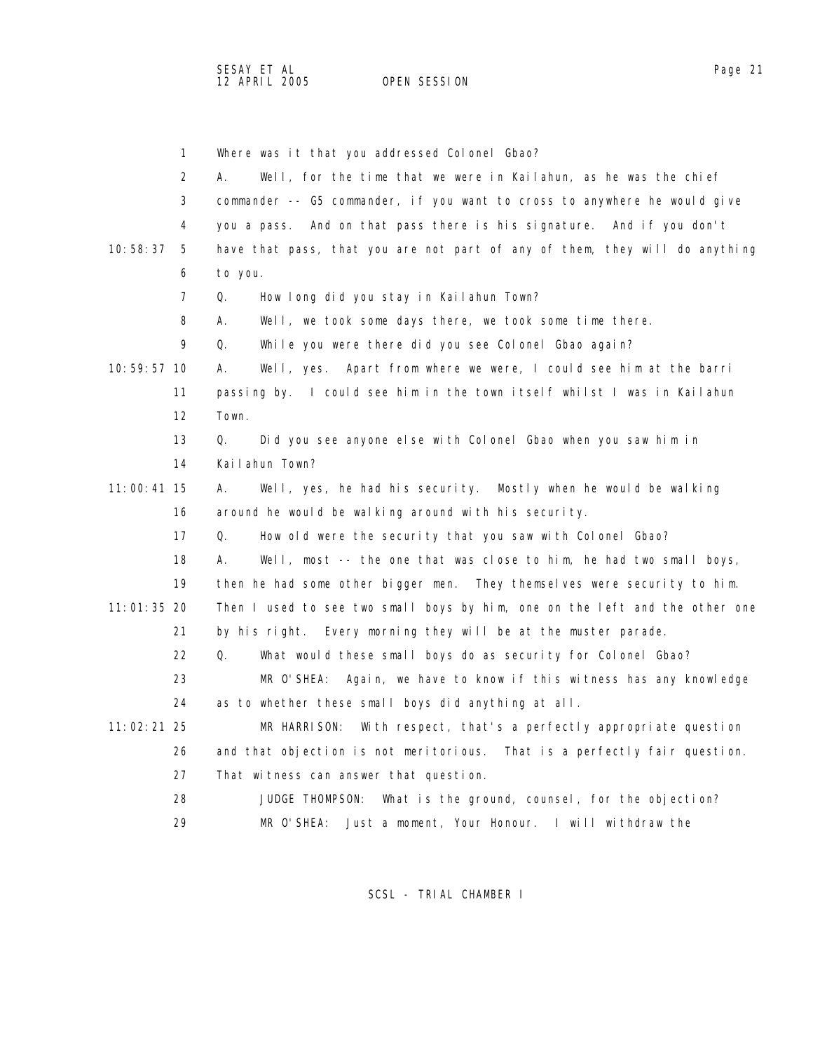Where was it that you addressed Colonel Gbao?

A. Well, for the time that we were in Kailahun, as he was the chief commander -- G5 commander, if you want to cross to anywhere he would give you a pass. And on that pass there is his signature. And if you don't have that pass, that you are not part of any of them, they will do anything to you.

Q. How long did you stay in Kailahun Town?

A. Well, we took some days there, we took some time there.

Q. While you were there did you see Colonel Gbao again?

A. Well, yes. Apart from where we were, I could see him at the barri passing by. I could see him in the town itself whilst I was in Kailahun Town.

Q. Did you see anyone else with Colonel Gbao when you saw him in Kailahun Town?

A. Well, yes, he had his security. Mostly when he would be walking around he would be walking around with his security.

Q. How old were the security that you saw with Colonel Gbao?

A. Well, most -- the one that was close to him, he had two small boys, then he had some other bigger men. They themselves were security to him. Then I used to see two small boys by him, one on the left and the other one by his right. Every morning they will be at the muster parade.

Q. What would these small boys do as security for Colonel Gbao?

MR O'SHEA: Again, we have to know if this witness has any knowledge as to whether these small boys did anything at all.

MR HARRISON: With respect, that's a perfectly appropriate question and that objection is not meritorious. That is a perfectly fair question. That witness can answer that question.

JUDGE THOMPSON: What is the ground, counsel, for the objection?

MR O'SHEA: Just a moment, Your Honour. I will withdraw the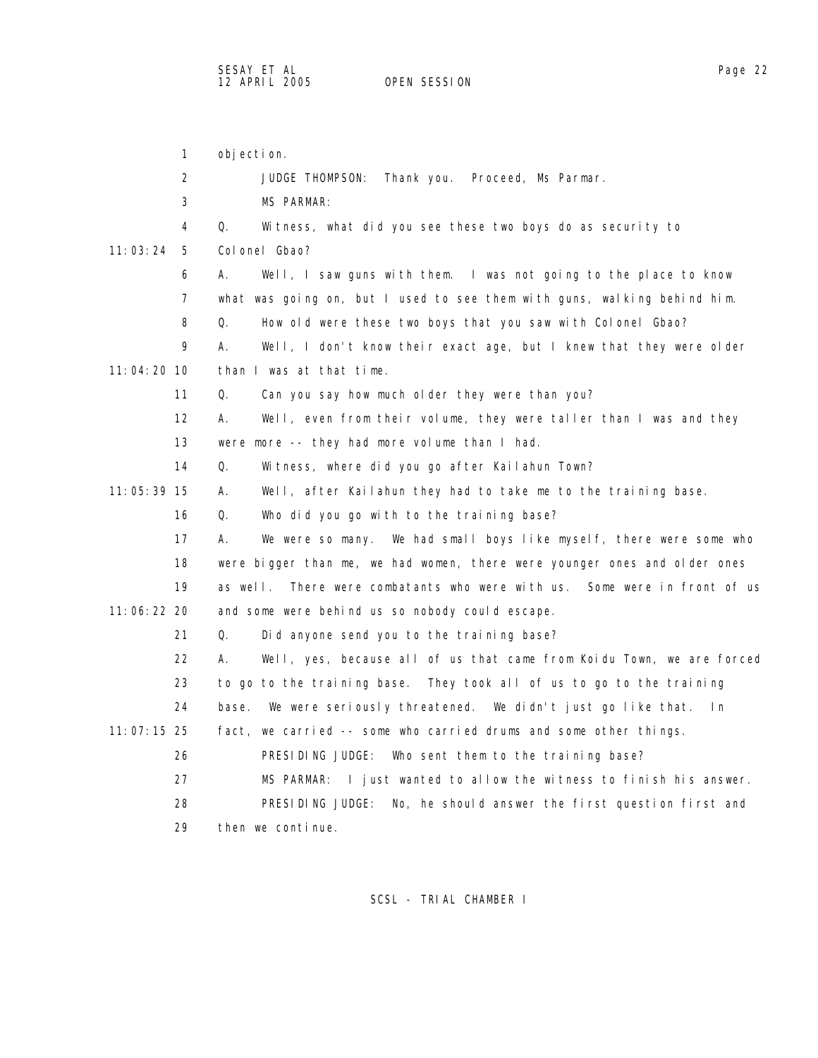objection.

JUDGE THOMPSON: Thank you. Proceed, Ms Parmar.

MS PARMAR:

Q. Witness, what did you see these two boys do as security to Colonel Gbao?

A. Well, I saw guns with them. I was not going to the place to know what was going on, but I used to see them with guns, walking behind him.

Q. How old were these two boys that you saw with Colonel Gbao?

A. Well, I don't know their exact age, but I knew that they were older than I was at that time.

Q. Can you say how much older they were than you?

A. Well, even from their volume, they were taller than I was and they were more -- they had more volume than I had.

Q. Witness, where did you go after Kailahun Town?

A. Well, after Kailahun they had to take me to the training base.

Q. Who did you go with to the training base?

A. We were so many. We had small boys like myself, there were some who were bigger than me, we had women, there were younger ones and older ones as well. There were combatants who were with us. Some were in front of us and some were behind us so nobody could escape.

Q. Did anyone send you to the training base?

A. Well, yes, because all of us that came from Koidu Town, we are forced to go to the training base. They took all of us to go to the training base. We were seriously threatened. We didn't just go like that. In fact, we carried -- some who carried drums and some other things.

PRESIDING JUDGE: Who sent them to the training base?

MS PARMAR: I just wanted to allow the witness to finish his answer.

PRESIDING JUDGE: No, he should answer the first question first and then we continue.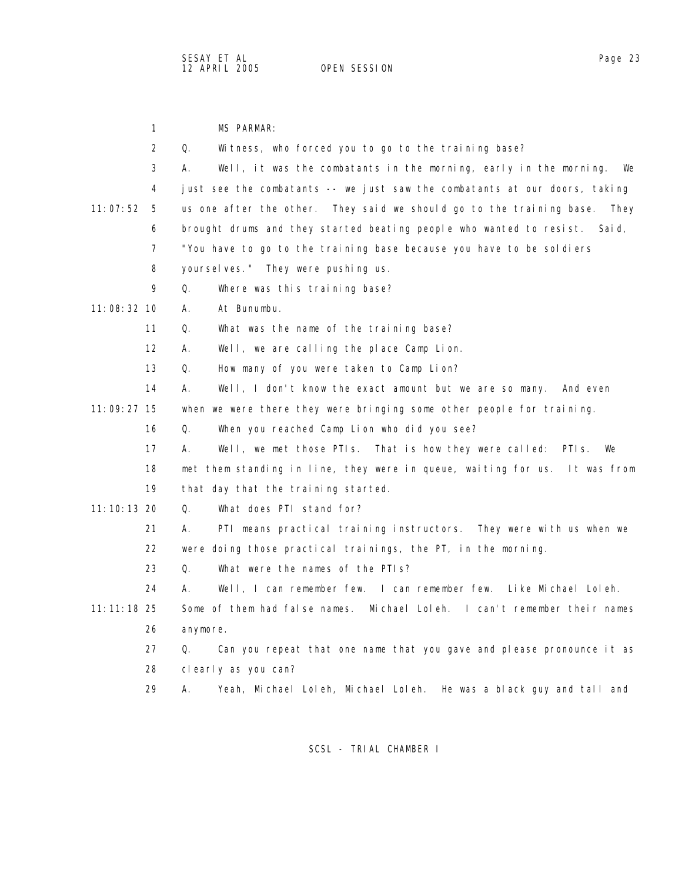MS PARMAR:

Q. Witness, who forced you to go to the training base?

A. Well, it was the combatants in the morning, early in the morning. We just see the combatants -- we just saw the combatants at our doors, taking us one after the other. They said we should go to the training base. They brought drums and they started beating people who wanted to resist. Said, "You have to go to the training base because you have to be soldiers yourselves." They were pushing us.

Q. Where was this training base?

A. At Bunumbu.

Q. What was the name of the training base?

A. Well, we are calling the place Camp Lion.

Q. How many of you were taken to Camp Lion?

A. Well, I don't know the exact amount but we are so many. And even when we were there they were bringing some other people for training.

Q. When you reached Camp Lion who did you see?

A. Well, we met those PTIs. That is how they were called: PTIs. We met them standing in line, they were in queue, waiting for us. It was from that day that the training started.

Q. What does PTI stand for?

A. PTI means practical training instructors. They were with us when we were doing those practical trainings, the PT, in the morning.

Q. What were the names of the PTIs?

A. Well, I can remember few. I can remember few. Like Michael Loleh. Some of them had false names. Michael Loleh. I can't remember their names anymore.

Q. Can you repeat that one name that you gave and please pronounce it as clearly as you can?

A. Yeah, Michael Loleh, Michael Loleh. He was a black guy and tall and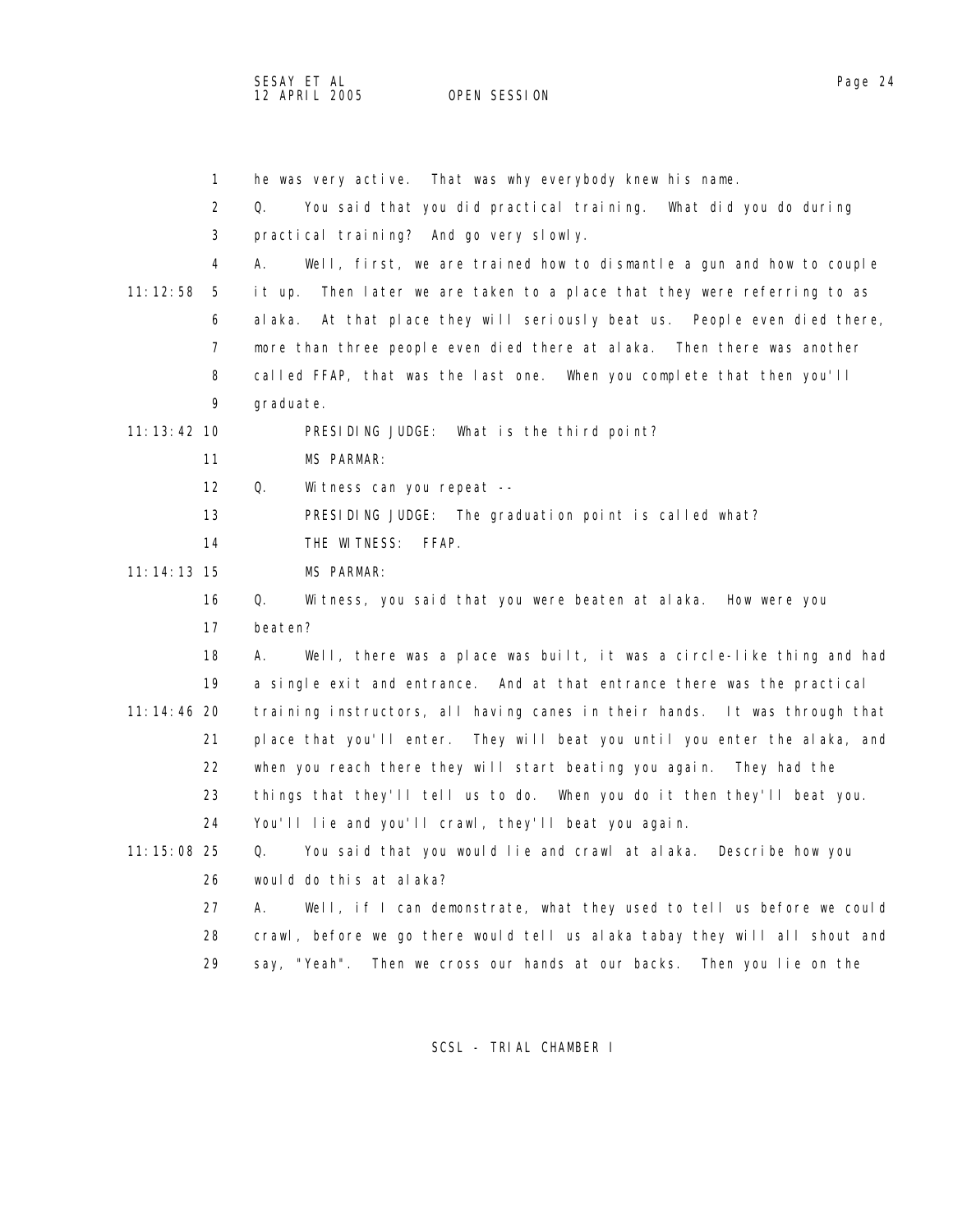he was very active. That was why everybody knew his name.

Q. You said that you did practical training. What did you do during practical training? And go very slowly.

A. Well, first, we are trained how to dismantle a gun and how to couple it up. Then later we are taken to a place that they were referring to as alaka. At that place they will seriously beat us. People even died there, more than three people even died there at alaka. Then there was another called FFAP, that was the last one. When you complete that then you'll graduate.

PRESIDING JUDGE: What is the third point?

MS PARMAR:

Q. Witness can you repeat --

PRESIDING JUDGE: The graduation point is called what?

THE WITNESS: FFAP.

MS PARMAR:

Q. Witness, you said that you were beaten at alaka. How were you beaten?

A. Well, there was a place was built, it was a circle-like thing and had a single exit and entrance. And at that entrance there was the practical training instructors, all having canes in their hands. It was through that place that you'll enter. They will beat you until you enter the alaka, and when you reach there they will start beating you again. They had the things that they'll tell us to do. When you do it then they'll beat you. You'll lie and you'll crawl, they'll beat you again.

Q. You said that you would lie and crawl at alaka. Describe how you would do this at alaka?

A. Well, if I can demonstrate, what they used to tell us before we could crawl, before we go there would tell us alaka tabay they will all shout and say, "Yeah". Then we cross our hands at our backs. Then you lie on the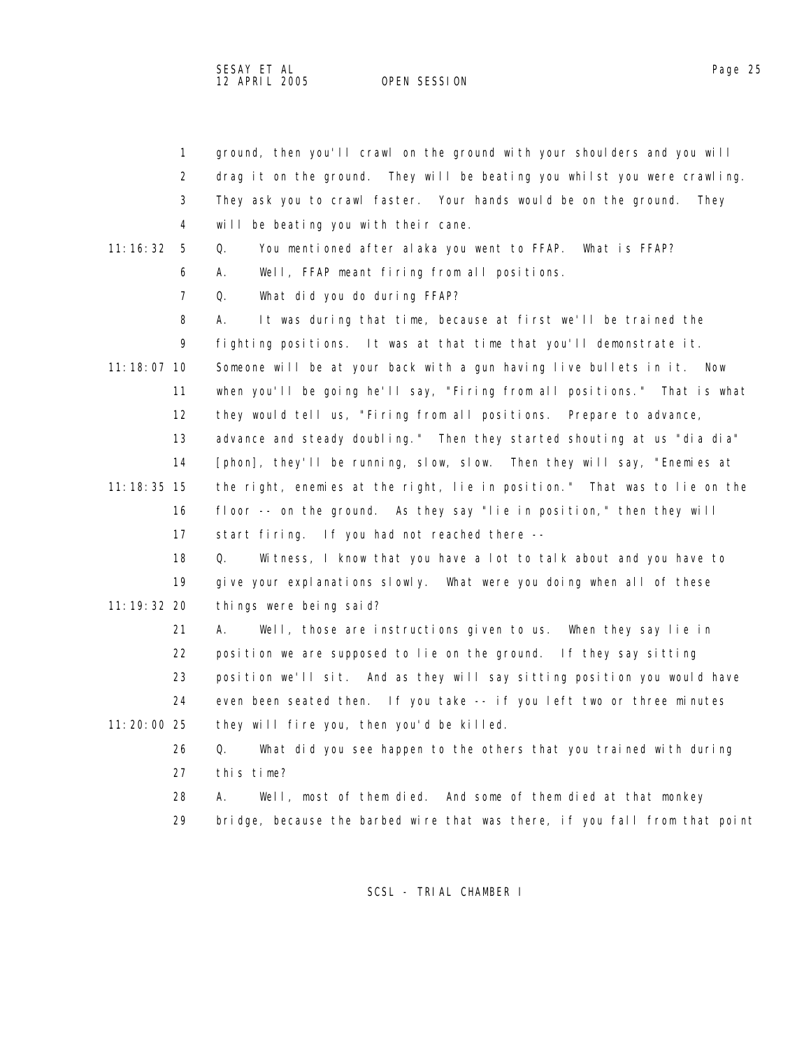ground, then you'll crawl on the ground with your shoulders and you will drag it on the ground. They will be beating you whilst you were crawling. They ask you to crawl faster. Your hands would be on the ground. They will be beating you with their cane.

Q. You mentioned after alaka you went to FFAP. What is FFAP?

A. Well, FFAP meant firing from all positions.

Q. What did you do during FFAP?

A. It was during that time, because at first we'll be trained the fighting positions. It was at that time that you'll demonstrate it. Someone will be at your back with a gun having live bullets in it. Now when you'll be going he'll say, "Firing from all positions." That is what they would tell us, "Firing from all positions. Prepare to advance, advance and steady doubling." Then they started shouting at us "dia dia" [phon], they'll be running, slow, slow. Then they will say, "Enemies at the right, enemies at the right, lie in position." That was to lie on the floor -- on the ground. As they say "lie in position," then they will start firing. If you had not reached there --

Q. Witness, I know that you have a lot to talk about and you have to give your explanations slowly. What were you doing when all of these things were being said?

A. Well, those are instructions given to us. When they say lie in position we are supposed to lie on the ground. If they say sitting position we'll sit. And as they will say sitting position you would have even been seated then. If you take -- if you left two or three minutes they will fire you, then you'd be killed.

Q. What did you see happen to the others that you trained with during this time?

A. Well, most of them died. And some of them died at that monkey bridge, because the barbed wire that was there, if you fall from that point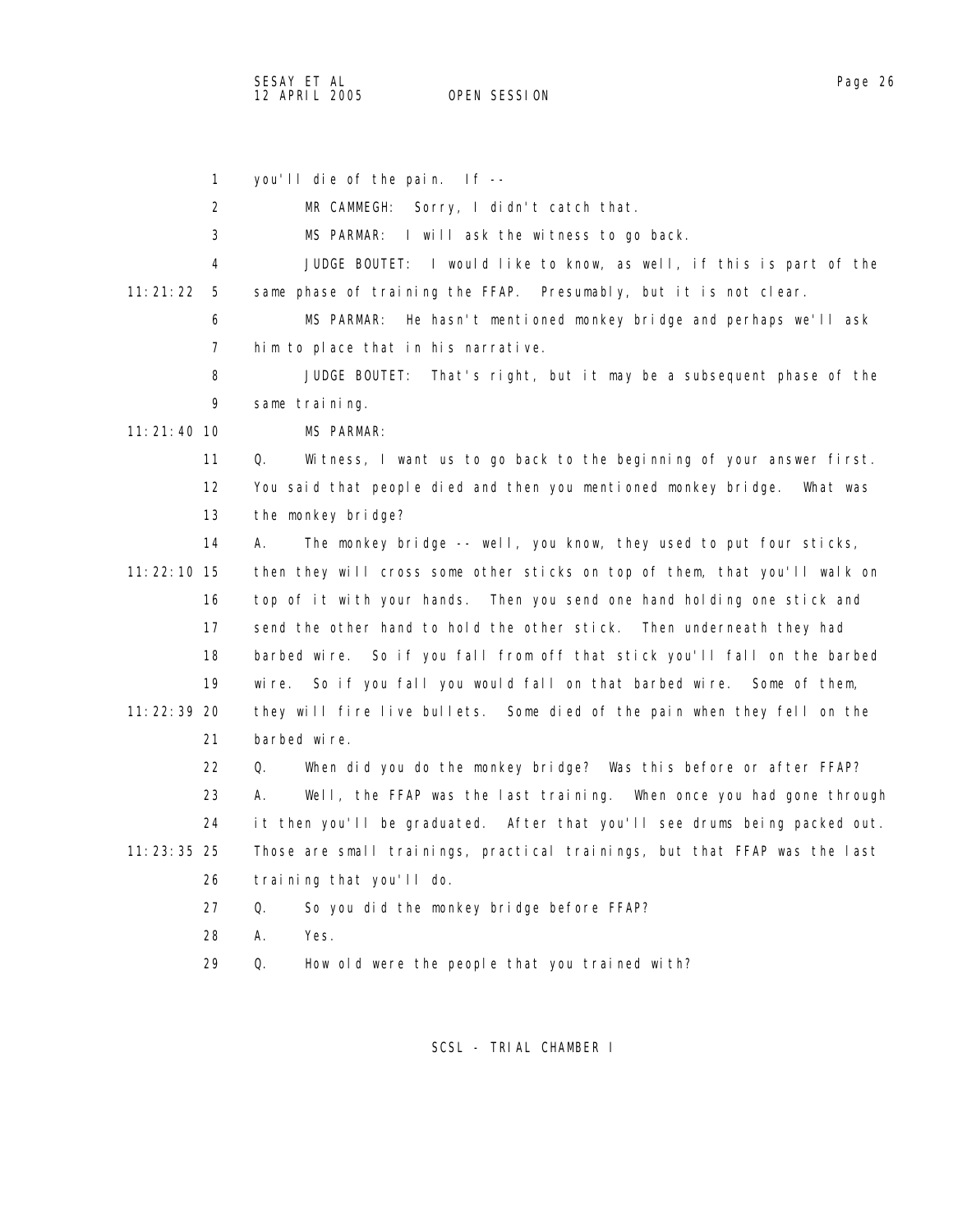1 you'll die of the pain. If --

2 MR CAMMEGH: Sorry, I didn't catch that.

3 MS PARMAR: I will ask the witness to go back.

4 JUDGE BOUTET: I would like to know, as well, if this is part of the

11:21:22 5 same phase of training the FFAP. Presumably, but it is not clear.

6 MS PARMAR: He hasn't mentioned monkey bridge and perhaps we'll ask

7 him to place that in his narrative.

8 JUDGE BOUTET: That's right, but it may be a subsequent phase of the

9 same training.

11:21:40 10 MS PARMAR:

11 Q. Witness, I want us to go back to the beginning of your answer first.

12 You said that people died and then you mentioned monkey bridge. What was

13 the monkey bridge?

14 A. The monkey bridge -- well, you know, they used to put four sticks,

11:22:10 15 then they will cross some other sticks on top of them, that you'll walk on

16 top of it with your hands. Then you send one hand holding one stick and

17 send the other hand to hold the other stick. Then underneath they had

18 barbed wire. So if you fall from off that stick you'll fall on the barbed

19 wire. So if you fall you would fall on that barbed wire. Some of them,

11:22:39 20 they will fire live bullets. Some died of the pain when they fell on the

21 barbed wire.

22 Q. When did you do the monkey bridge? Was this before or after FFAP?

23 A. Well, the FFAP was the last training. When once you had gone through

24 it then you'll be graduated. After that you'll see drums being packed out.

11:23:35 25 Those are small trainings, practical trainings, but that FFAP was the last

26 training that you'll do.

27 Q. So you did the monkey bridge before FFAP?

28 A. Yes.

29 Q. How old were the people that you trained with?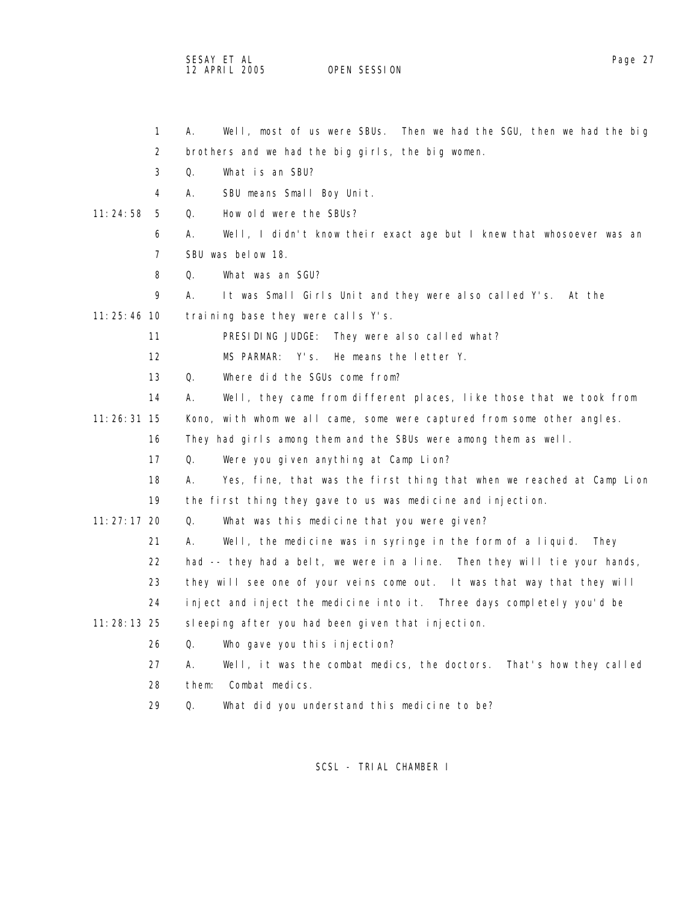1 A. Well, most of us were SBUs. Then we had the SGU, then we had the big
2 brothers and we had the big girls, the big women.
3 Q. What is an SBU?
4 A. SBU means Small Boy Unit.
11:24:58 5 Q. How old were the SBUs?
6 A. Well, I didn't know their exact age but I knew that whosoever was an
7 SBU was below 18.
8 Q. What was an SGU?
9 A. It was Small Girls Unit and they were also called Y's. At the
11:25:46 10 training base they were calls Y's.
11 PRESIDING JUDGE: They were also called what?
12 MS PARMAR: Y's. He means the letter Y.
13 Q. Where did the SGUs come from?
14 A. Well, they came from different places, like those that we took from
11:26:31 15 Kono, with whom we all came, some were captured from some other angles.
16 They had girls among them and the SBUs were among them as well.
17 Q. Were you given anything at Camp Lion?
18 A. Yes, fine, that was the first thing that when we reached at Camp Lion
19 the first thing they gave to us was medicine and injection.
11:27:17 20 Q. What was this medicine that you were given?
21 A. Well, the medicine was in syringe in the form of a liquid. They
22 had -- they had a belt, we were in a line. Then they will tie your hands,
23 they will see one of your veins come out. It was that way that they will
24 inject and inject the medicine into it. Three days completely you'd be
11:28:13 25 sleeping after you had been given that injection.
26 Q. Who gave you this injection?
27 A. Well, it was the combat medics, the doctors. That's how they called
28 them: Combat medics.
29 Q. What did you understand this medicine to be?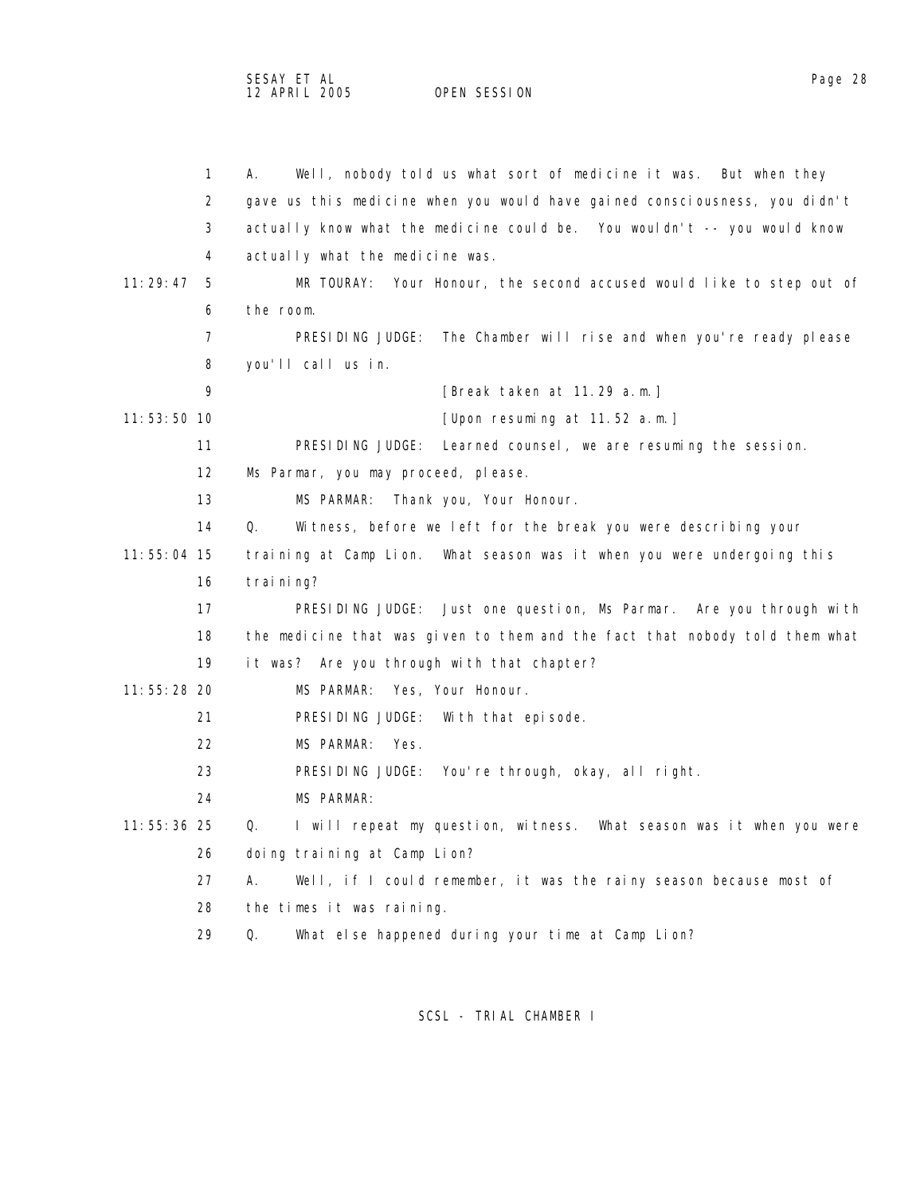A. Well, nobody told us what sort of medicine it was. But when they gave us this medicine when you would have gained consciousness, you didn't actually know what the medicine could be. You wouldn't -- you would know actually what the medicine was.

MR TOURAY: Your Honour, the second accused would like to step out of the room.

PRESIDING JUDGE: The Chamber will rise and when you're ready please you'll call us in.

[Break taken at 11.29 a.m.]

[Upon resuming at 11.52 a.m.]

PRESIDING JUDGE: Learned counsel, we are resuming the session. Ms Parmar, you may proceed, please.

MS PARMAR: Thank you, Your Honour.

Q. Witness, before we left for the break you were describing your training at Camp Lion. What season was it when you were undergoing this training?

PRESIDING JUDGE: Just one question, Ms Parmar. Are you through with the medicine that was given to them and the fact that nobody told them what it was? Are you through with that chapter?

MS PARMAR: Yes, Your Honour.

PRESIDING JUDGE: With that episode.

MS PARMAR: Yes.

PRESIDING JUDGE: You're through, okay, all right.

MS PARMAR:

Q. I will repeat my question, witness. What season was it when you were doing training at Camp Lion?

A. Well, if I could remember, it was the rainy season because most of the times it was raining.

Q. What else happened during your time at Camp Lion?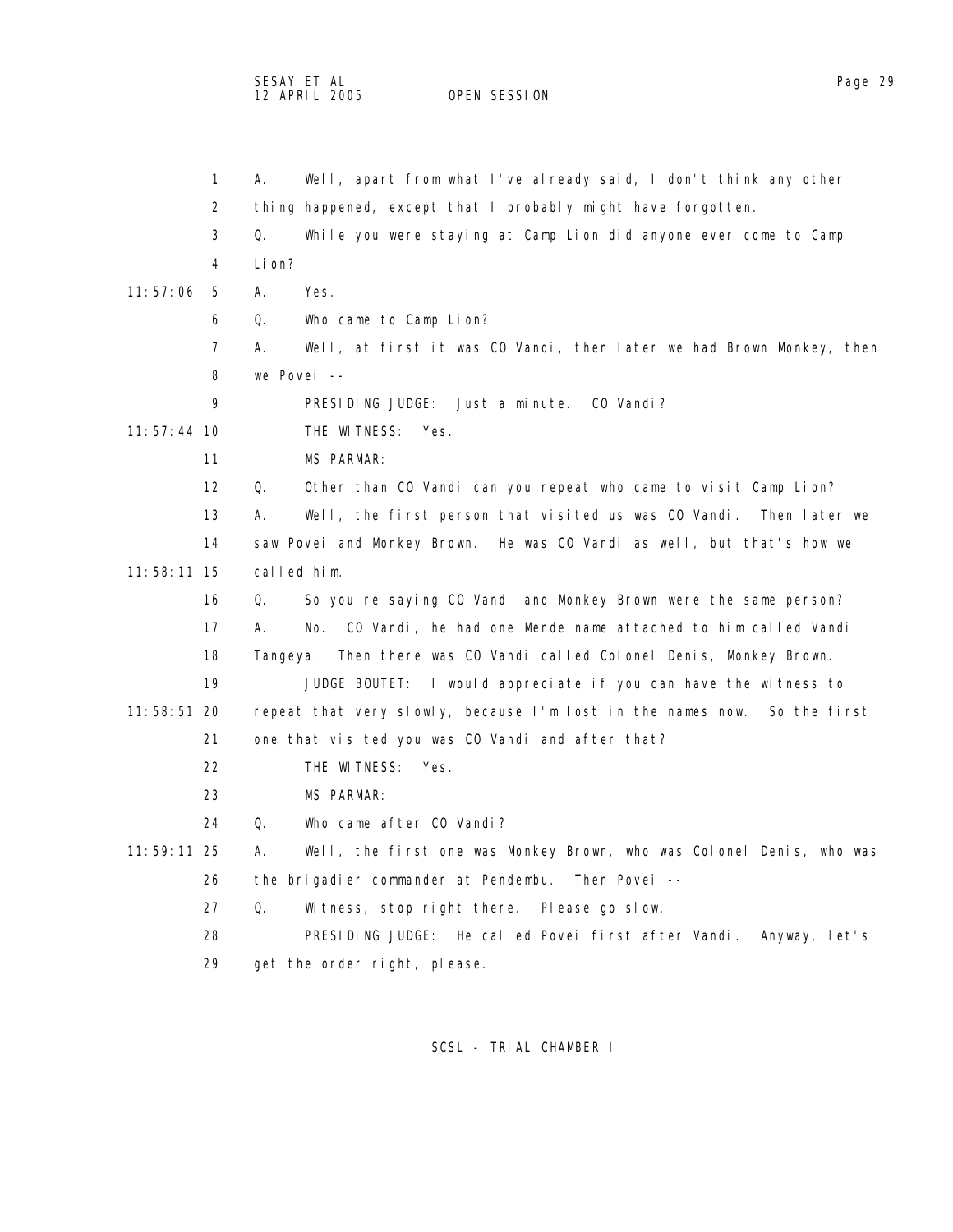A. Well, apart from what I've already said, I don't think any other thing happened, except that I probably might have forgotten.

Q. While you were staying at Camp Lion did anyone ever come to Camp Lion?

A. Yes.

Q. Who came to Camp Lion?

A. Well, at first it was CO Vandi, then later we had Brown Monkey, then we Povei --

PRESIDING JUDGE: Just a minute. CO Vandi?

THE WITNESS: Yes.

MS PARMAR:

Q. Other than CO Vandi can you repeat who came to visit Camp Lion?

A. Well, the first person that visited us was CO Vandi. Then later we saw Povei and Monkey Brown. He was CO Vandi as well, but that's how we called him.

Q. So you're saying CO Vandi and Monkey Brown were the same person?

A. No. CO Vandi, he had one Mende name attached to him called Vandi Tangeya. Then there was CO Vandi called Colonel Denis, Monkey Brown.

JUDGE BOUTET: I would appreciate if you can have the witness to repeat that very slowly, because I'm lost in the names now. So the first one that visited you was CO Vandi and after that?

THE WITNESS: Yes.

MS PARMAR:

Q. Who came after CO Vandi?

A. Well, the first one was Monkey Brown, who was Colonel Denis, who was the brigadier commander at Pendembu. Then Povei --

Q. Witness, stop right there. Please go slow.

PRESIDING JUDGE: He called Povei first after Vandi. Anyway, let's get the order right, please.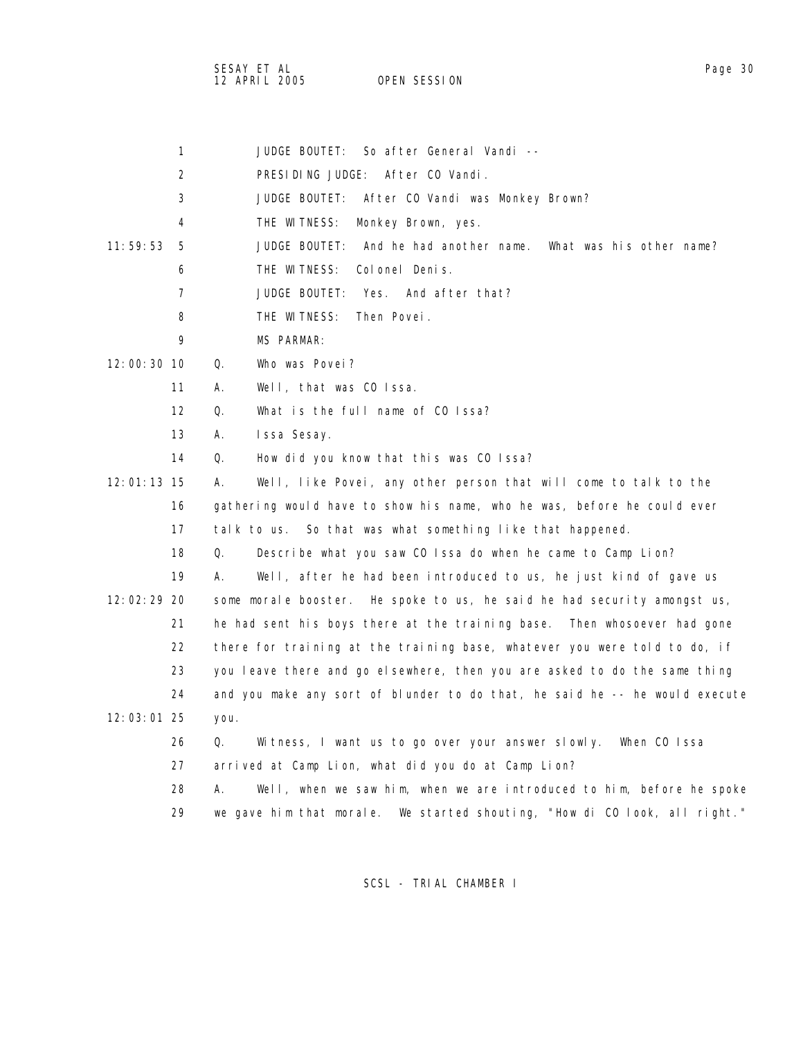1 JUDGE BOUTET: So after General Vandi --

2 PRESIDING JUDGE: After CO Vandi.

3 JUDGE BOUTET: After CO Vandi was Monkey Brown?

4 THE WITNESS: Monkey Brown, yes.

11:59:53 5 JUDGE BOUTET: And he had another name. What was his other name?

6 THE WITNESS: Colonel Denis.

7 JUDGE BOUTET: Yes. And after that?

8 THE WITNESS: Then Povei.

9 MS PARMAR:

12:00:30 10 Q. Who was Povei?

11 A. Well, that was CO Issa.

12 Q. What is the full name of CO Issa?

13 A. Issa Sesay.

14 Q. How did you know that this was CO Issa?

12:01:13 15 A. Well, like Povei, any other person that will come to talk to the

16 gathering would have to show his name, who he was, before he could ever

17 talk to us. So that was what something like that happened.

18 Q. Describe what you saw CO Issa do when he came to Camp Lion?

19 A. Well, after he had been introduced to us, he just kind of gave us

12:02:29 20 some morale booster. He spoke to us, he said he had security amongst us,

21 he had sent his boys there at the training base. Then whosoever had gone

22 there for training at the training base, whatever you were told to do, if

23 you leave there and go elsewhere, then you are asked to do the same thing

24 and you make any sort of blunder to do that, he said he -- he would execute

12:03:01 25 you.

26 Q. Witness, I want us to go over your answer slowly. When CO Issa

27 arrived at Camp Lion, what did you do at Camp Lion?

28 A. Well, when we saw him, when we are introduced to him, before he spoke

29 we gave him that morale. We started shouting, "How di CO look, all right."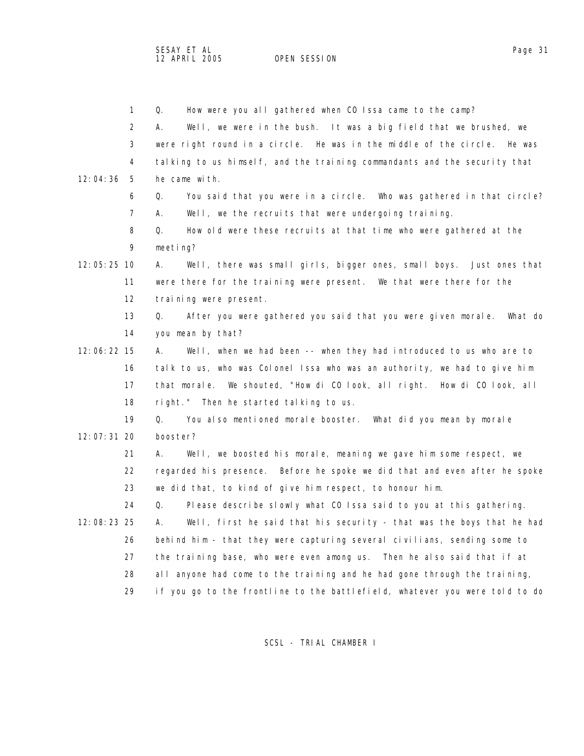Q. How were you all gathered when CO Issa came to the camp?

A. Well, we were in the bush. It was a big field that we brushed, we were right round in a circle. He was in the middle of the circle. He was talking to us himself, and the training commandants and the security that he came with.

Q. You said that you were in a circle. Who was gathered in that circle?

A. Well, we the recruits that were undergoing training.

Q. How old were these recruits at that time who were gathered at the meeting?

A. Well, there was small girls, bigger ones, small boys. Just ones that were there for the training were present. We that were there for the training were present.

Q. After you were gathered you said that you were given morale. What do you mean by that?

A. Well, when we had been -- when they had introduced to us who are to talk to us, who was Colonel Issa who was an authority, we had to give him that morale. We shouted, "How di CO look, all right. How di CO look, all right." Then he started talking to us.

Q. You also mentioned morale booster. What did you mean by morale booster?

A. Well, we boosted his morale, meaning we gave him some respect, we regarded his presence. Before he spoke we did that and even after he spoke we did that, to kind of give him respect, to honour him.

Q. Please describe slowly what CO Issa said to you at this gathering.

A. Well, first he said that his security - that was the boys that he had behind him - that they were capturing several civilians, sending some to the training base, who were even among us. Then he also said that if at all anyone had come to the training and he had gone through the training, if you go to the frontline to the battlefield, whatever you were told to do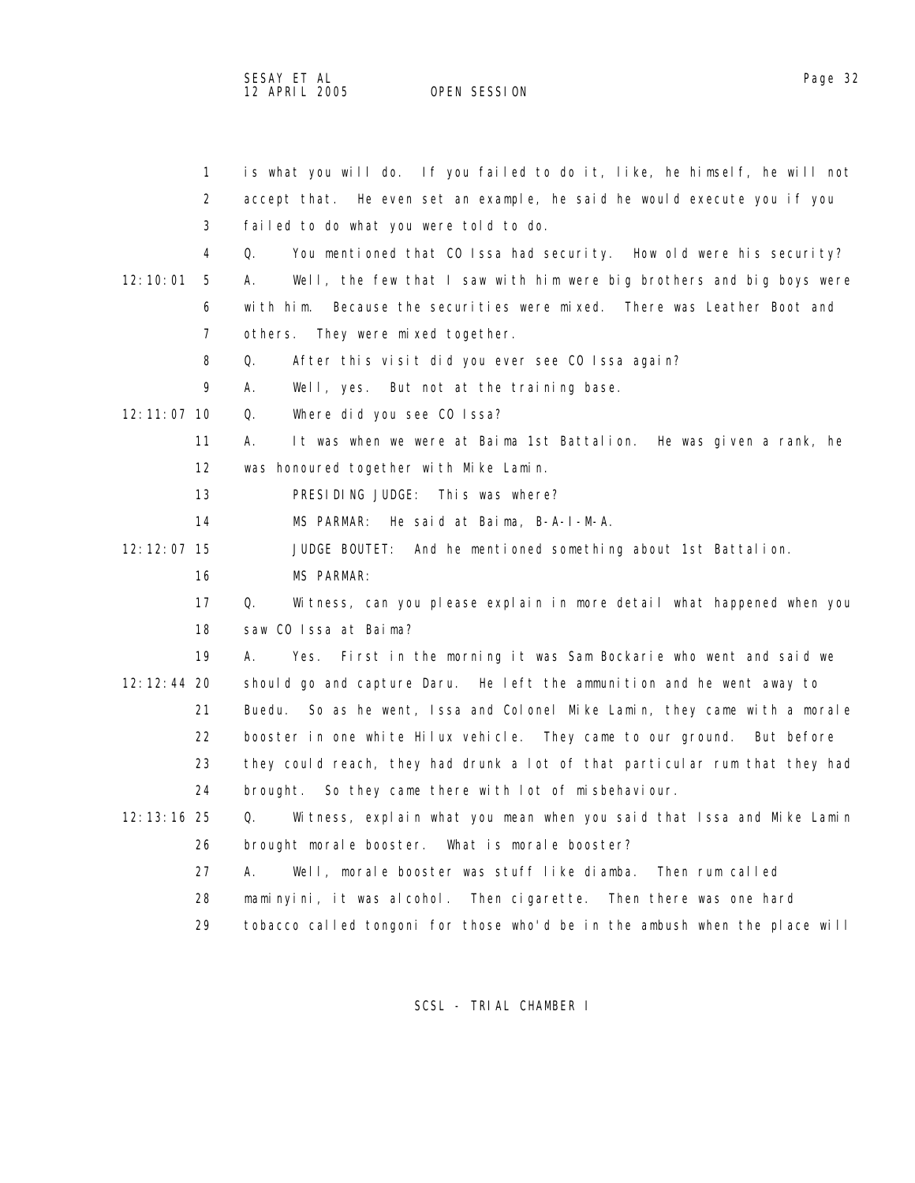is what you will do. If you failed to do it, like, he himself, he will not accept that. He even set an example, he said he would execute you if you failed to do what you were told to do.

Q. You mentioned that CO Issa had security. How old were his security?

A. Well, the few that I saw with him were big brothers and big boys were with him. Because the securities were mixed. There was Leather Boot and others. They were mixed together.

Q. After this visit did you ever see CO Issa again?

A. Well, yes. But not at the training base.

Q. Where did you see CO Issa?

A. It was when we were at Baima 1st Battalion. He was given a rank, he was honoured together with Mike Lamin.

PRESIDING JUDGE: This was where?

MS PARMAR: He said at Baima, B-A-I-M-A.

JUDGE BOUTET: And he mentioned something about 1st Battalion.

MS PARMAR:

Q. Witness, can you please explain in more detail what happened when you saw CO Issa at Baima?

A. Yes. First in the morning it was Sam Bockarie who went and said we should go and capture Daru. He left the ammunition and he went away to Buedu. So as he went, Issa and Colonel Mike Lamin, they came with a morale booster in one white Hilux vehicle. They came to our ground. But before they could reach, they had drunk a lot of that particular rum that they had brought. So they came there with lot of misbehaviour.

Q. Witness, explain what you mean when you said that Issa and Mike Lamin brought morale booster. What is morale booster?

A. Well, morale booster was stuff like diamba. Then rum called maminyini, it was alcohol. Then cigarette. Then there was one hard tobacco called tongoni for those who'd be in the ambush when the place will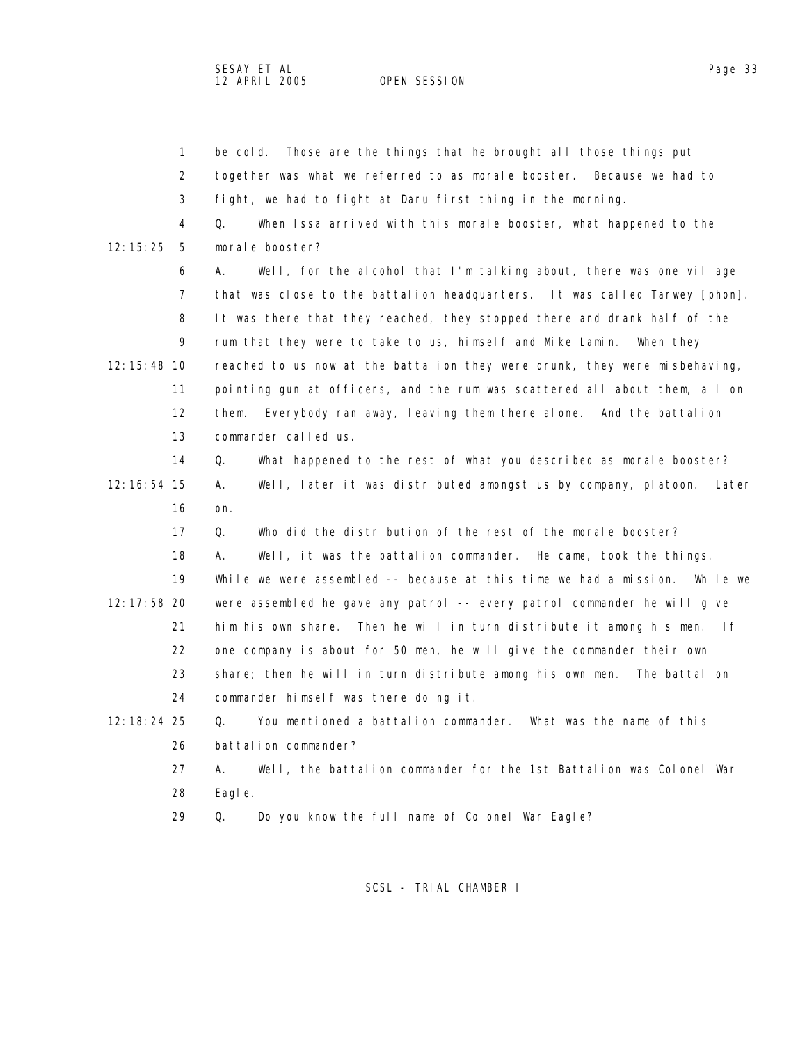be cold. Those are the things that he brought all those things put together was what we referred to as morale booster. Because we had to fight, we had to fight at Daru first thing in the morning.

Q. When Issa arrived with this morale booster, what happened to the morale booster?

A. Well, for the alcohol that I'm talking about, there was one village that was close to the battalion headquarters. It was called Tarwey [phon]. It was there that they reached, they stopped there and drank half of the rum that they were to take to us, himself and Mike Lamin. When they reached to us now at the battalion they were drunk, they were misbehaving, pointing gun at officers, and the rum was scattered all about them, all on them. Everybody ran away, leaving them there alone. And the battalion commander called us.

Q. What happened to the rest of what you described as morale booster?

A. Well, later it was distributed amongst us by company, platoon. Later on.

Q. Who did the distribution of the rest of the morale booster?

A. Well, it was the battalion commander. He came, took the things. While we were assembled -- because at this time we had a mission. While we were assembled he gave any patrol -- every patrol commander he will give him his own share. Then he will in turn distribute it among his men. If one company is about for 50 men, he will give the commander their own share; then he will in turn distribute among his own men. The battalion commander himself was there doing it.

Q. You mentioned a battalion commander. What was the name of this battalion commander?

A. Well, the battalion commander for the 1st Battalion was Colonel War Eagle.

Q. Do you know the full name of Colonel War Eagle?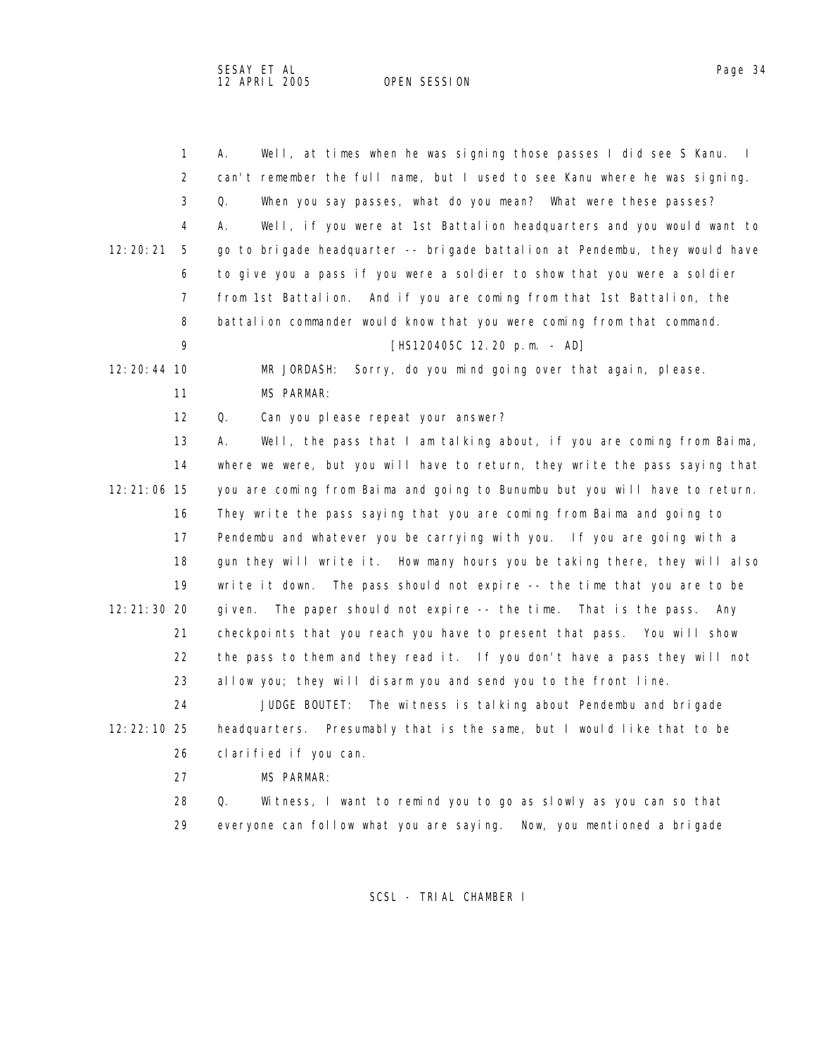1 A. Well, at times when he was signing those passes I did see S Kanu. I
2 can't remember the full name, but I used to see Kanu where he was signing.
3 Q. When you say passes, what do you mean? What were these passes?
4 A. Well, if you were at 1st Battalion headquarters and you would want to
12:20:21 5 go to brigade headquarter -- brigade battalion at Pendembu, they would have
6 to give you a pass if you were a soldier to show that you were a soldier
7 from 1st Battalion. And if you are coming from that 1st Battalion, the
8 battalion commander would know that you were coming from that command.
9 [HS120405C 12.20 p.m. - AD]
12:20:44 10 MR JORDASH: Sorry, do you mind going over that again, please.
11 MS PARMAR:
12 Q. Can you please repeat your answer?
13 A. Well, the pass that I am talking about, if you are coming from Baima,
14 where we were, but you will have to return, they write the pass saying that
12:21:06 15 you are coming from Baima and going to Bunumbu but you will have to return.
16 They write the pass saying that you are coming from Baima and going to
17 Pendembu and whatever you be carrying with you. If you are going with a
18 gun they will write it. How many hours you be taking there, they will also
19 write it down. The pass should not expire -- the time that you are to be
12:21:30 20 given. The paper should not expire -- the time. That is the pass. Any
21 checkpoints that you reach you have to present that pass. You will show
22 the pass to them and they read it. If you don't have a pass they will not
23 allow you; they will disarm you and send you to the front line.
24 JUDGE BOUTET: The witness is talking about Pendembu and brigade
12:22:10 25 headquarters. Presumably that is the same, but I would like that to be
26 clarified if you can.
27 MS PARMAR:
28 Q. Witness, I want to remind you to go as slowly as you can so that
29 everyone can follow what you are saying. Now, you mentioned a brigade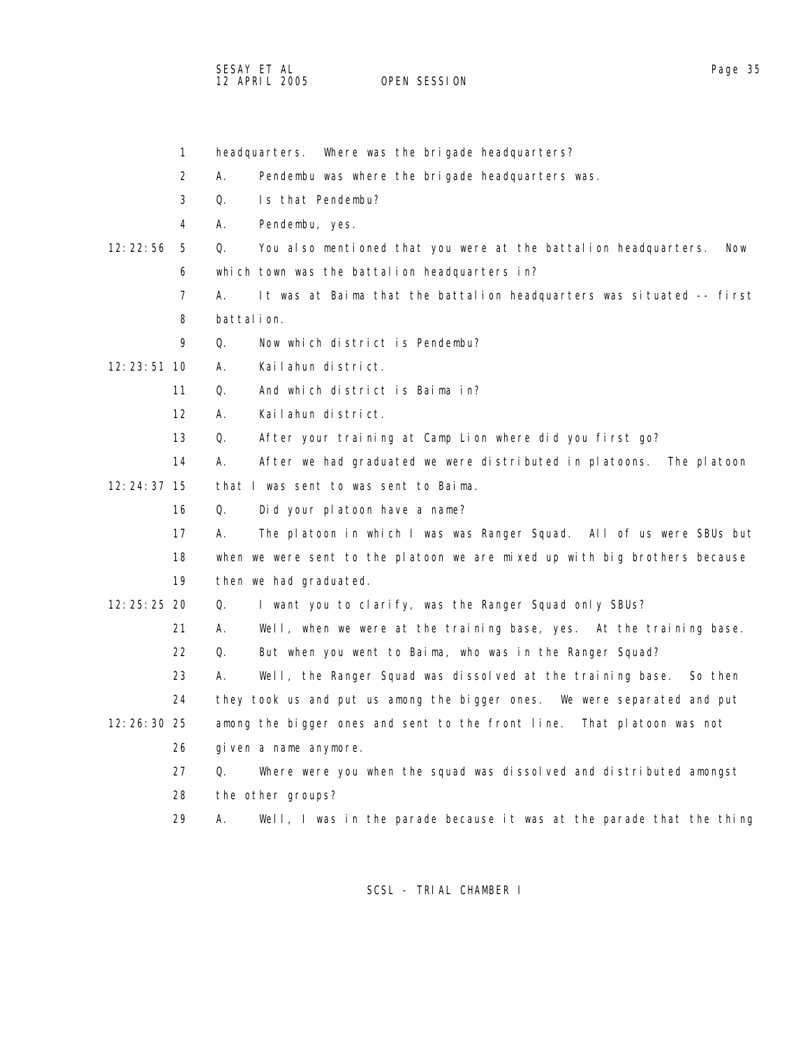headquarters. Where was the brigade headquarters?

A. Pendembu was where the brigade headquarters was.

Q. Is that Pendembu?

A. Pendembu, yes.

Q. You also mentioned that you were at the battalion headquarters. Now which town was the battalion headquarters in?

A. It was at Baima that the battalion headquarters was situated -- first battalion.

Q. Now which district is Pendembu?

A. Kailahun district.

Q. And which district is Baima in?

A. Kailahun district.

Q. After your training at Camp Lion where did you first go?

A. After we had graduated we were distributed in platoons. The platoon that I was sent to was sent to Baima.

Q. Did your platoon have a name?

A. The platoon in which I was was Ranger Squad. All of us were SBUs but when we were sent to the platoon we are mixed up with big brothers because then we had graduated.

Q. I want you to clarify, was the Ranger Squad only SBUs?

A. Well, when we were at the training base, yes. At the training base.

Q. But when you went to Baima, who was in the Ranger Squad?

A. Well, the Ranger Squad was dissolved at the training base. So then they took us and put us among the bigger ones. We were separated and put among the bigger ones and sent to the front line. That platoon was not given a name anymore.

Q. Where were you when the squad was dissolved and distributed amongst the other groups?

A. Well, I was in the parade because it was at the parade that the thing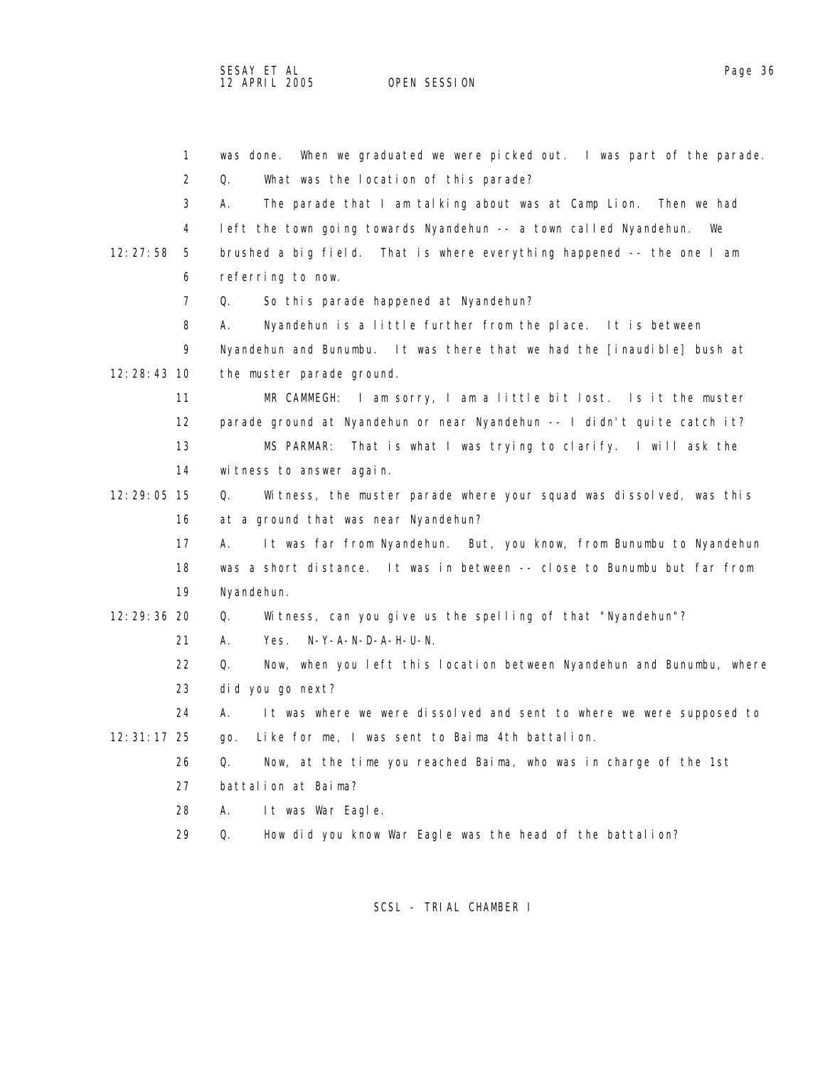1 was done. When we graduated we were picked out. I was part of the parade.

2 Q. What was the location of this parade?

3 A. The parade that I am talking about was at Camp Lion. Then we had

4 left the town going towards Nyandehun -- a town called Nyandehun. We

12:27:58 5 brushed a big field. That is where everything happened -- the one I am

6 referring to now.

7 Q. So this parade happened at Nyandehun?

8 A. Nyandehun is a little further from the place. It is between

9 Nyandehun and Bunumbu. It was there that we had the [inaudible] bush at

12:28:43 10 the muster parade ground.

11 MR CAMMEGH: I am sorry, I am a little bit lost. Is it the muster

12 parade ground at Nyandehun or near Nyandehun -- I didn't quite catch it?

13 MS PARMAR: That is what I was trying to clarify. I will ask the

14 witness to answer again.

12:29:05 15 Q. Witness, the muster parade where your squad was dissolved, was this

16 at a ground that was near Nyandehun?

17 A. It was far from Nyandehun. But, you know, from Bunumbu to Nyandehun

18 was a short distance. It was in between -- close to Bunumbu but far from

19 Nyandehun.

12:29:36 20 Q. Witness, can you give us the spelling of that "Nyandehun"?

21 A. Yes. N-Y-A-N-D-A-H-U-N.

22 Q. Now, when you left this location between Nyandehun and Bunumbu, where

23 did you go next?

24 A. It was where we were dissolved and sent to where we were supposed to

12:31:17 25 go. Like for me, I was sent to Baima 4th battalion.

26 Q. Now, at the time you reached Baima, who was in charge of the 1st

27 battalion at Baima?

28 A. It was War Eagle.

29 Q. How did you know War Eagle was the head of the battalion?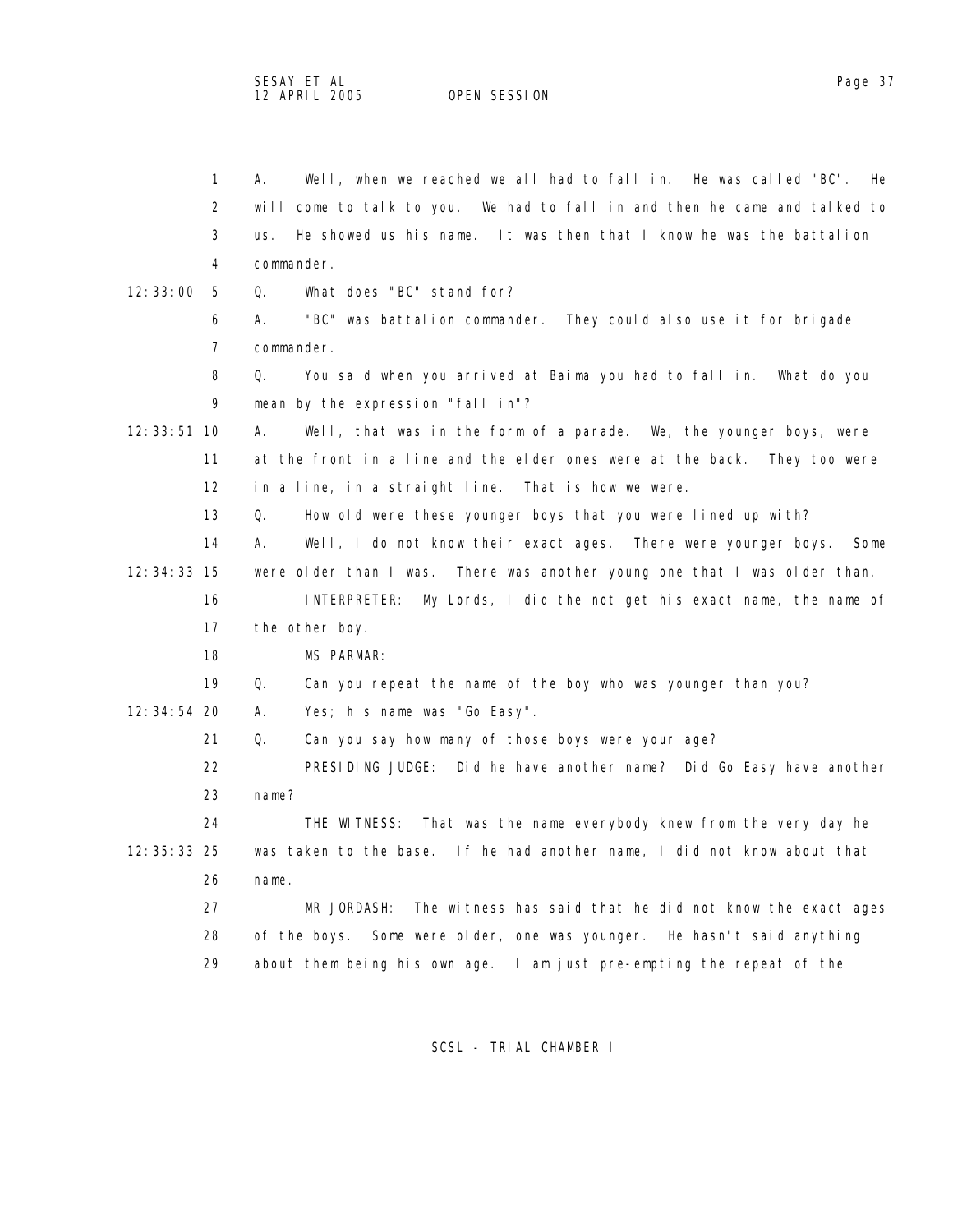1 A. Well, when we reached we all had to fall in. He was called "BC". He
2 will come to talk to you. We had to fall in and then he came and talked to
3 us. He showed us his name. It was then that I know he was the battalion
4 commander.

12:33:00 5 Q. What does "BC" stand for?

6 A. "BC" was battalion commander. They could also use it for brigade
7 commander.

8 Q. You said when you arrived at Baima you had to fall in. What do you
9 mean by the expression "fall in"?

12:33:51 10 A. Well, that was in the form of a parade. We, the younger boys, were
11 at the front in a line and the elder ones were at the back. They too were
12 in a line, in a straight line. That is how we were.

13 Q. How old were these younger boys that you were lined up with?

14 A. Well, I do not know their exact ages. There were younger boys. Some
12:34:33 15 were older than I was. There was another young one that I was older than.

16 INTERPRETER: My Lords, I did the not get his exact name, the name of
17 the other boy.

18 MS PARMAR:

19 Q. Can you repeat the name of the boy who was younger than you?

12:34:54 20 A. Yes; his name was "Go Easy".

21 Q. Can you say how many of those boys were your age?

22 PRESIDING JUDGE: Did he have another name? Did Go Easy have another
23 name?

24 THE WITNESS: That was the name everybody knew from the very day he
12:35:33 25 was taken to the base. If he had another name, I did not know about that
26 name.

27 MR JORDASH: The witness has said that he did not know the exact ages
28 of the boys. Some were older, one was younger. He hasn't said anything
29 about them being his own age. I am just pre-empting the repeat of the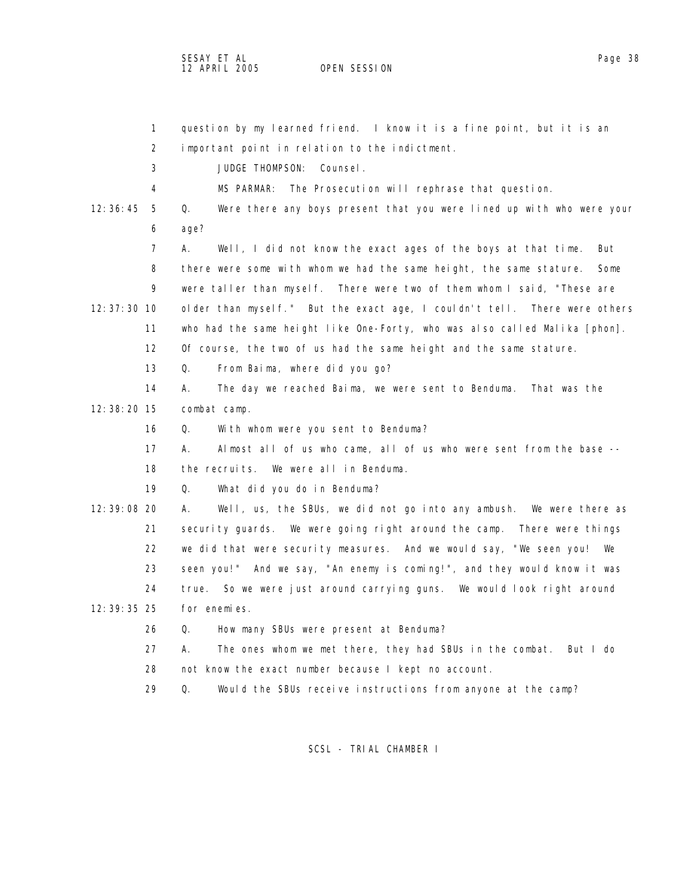question by my learned friend. I know it is a fine point, but it is an important point in relation to the indictment.

JUDGE THOMPSON: Counsel.

MS PARMAR: The Prosecution will rephrase that question.

Q. Were there any boys present that you were lined up with who were your age?

A. Well, I did not know the exact ages of the boys at that time. But there were some with whom we had the same height, the same stature. Some were taller than myself. There were two of them whom I said, "These are older than myself." But the exact age, I couldn't tell. There were others who had the same height like One-Forty, who was also called Malika [phon]. Of course, the two of us had the same height and the same stature.

Q. From Baima, where did you go?

A. The day we reached Baima, we were sent to Benduma. That was the combat camp.

Q. With whom were you sent to Benduma?

A. Almost all of us who came, all of us who were sent from the base -- the recruits. We were all in Benduma.

Q. What did you do in Benduma?

A. Well, us, the SBUs, we did not go into any ambush. We were there as security guards. We were going right around the camp. There were things we did that were security measures. And we would say, "We seen you! We seen you!" And we say, "An enemy is coming!", and they would know it was true. So we were just around carrying guns. We would look right around for enemies.

Q. How many SBUs were present at Benduma?

A. The ones whom we met there, they had SBUs in the combat. But I do not know the exact number because I kept no account.

Q. Would the SBUs receive instructions from anyone at the camp?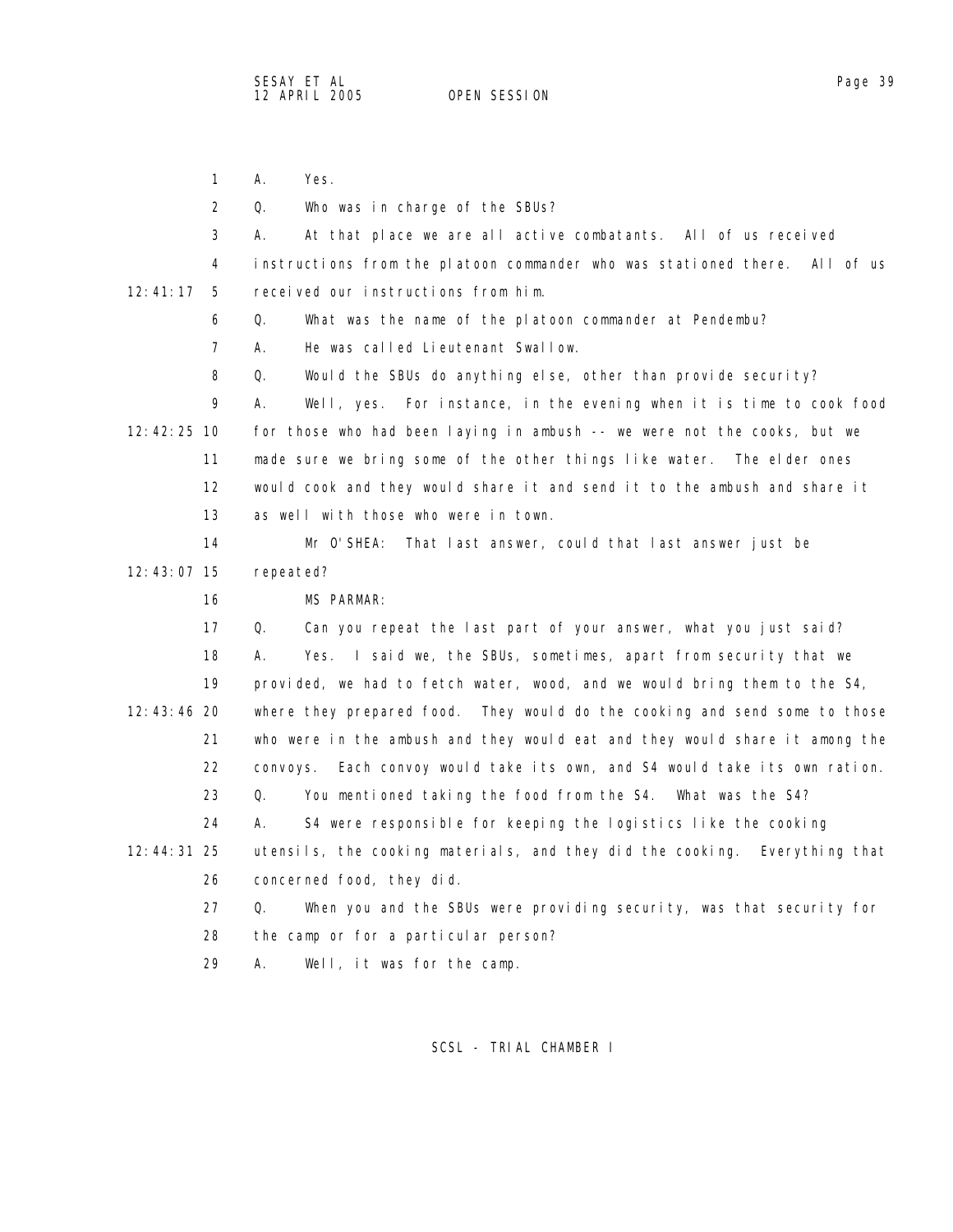A. Yes.

Q. Who was in charge of the SBUs?

A. At that place we are all active combatants. All of us received instructions from the platoon commander who was stationed there. All of us received our instructions from him.

Q. What was the name of the platoon commander at Pendembu?

A. He was called Lieutenant Swallow.

Q. Would the SBUs do anything else, other than provide security?

A. Well, yes. For instance, in the evening when it is time to cook food for those who had been laying in ambush -- we were not the cooks, but we made sure we bring some of the other things like water. The elder ones would cook and they would share it and send it to the ambush and share it as well with those who were in town.

Mr O'SHEA: That last answer, could that last answer just be repeated?

MS PARMAR:

Q. Can you repeat the last part of your answer, what you just said?

A. Yes. I said we, the SBUs, sometimes, apart from security that we provided, we had to fetch water, wood, and we would bring them to the S4, where they prepared food. They would do the cooking and send some to those who were in the ambush and they would eat and they would share it among the convoys. Each convoy would take its own, and S4 would take its own ration.

Q. You mentioned taking the food from the S4. What was the S4?

A. S4 were responsible for keeping the logistics like the cooking utensils, the cooking materials, and they did the cooking. Everything that concerned food, they did.

Q. When you and the SBUs were providing security, was that security for the camp or for a particular person?

A. Well, it was for the camp.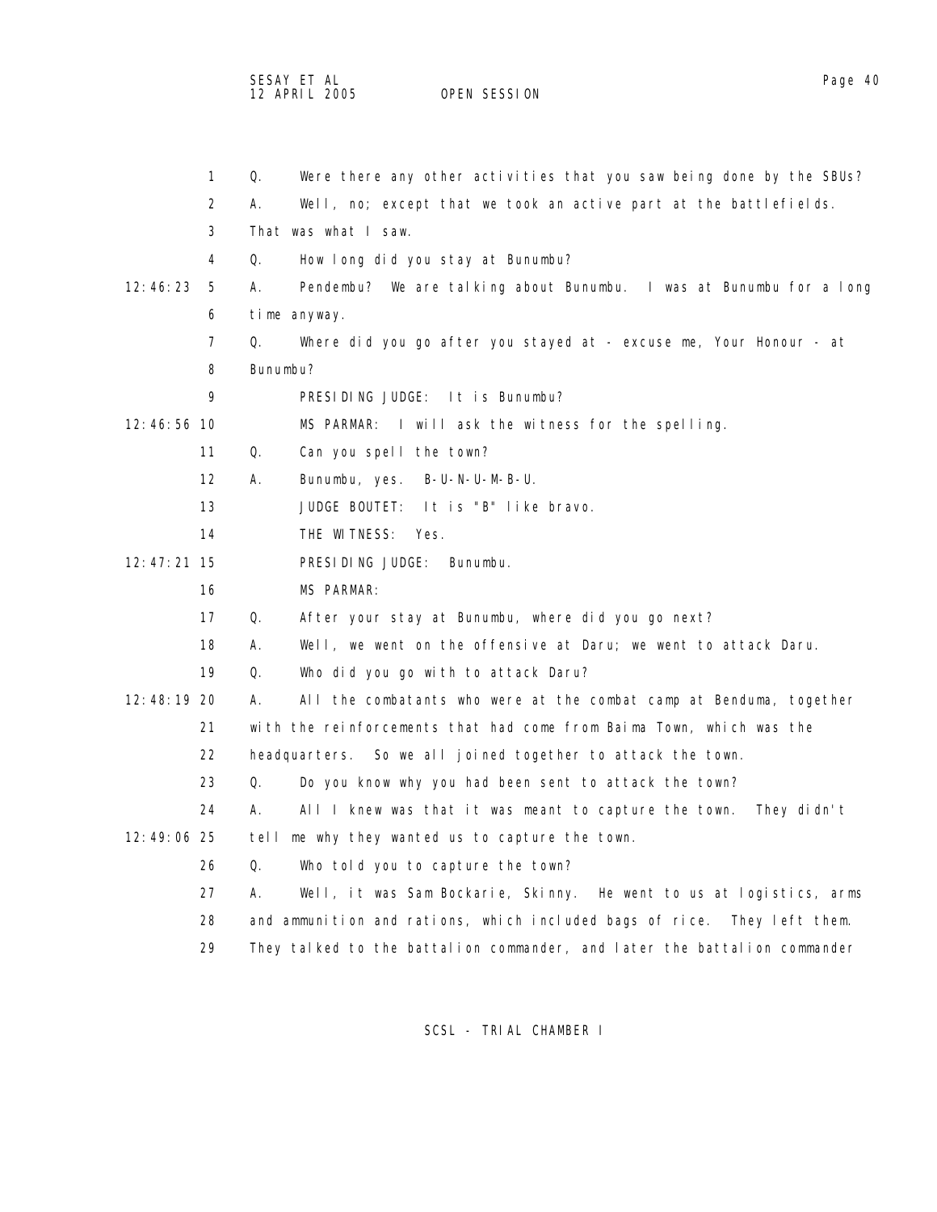Q. Were there any other activities that you saw being done by the SBUs?

A. Well, no; except that we took an active part at the battlefields. That was what I saw.

Q. How long did you stay at Bunumbu?

A. Pendembu? We are talking about Bunumbu. I was at Bunumbu for a long time anyway.

Q. Where did you go after you stayed at - excuse me, Your Honour - at Bunumbu?

PRESIDING JUDGE: It is Bunumbu?

MS PARMAR: I will ask the witness for the spelling.

Q. Can you spell the town?

A. Bunumbu, yes. B-U-N-U-M-B-U.

JUDGE BOUTET: It is "B" like bravo.

THE WITNESS: Yes.

PRESIDING JUDGE: Bunumbu.

MS PARMAR:

Q. After your stay at Bunumbu, where did you go next?

A. Well, we went on the offensive at Daru; we went to attack Daru.

Q. Who did you go with to attack Daru?

A. All the combatants who were at the combat camp at Benduma, together with the reinforcements that had come from Baima Town, which was the headquarters. So we all joined together to attack the town.

Q. Do you know why you had been sent to attack the town?

A. All I knew was that it was meant to capture the town. They didn't tell me why they wanted us to capture the town.

Q. Who told you to capture the town?

A. Well, it was Sam Bockarie, Skinny. He went to us at logistics, arms and ammunition and rations, which included bags of rice. They left them. They talked to the battalion commander, and later the battalion commander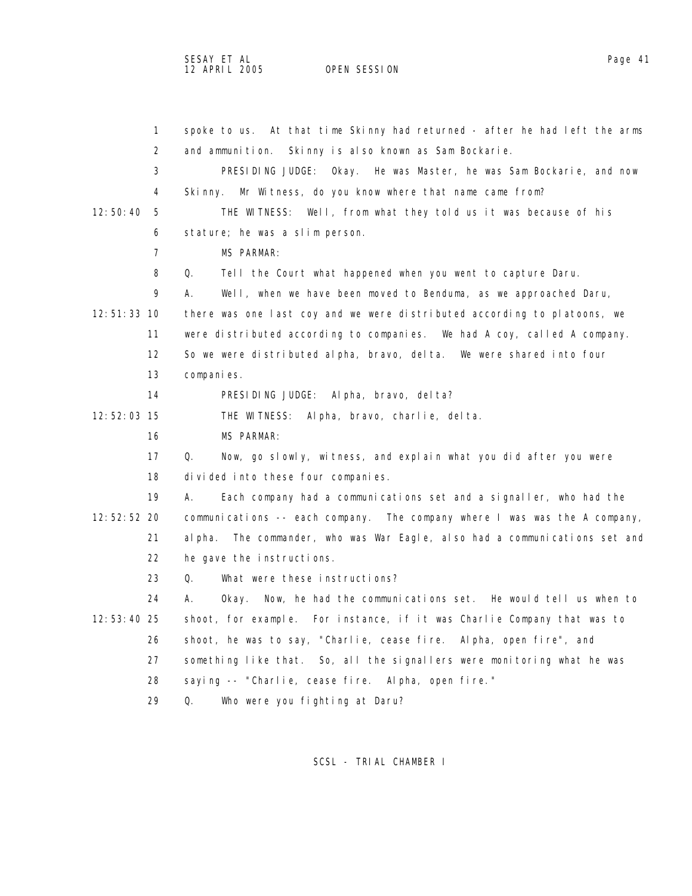spoke to us. At that time Skinny had returned - after he had left the arms and ammunition. Skinny is also known as Sam Bockarie.

PRESIDING JUDGE: Okay. He was Master, he was Sam Bockarie, and now Skinny. Mr Witness, do you know where that name came from?

THE WITNESS: Well, from what they told us it was because of his stature; he was a slim person.

MS PARMAR:

Q. Tell the Court what happened when you went to capture Daru.

A. Well, when we have been moved to Benduma, as we approached Daru, there was one last coy and we were distributed according to platoons, we were distributed according to companies. We had A coy, called A company. So we were distributed alpha, bravo, delta. We were shared into four companies.

PRESIDING JUDGE: Alpha, bravo, delta?

THE WITNESS: Alpha, bravo, charlie, delta.

MS PARMAR:

Q. Now, go slowly, witness, and explain what you did after you were divided into these four companies.

A. Each company had a communications set and a signaller, who had the communications -- each company. The company where I was was the A company, alpha. The commander, who was War Eagle, also had a communications set and he gave the instructions.

Q. What were these instructions?

A. Okay. Now, he had the communications set. He would tell us when to shoot, for example. For instance, if it was Charlie Company that was to shoot, he was to say, "Charlie, cease fire. Alpha, open fire", and something like that. So, all the signallers were monitoring what he was saying -- "Charlie, cease fire. Alpha, open fire."

Q. Who were you fighting at Daru?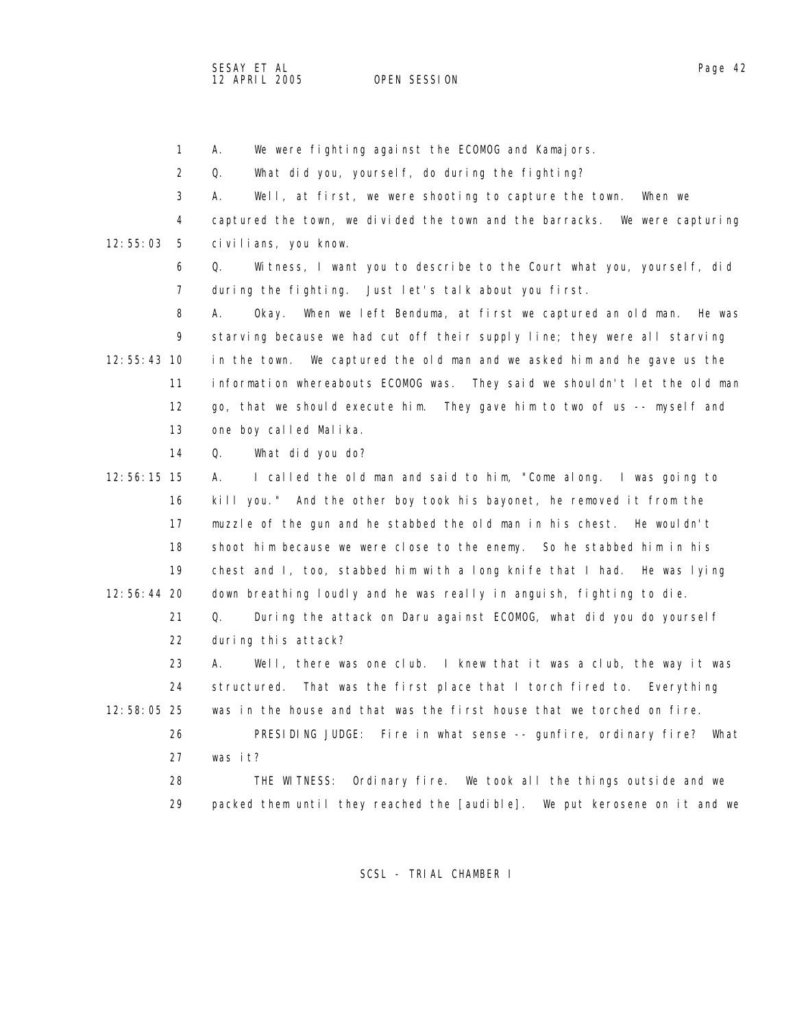A. We were fighting against the ECOMOG and Kamajors.

Q. What did you, yourself, do during the fighting?

A. Well, at first, we were shooting to capture the town. When we captured the town, we divided the town and the barracks. We were capturing civilians, you know.

Q. Witness, I want you to describe to the Court what you, yourself, did during the fighting. Just let's talk about you first.

A. Okay. When we left Benduma, at first we captured an old man. He was starving because we had cut off their supply line; they were all starving in the town. We captured the old man and we asked him and he gave us the information whereabouts ECOMOG was. They said we shouldn't let the old man go, that we should execute him. They gave him to two of us -- myself and one boy called Malika.

Q. What did you do?

A. I called the old man and said to him, "Come along. I was going to kill you." And the other boy took his bayonet, he removed it from the muzzle of the gun and he stabbed the old man in his chest. He wouldn't shoot him because we were close to the enemy. So he stabbed him in his chest and I, too, stabbed him with a long knife that I had. He was lying down breathing loudly and he was really in anguish, fighting to die.

Q. During the attack on Daru against ECOMOG, what did you do yourself during this attack?

A. Well, there was one club. I knew that it was a club, the way it was structured. That was the first place that I torch fired to. Everything was in the house and that was the first house that we torched on fire.

PRESIDING JUDGE: Fire in what sense -- gunfire, ordinary fire? What was it?

THE WITNESS: Ordinary fire. We took all the things outside and we packed them until they reached the [audible]. We put kerosene on it and we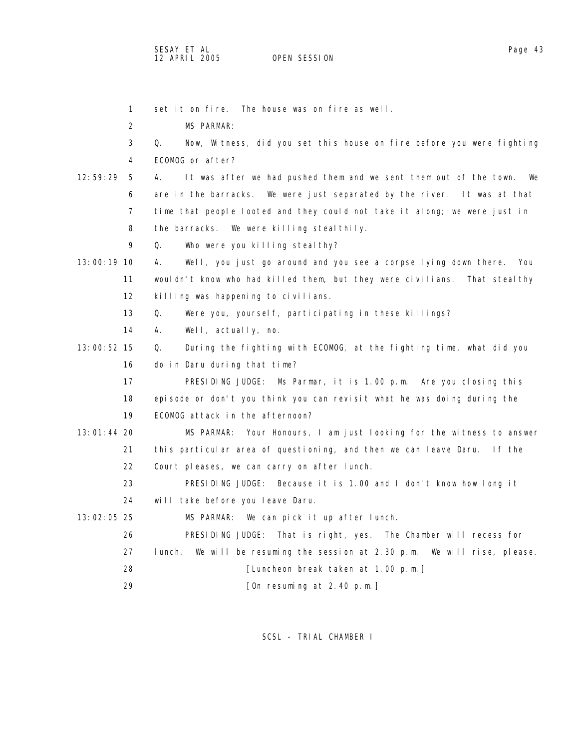set it on fire. The house was on fire as well.

MS PARMAR:

Q. Now, Witness, did you set this house on fire before you were fighting ECOMOG or after?

A. It was after we had pushed them and we sent them out of the town. We are in the barracks. We were just separated by the river. It was at that time that people looted and they could not take it along; we were just in the barracks. We were killing stealthily.

Q. Who were you killing stealthy?

A. Well, you just go around and you see a corpse lying down there. You wouldn't know who had killed them, but they were civilians. That stealthy killing was happening to civilians.

Q. Were you, yourself, participating in these killings?

A. Well, actually, no.

Q. During the fighting with ECOMOG, at the fighting time, what did you do in Daru during that time?

PRESIDING JUDGE: Ms Parmar, it is 1.00 p.m. Are you closing this episode or don't you think you can revisit what he was doing during the ECOMOG attack in the afternoon?

MS PARMAR: Your Honours, I am just looking for the witness to answer this particular area of questioning, and then we can leave Daru. If the Court pleases, we can carry on after lunch.

PRESIDING JUDGE: Because it is 1.00 and I don't know how long it will take before you leave Daru.

MS PARMAR: We can pick it up after lunch.

PRESIDING JUDGE: That is right, yes. The Chamber will recess for lunch. We will be resuming the session at 2.30 p.m. We will rise, please.

[Luncheon break taken at 1.00 p.m.]

[On resuming at 2.40 p.m.]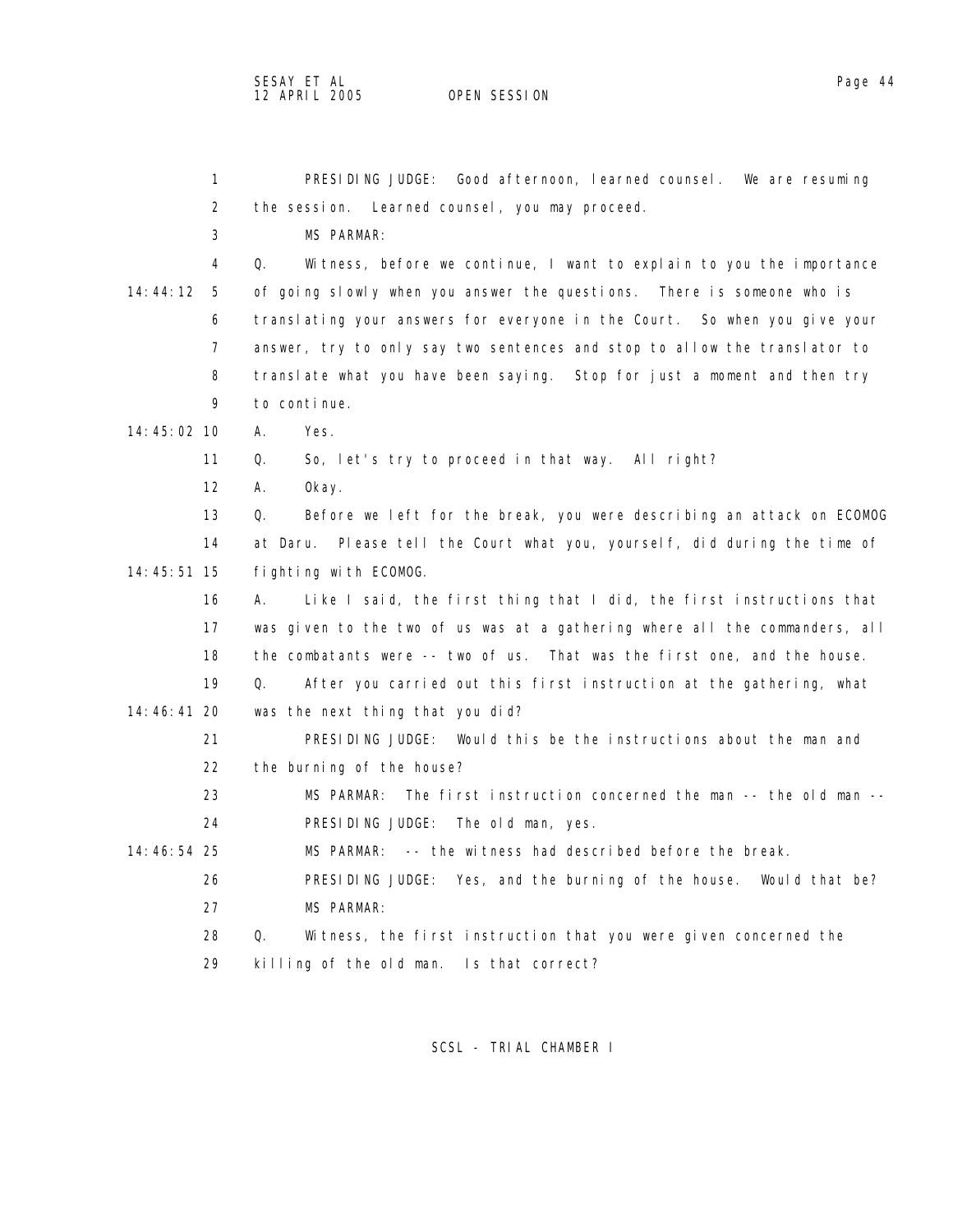PRESIDING JUDGE: Good afternoon, learned counsel. We are resuming the session. Learned counsel, you may proceed.

MS PARMAR:

Q. Witness, before we continue, I want to explain to you the importance of going slowly when you answer the questions. There is someone who is translating your answers for everyone in the Court. So when you give your answer, try to only say two sentences and stop to allow the translator to translate what you have been saying. Stop for just a moment and then try to continue.

A. Yes.

Q. So, let's try to proceed in that way. All right?

A. Okay.

Q. Before we left for the break, you were describing an attack on ECOMOG at Daru. Please tell the Court what you, yourself, did during the time of fighting with ECOMOG.

A. Like I said, the first thing that I did, the first instructions that was given to the two of us was at a gathering where all the commanders, all the combatants were -- two of us. That was the first one, and the house.

Q. After you carried out this first instruction at the gathering, what was the next thing that you did?

PRESIDING JUDGE: Would this be the instructions about the man and the burning of the house?

MS PARMAR: The first instruction concerned the man -- the old man --

PRESIDING JUDGE: The old man, yes.

MS PARMAR: -- the witness had described before the break.

PRESIDING JUDGE: Yes, and the burning of the house. Would that be?

MS PARMAR:

Q. Witness, the first instruction that you were given concerned the killing of the old man. Is that correct?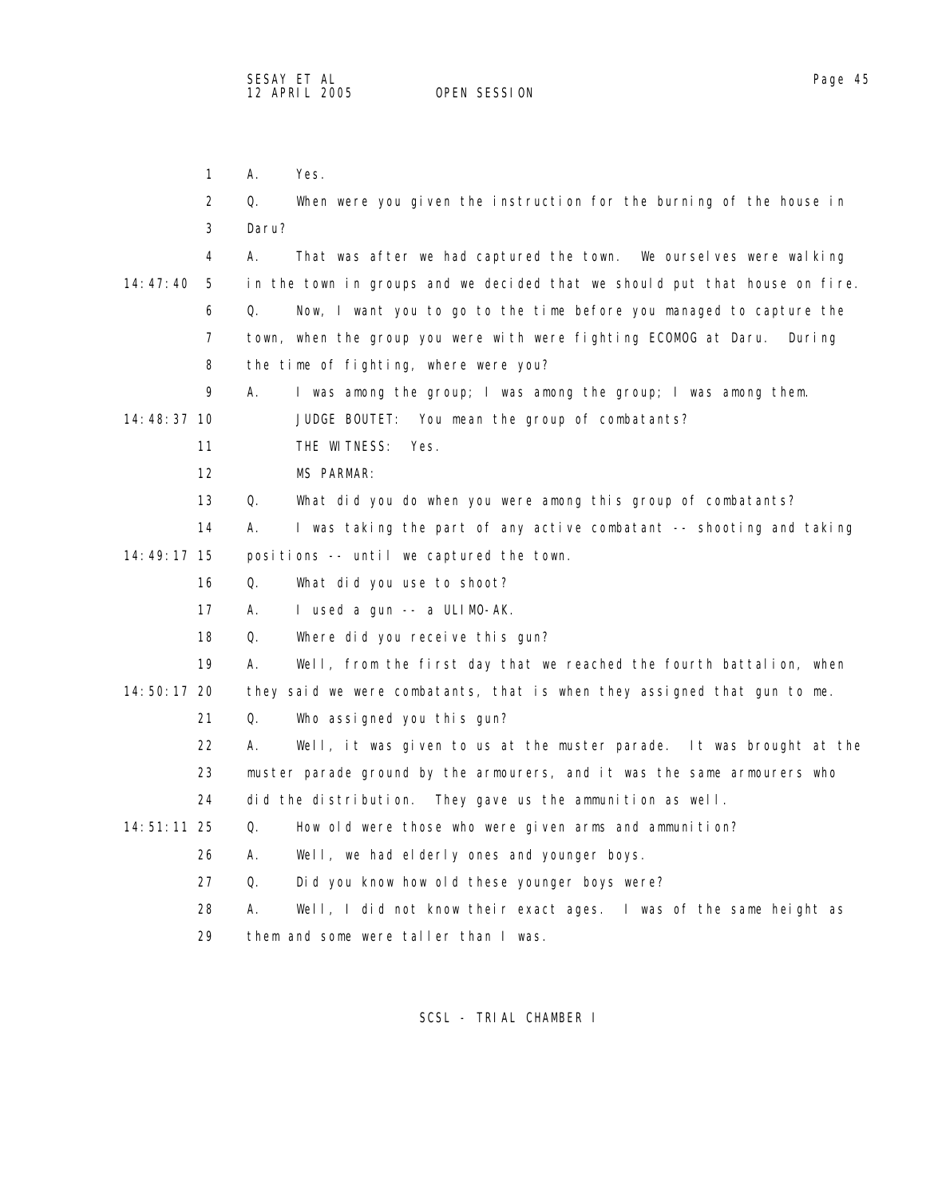A. Yes.

Q. When were you given the instruction for the burning of the house in Daru?

A. That was after we had captured the town. We ourselves were walking in the town in groups and we decided that we should put that house on fire.

Q. Now, I want you to go to the time before you managed to capture the town, when the group you were with were fighting ECOMOG at Daru. During the time of fighting, where were you?

A. I was among the group; I was among the group; I was among them.

JUDGE BOUTET: You mean the group of combatants?

THE WITNESS: Yes.

MS PARMAR:

Q. What did you do when you were among this group of combatants?

A. I was taking the part of any active combatant -- shooting and taking positions -- until we captured the town.

Q. What did you use to shoot?

A. I used a gun -- a ULIMO-AK.

Q. Where did you receive this gun?

A. Well, from the first day that we reached the fourth battalion, when they said we were combatants, that is when they assigned that gun to me.

Q. Who assigned you this gun?

A. Well, it was given to us at the muster parade. It was brought at the muster parade ground by the armourers, and it was the same armourers who did the distribution. They gave us the ammunition as well.

Q. How old were those who were given arms and ammunition?

A. Well, we had elderly ones and younger boys.

Q. Did you know how old these younger boys were?

A. Well, I did not know their exact ages. I was of the same height as them and some were taller than I was.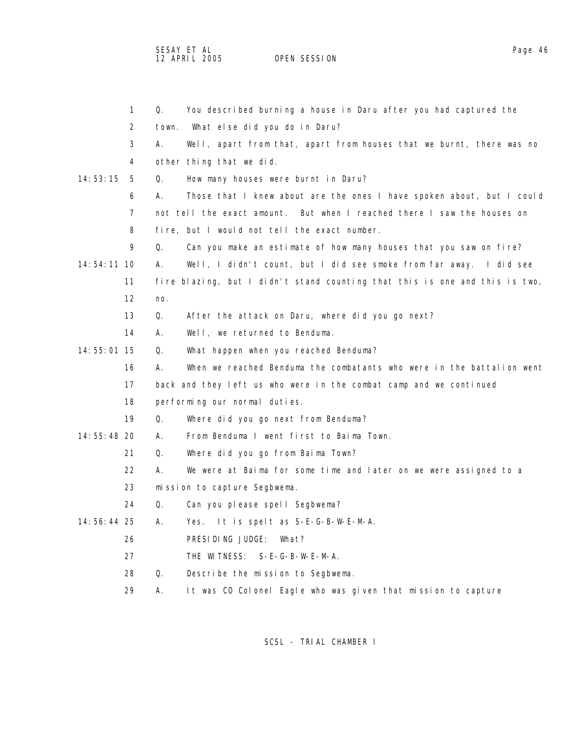Q. You described burning a house in Daru after you had captured the town. What else did you do in Daru?

A. Well, apart from that, apart from houses that we burnt, there was no other thing that we did.

Q. How many houses were burnt in Daru?

A. Those that I knew about are the ones I have spoken about, but I could not tell the exact amount. But when I reached there I saw the houses on fire, but I would not tell the exact number.

Q. Can you make an estimate of how many houses that you saw on fire?

A. Well, I didn't count, but I did see smoke from far away. I did see fire blazing, but I didn't stand counting that this is one and this is two, no.

Q. After the attack on Daru, where did you go next?

A. Well, we returned to Benduma.

Q. What happen when you reached Benduma?

A. When we reached Benduma the combatants who were in the battalion went back and they left us who were in the combat camp and we continued performing our normal duties.

Q. Where did you go next from Benduma?

A. From Benduma I went first to Baima Town.

Q. Where did you go from Baima Town?

A. We were at Baima for some time and later on we were assigned to a mission to capture Segbwema.

Q. Can you please spell Segbwema?

A. Yes. It is spelt as S-E-G-B-W-E-M-A.

PRESIDING JUDGE: What?

THE WITNESS: S-E-G-B-W-E-M-A.

Q. Describe the mission to Segbwema.

A. It was CO Colonel Eagle who was given that mission to capture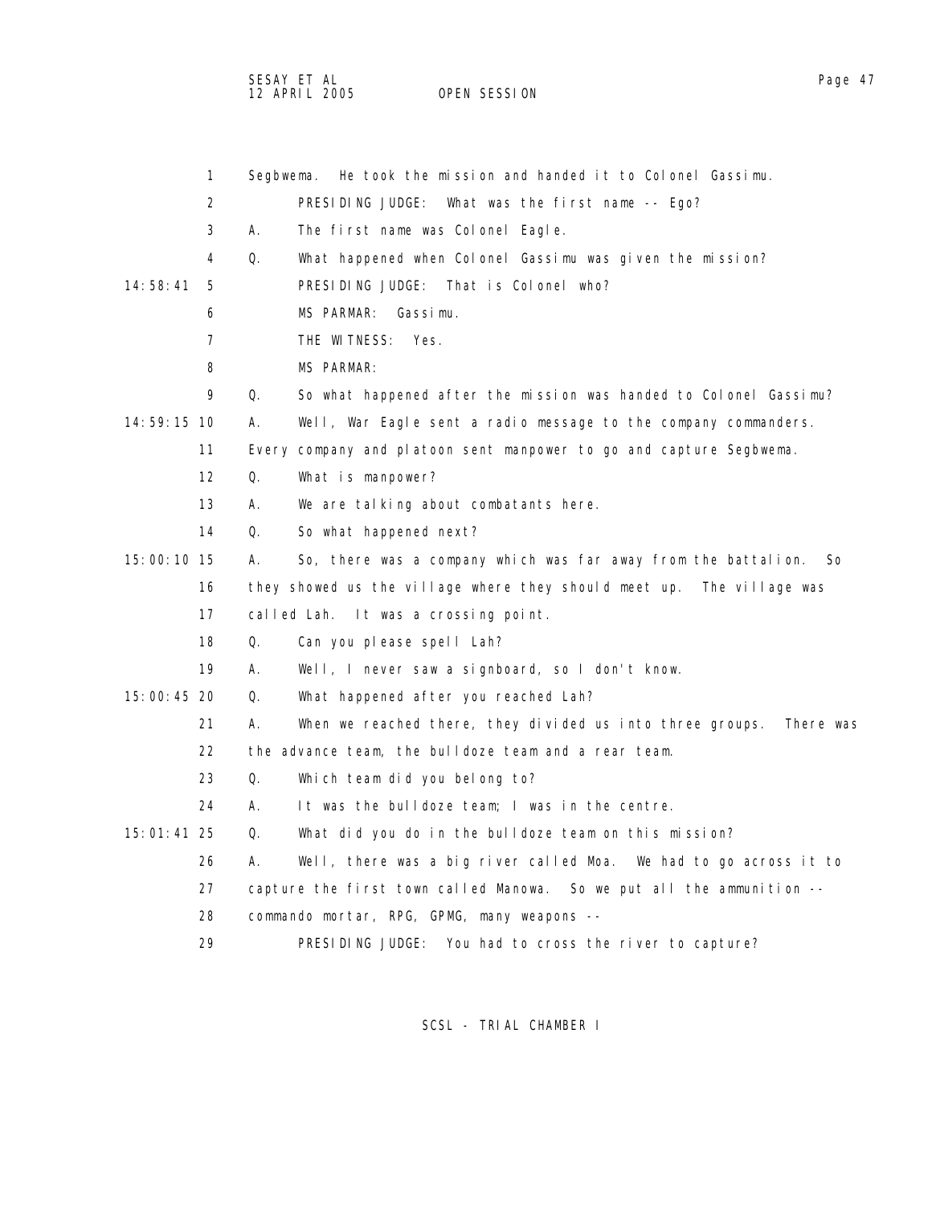1 Segbwema. He took the mission and handed it to Colonel Gassimu.

2 PRESIDING JUDGE: What was the first name -- Ego?

3 A. The first name was Colonel Eagle.

4 Q. What happened when Colonel Gassimu was given the mission?

14:58:41 5 PRESIDING JUDGE: That is Colonel who?

6 MS PARMAR: Gassimu.

7 THE WITNESS: Yes.

8 MS PARMAR:

9 Q. So what happened after the mission was handed to Colonel Gassimu?

14:59:15 10 A. Well, War Eagle sent a radio message to the company commanders.

11 Every company and platoon sent manpower to go and capture Segbwema.

12 Q. What is manpower?

13 A. We are talking about combatants here.

14 Q. So what happened next?

15:00:10 15 A. So, there was a company which was far away from the battalion. So

16 they showed us the village where they should meet up. The village was

17 called Lah. It was a crossing point.

18 Q. Can you please spell Lah?

19 A. Well, I never saw a signboard, so I don't know.

15:00:45 20 Q. What happened after you reached Lah?

21 A. When we reached there, they divided us into three groups. There was

22 the advance team, the bulldoze team and a rear team.

23 Q. Which team did you belong to?

24 A. It was the bulldoze team; I was in the centre.

15:01:41 25 Q. What did you do in the bulldoze team on this mission?

26 A. Well, there was a big river called Moa. We had to go across it to

27 capture the first town called Manowa. So we put all the ammunition --

28 commando mortar, RPG, GPMG, many weapons --

29 PRESIDING JUDGE: You had to cross the river to capture?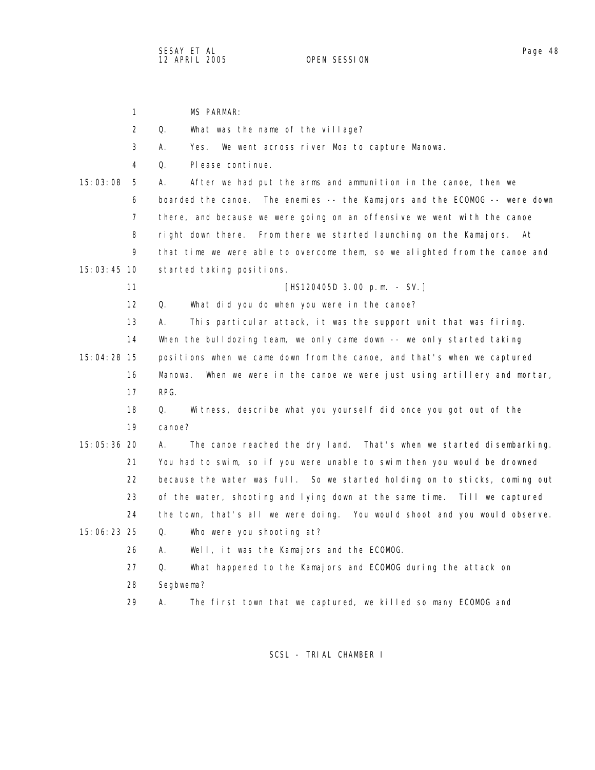MS PARMAR:

Q. What was the name of the village?

A. Yes. We went across river Moa to capture Manowa.

Q. Please continue.

A. After we had put the arms and ammunition in the canoe, then we boarded the canoe. The enemies -- the Kamajors and the ECOMOG -- were down there, and because we were going on an offensive we went with the canoe right down there. From there we started launching on the Kamajors. At that time we were able to overcome them, so we alighted from the canoe and started taking positions.

[HS120405D 3.00 p.m. - SV.]

Q. What did you do when you were in the canoe?

A. This particular attack, it was the support unit that was firing. When the bulldozing team, we only came down -- we only started taking positions when we came down from the canoe, and that's when we captured Manowa. When we were in the canoe we were just using artillery and mortar, RPG.

Q. Witness, describe what you yourself did once you got out of the canoe?

A. The canoe reached the dry land. That's when we started disembarking. You had to swim, so if you were unable to swim then you would be drowned because the water was full. So we started holding on to sticks, coming out of the water, shooting and lying down at the same time. Till we captured the town, that's all we were doing. You would shoot and you would observe.

Q. Who were you shooting at?

A. Well, it was the Kamajors and the ECOMOG.

Q. What happened to the Kamajors and ECOMOG during the attack on Segbwema?

A. The first town that we captured, we killed so many ECOMOG and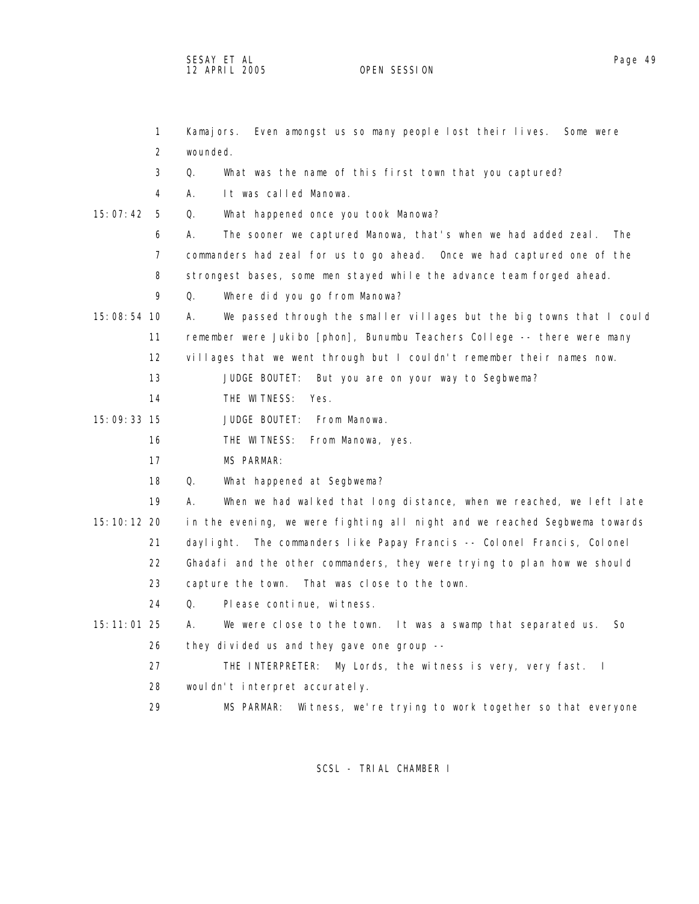Kamajors. Even amongst us so many people lost their lives. Some were wounded.

Q. What was the name of this first town that you captured?

A. It was called Manowa.

Q. What happened once you took Manowa?

A. The sooner we captured Manowa, that's when we had added zeal. The commanders had zeal for us to go ahead. Once we had captured one of the strongest bases, some men stayed while the advance team forged ahead.

Q. Where did you go from Manowa?

A. We passed through the smaller villages but the big towns that I could remember were Jukibo [phon], Bunumbu Teachers College -- there were many villages that we went through but I couldn't remember their names now.

JUDGE BOUTET: But you are on your way to Segbwema?

THE WITNESS: Yes.

JUDGE BOUTET: From Manowa.

THE WITNESS: From Manowa, yes.

MS PARMAR:

Q. What happened at Segbwema?

A. When we had walked that long distance, when we reached, we left late in the evening, we were fighting all night and we reached Segbwema towards daylight. The commanders like Papay Francis -- Colonel Francis, Colonel Ghadafi and the other commanders, they were trying to plan how we should capture the town. That was close to the town.

Q. Please continue, witness.

A. We were close to the town. It was a swamp that separated us. So they divided us and they gave one group --

THE INTERPRETER: My Lords, the witness is very, very fast. I wouldn't interpret accurately.

MS PARMAR: Witness, we're trying to work together so that everyone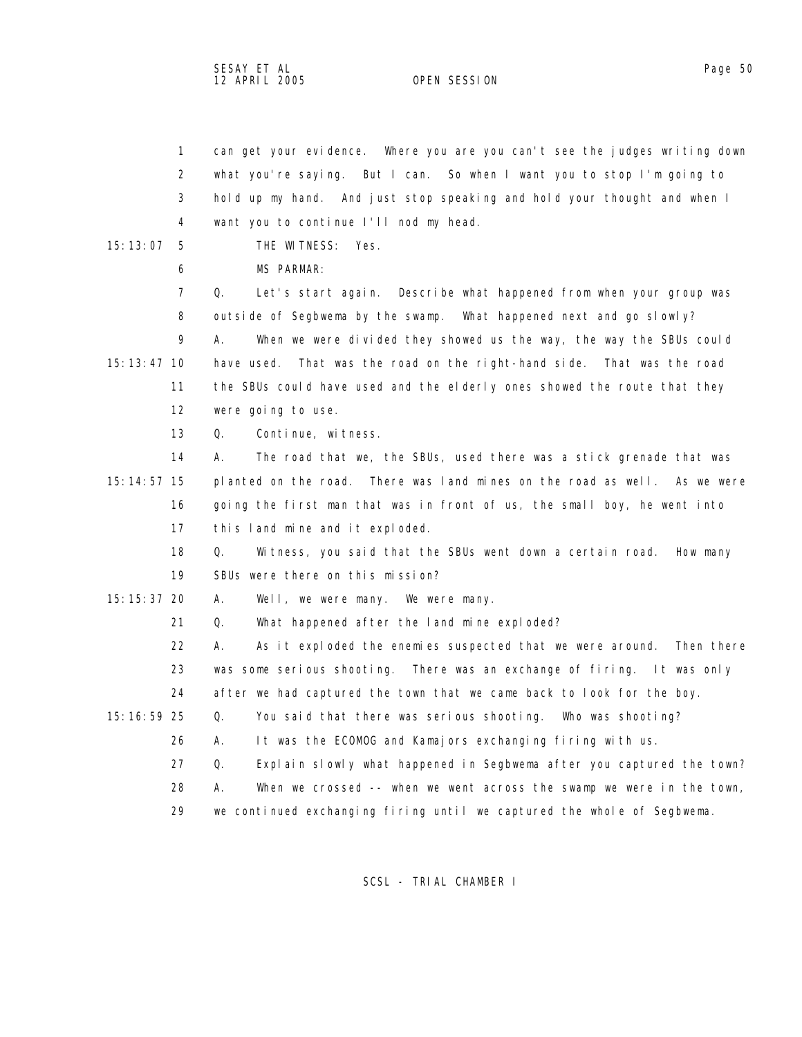can get your evidence. Where you are you can't see the judges writing down what you're saying. But I can. So when I want you to stop I'm going to hold up my hand. And just stop speaking and hold your thought and when I want you to continue I'll nod my head.

15:13:07 THE WITNESS: Yes.

MS PARMAR:

Q. Let's start again. Describe what happened from when your group was outside of Segbwema by the swamp. What happened next and go slowly?

A. When we were divided they showed us the way, the way the SBUs could

15:13:47 have used. That was the road on the right-hand side. That was the road the SBUs could have used and the elderly ones showed the route that they were going to use.

Q. Continue, witness.

A. The road that we, the SBUs, used there was a stick grenade that was

15:14:57 planted on the road. There was land mines on the road as well. As we were going the first man that was in front of us, the small boy, he went into this land mine and it exploded.

Q. Witness, you said that the SBUs went down a certain road. How many SBUs were there on this mission?

15:15:37 A. Well, we were many. We were many.

Q. What happened after the land mine exploded?

A. As it exploded the enemies suspected that we were around. Then there was some serious shooting. There was an exchange of firing. It was only after we had captured the town that we came back to look for the boy.

15:16:59 Q. You said that there was serious shooting. Who was shooting?

A. It was the ECOMOG and Kamajors exchanging firing with us.

Q. Explain slowly what happened in Segbwema after you captured the town?

A. When we crossed -- when we went across the swamp we were in the town, we continued exchanging firing until we captured the whole of Segbwema.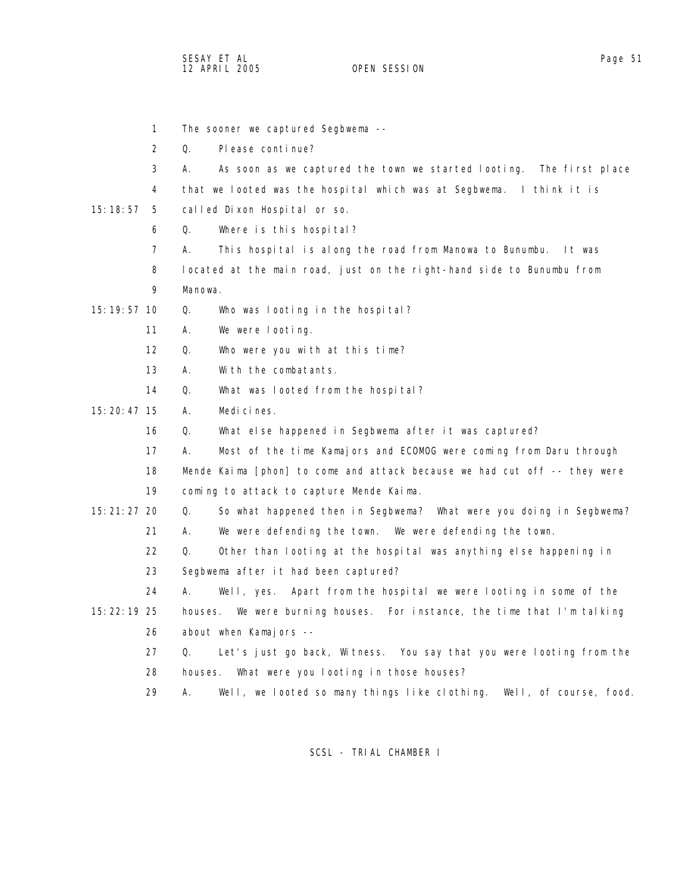1 The sooner we captured Segbwema --

2 Q. Please continue?

3 A. As soon as we captured the town we started looting. The first place

4 that we looted was the hospital which was at Segbwema. I think it is

15:18:57 5 called Dixon Hospital or so.

6 Q. Where is this hospital?

7 A. This hospital is along the road from Manowa to Bunumbu. It was

8 located at the main road, just on the right-hand side to Bunumbu from

9 Manowa.

15:19:57 10 Q. Who was looting in the hospital?

11 A. We were looting.

12 Q. Who were you with at this time?

13 A. With the combatants.

14 Q. What was looted from the hospital?

15:20:47 15 A. Medicines.

16 Q. What else happened in Segbwema after it was captured?

17 A. Most of the time Kamajors and ECOMOG were coming from Daru through

18 Mende Kaima [phon] to come and attack because we had cut off -- they were

19 coming to attack to capture Mende Kaima.

15:21:27 20 Q. So what happened then in Segbwema? What were you doing in Segbwema?

21 A. We were defending the town. We were defending the town.

22 Q. Other than looting at the hospital was anything else happening in

23 Segbwema after it had been captured?

24 A. Well, yes. Apart from the hospital we were looting in some of the

15:22:19 25 houses. We were burning houses. For instance, the time that I'm talking

26 about when Kamajors --

27 Q. Let's just go back, Witness. You say that you were looting from the

28 houses. What were you looting in those houses?

29 A. Well, we looted so many things like clothing. Well, of course, food.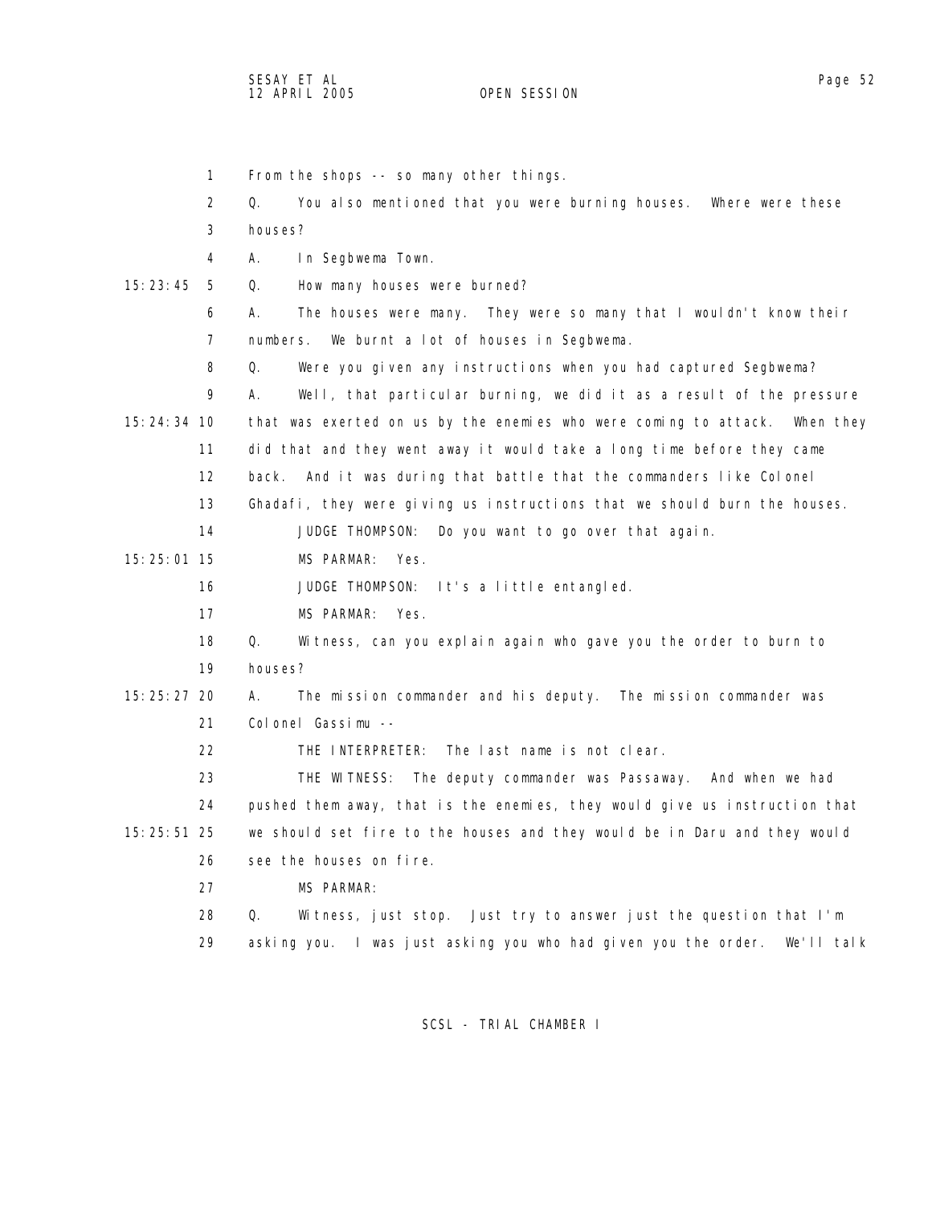From the shops -- so many other things.

Q. You also mentioned that you were burning houses. Where were these houses?

A. In Segbwema Town.

Q. How many houses were burned?

A. The houses were many. They were so many that I wouldn't know their numbers. We burnt a lot of houses in Segbwema.

Q. Were you given any instructions when you had captured Segbwema?

A. Well, that particular burning, we did it as a result of the pressure that was exerted on us by the enemies who were coming to attack. When they did that and they went away it would take a long time before they came back. And it was during that battle that the commanders like Colonel Ghadafi, they were giving us instructions that we should burn the houses.

JUDGE THOMPSON: Do you want to go over that again.

MS PARMAR: Yes.

JUDGE THOMPSON: It's a little entangled.

MS PARMAR: Yes.

Q. Witness, can you explain again who gave you the order to burn to houses?

A. The mission commander and his deputy. The mission commander was Colonel Gassimu --

THE INTERPRETER: The last name is not clear.

THE WITNESS: The deputy commander was Passaway. And when we had pushed them away, that is the enemies, they would give us instruction that we should set fire to the houses and they would be in Daru and they would see the houses on fire.

MS PARMAR:

Q. Witness, just stop. Just try to answer just the question that I'm asking you. I was just asking you who had given you the order. We'll talk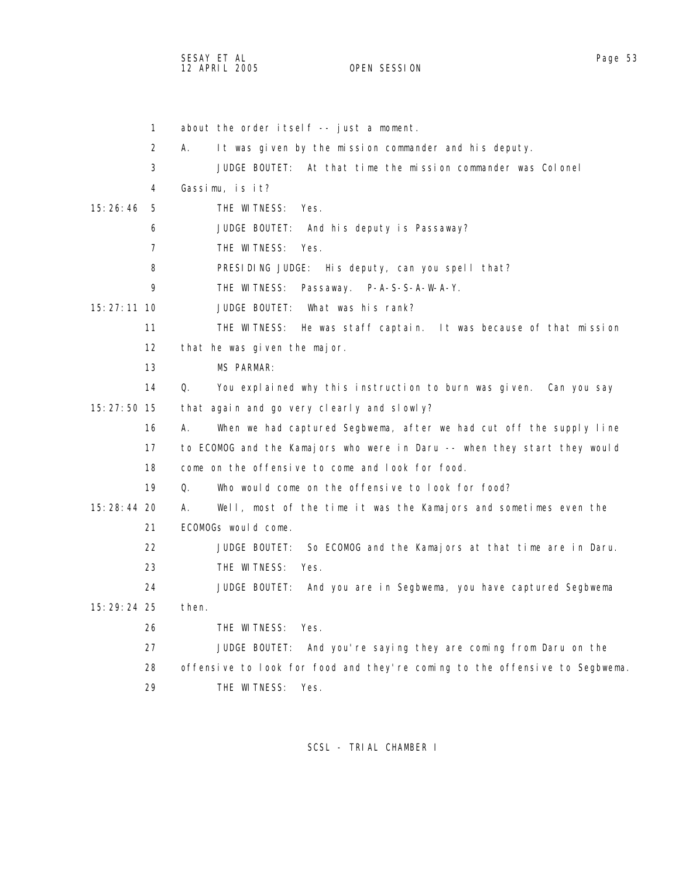about the order itself -- just a moment.

A. It was given by the mission commander and his deputy.

JUDGE BOUTET: At that time the mission commander was Colonel Gassimu, is it?

THE WITNESS: Yes.

JUDGE BOUTET: And his deputy is Passaway?

THE WITNESS: Yes.

PRESIDING JUDGE: His deputy, can you spell that?

THE WITNESS: Passaway. P-A-S-S-A-W-A-Y.

JUDGE BOUTET: What was his rank?

THE WITNESS: He was staff captain. It was because of that mission that he was given the major.

MS PARMAR:

Q. You explained why this instruction to burn was given. Can you say that again and go very clearly and slowly?

A. When we had captured Segbwema, after we had cut off the supply line to ECOMOG and the Kamajors who were in Daru -- when they start they would come on the offensive to come and look for food.

Q. Who would come on the offensive to look for food?

A. Well, most of the time it was the Kamajors and sometimes even the ECOMOGs would come.

JUDGE BOUTET: So ECOMOG and the Kamajors at that time are in Daru.

THE WITNESS: Yes.

JUDGE BOUTET: And you are in Segbwema, you have captured Segbwema then.

THE WITNESS: Yes.

JUDGE BOUTET: And you're saying they are coming from Daru on the offensive to look for food and they're coming to the offensive to Segbwema.

THE WITNESS: Yes.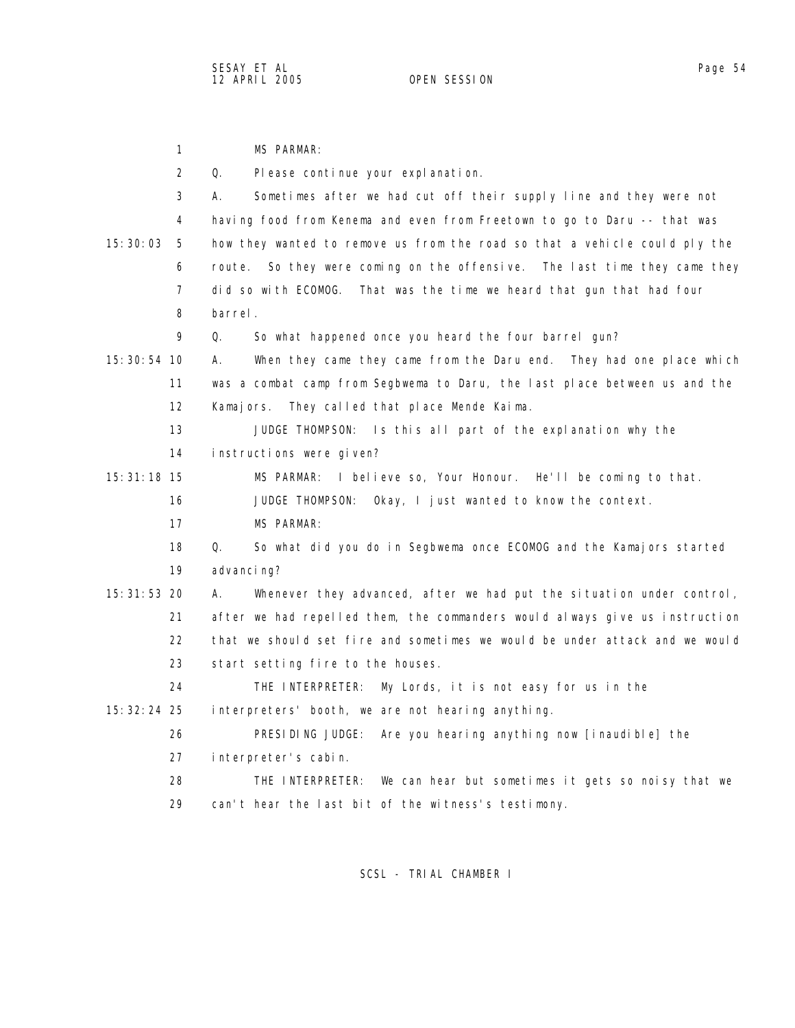MS PARMAR:

Q. Please continue your explanation.

A. Sometimes after we had cut off their supply line and they were not having food from Kenema and even from Freetown to go to Daru -- that was how they wanted to remove us from the road so that a vehicle could ply the route. So they were coming on the offensive. The last time they came they did so with ECOMOG. That was the time we heard that gun that had four barrel.

Q. So what happened once you heard the four barrel gun?

A. When they came they came from the Daru end. They had one place which was a combat camp from Segbwema to Daru, the last place between us and the Kamajors. They called that place Mende Kaima.

JUDGE THOMPSON: Is this all part of the explanation why the instructions were given?

MS PARMAR: I believe so, Your Honour. He'll be coming to that.

JUDGE THOMPSON: Okay, I just wanted to know the context.

MS PARMAR:

Q. So what did you do in Segbwema once ECOMOG and the Kamajors started advancing?

A. Whenever they advanced, after we had put the situation under control, after we had repelled them, the commanders would always give us instruction that we should set fire and sometimes we would be under attack and we would start setting fire to the houses.

THE INTERPRETER: My Lords, it is not easy for us in the interpreters' booth, we are not hearing anything.

PRESIDING JUDGE: Are you hearing anything now [inaudible] the interpreter's cabin.

THE INTERPRETER: We can hear but sometimes it gets so noisy that we can't hear the last bit of the witness's testimony.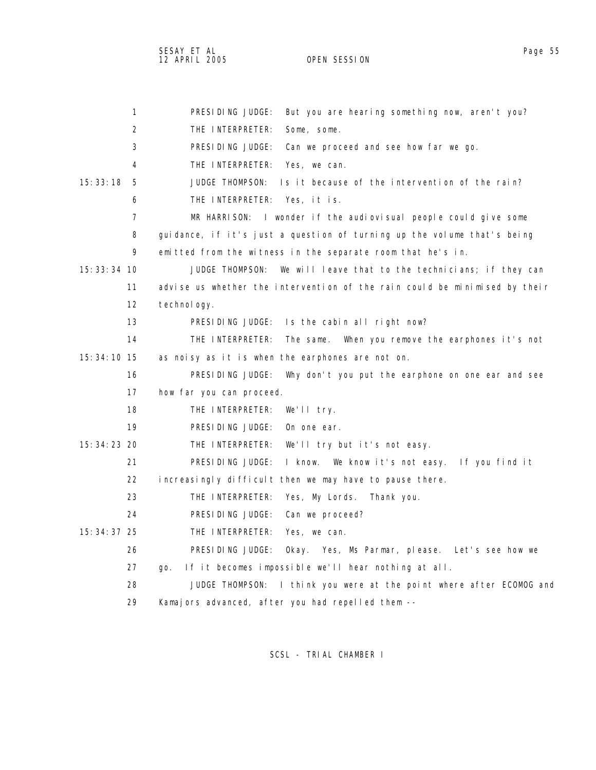1 PRESIDING JUDGE: But you are hearing something now, aren't you?

2 THE INTERPRETER: Some, some.

3 PRESIDING JUDGE: Can we proceed and see how far we go.

4 THE INTERPRETER: Yes, we can.

15:33:18 5 JUDGE THOMPSON: Is it because of the intervention of the rain?

6 THE INTERPRETER: Yes, it is.

7 MR HARRISON: I wonder if the audiovisual people could give some

8 guidance, if it's just a question of turning up the volume that's being

9 emitted from the witness in the separate room that he's in.

15:33:34 10 JUDGE THOMPSON: We will leave that to the technicians; if they can

11 advise us whether the intervention of the rain could be minimised by their

12 technology.

13 PRESIDING JUDGE: Is the cabin all right now?

14 THE INTERPRETER: The same. When you remove the earphones it's not

15:34:10 15 as noisy as it is when the earphones are not on.

16 PRESIDING JUDGE: Why don't you put the earphone on one ear and see

17 how far you can proceed.

18 THE INTERPRETER: We'll try.

19 PRESIDING JUDGE: On one ear.

15:34:23 20 THE INTERPRETER: We'll try but it's not easy.

21 PRESIDING JUDGE: I know. We know it's not easy. If you find it

22 increasingly difficult then we may have to pause there.

23 THE INTERPRETER: Yes, My Lords. Thank you.

24 PRESIDING JUDGE: Can we proceed?

15:34:37 25 THE INTERPRETER: Yes, we can.

26 PRESIDING JUDGE: Okay. Yes, Ms Parmar, please. Let's see how we

27 go. If it becomes impossible we'll hear nothing at all.

28 JUDGE THOMPSON: I think you were at the point where after ECOMOG and

29 Kamajors advanced, after you had repelled them --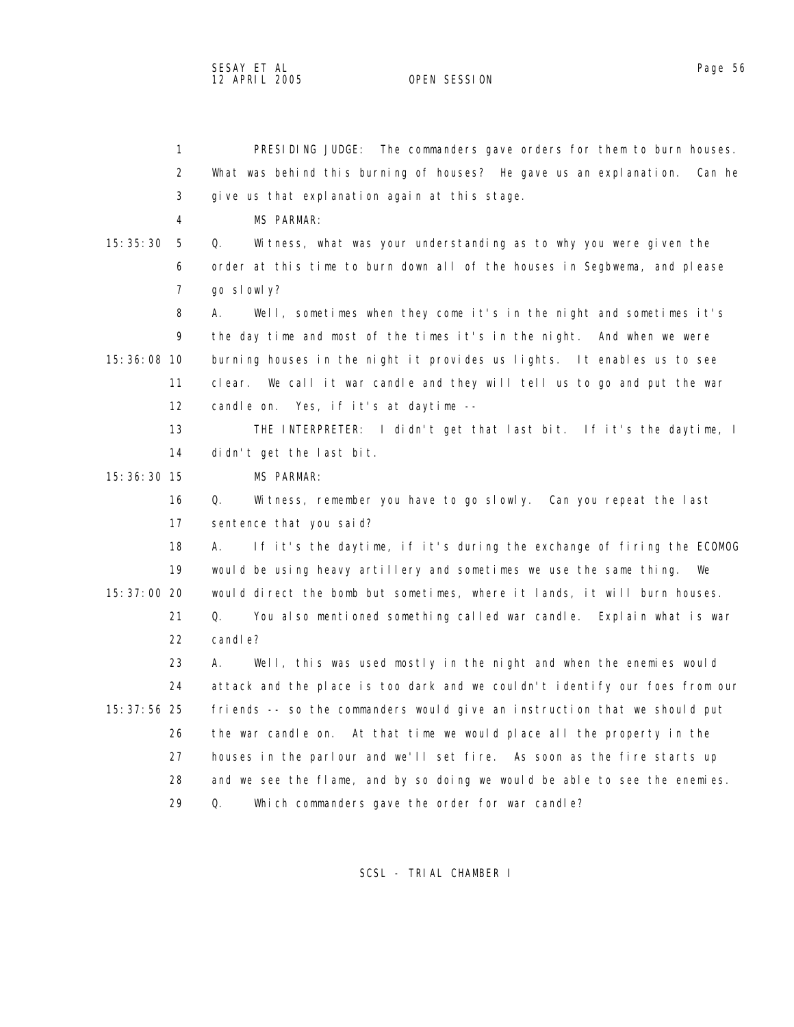PRESIDING JUDGE: The commanders gave orders for them to burn houses. What was behind this burning of houses? He gave us an explanation. Can he give us that explanation again at this stage.

MS PARMAR:

15:35:30 Q. Witness, what was your understanding as to why you were given the order at this time to burn down all of the houses in Segbwema, and please go slowly?

A. Well, sometimes when they come it's in the night and sometimes it's the day time and most of the times it's in the night. And when we were

15:36:08 burning houses in the night it provides us lights. It enables us to see clear. We call it war candle and they will tell us to go and put the war candle on. Yes, if it's at daytime --

THE INTERPRETER: I didn't get that last bit. If it's the daytime, I didn't get the last bit.

15:36:30 MS PARMAR:

Q. Witness, remember you have to go slowly. Can you repeat the last sentence that you said?

A. If it's the daytime, if it's during the exchange of firing the ECOMOG would be using heavy artillery and sometimes we use the same thing. We

15:37:00 would direct the bomb but sometimes, where it lands, it will burn houses.

Q. You also mentioned something called war candle. Explain what is war candle?

A. Well, this was used mostly in the night and when the enemies would attack and the place is too dark and we couldn't identify our foes from our

15:37:56 friends -- so the commanders would give an instruction that we should put the war candle on. At that time we would place all the property in the houses in the parlour and we'll set fire. As soon as the fire starts up and we see the flame, and by so doing we would be able to see the enemies.

Q. Which commanders gave the order for war candle?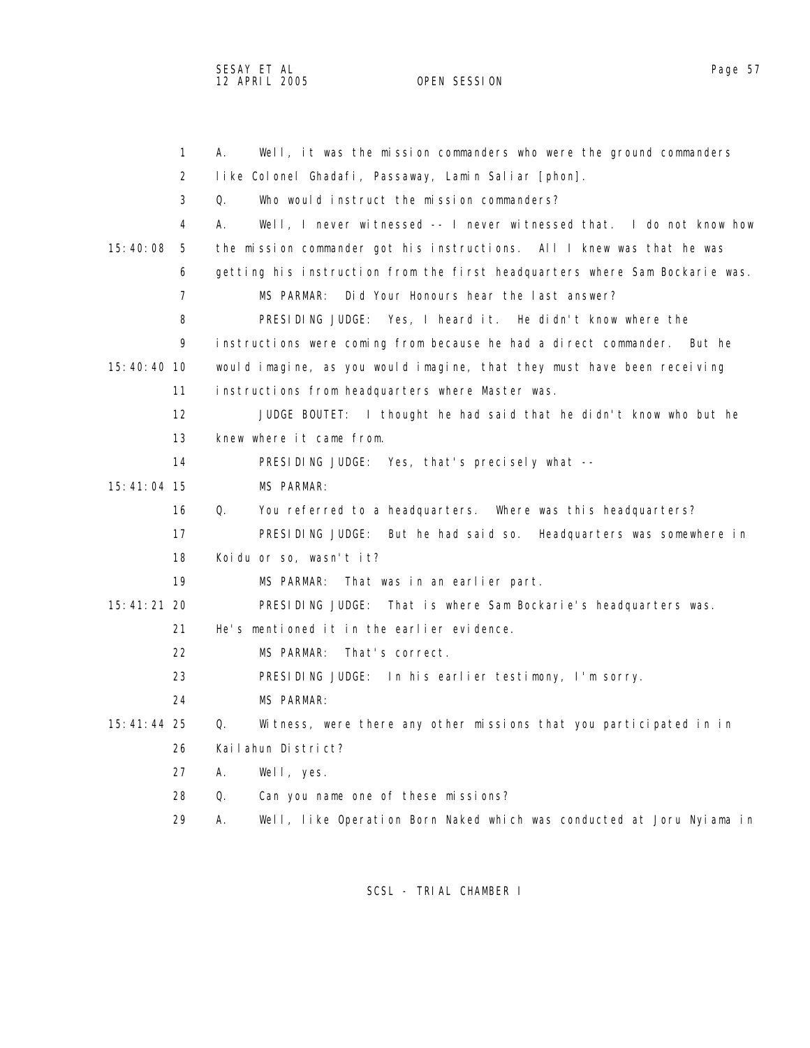A. Well, it was the mission commanders who were the ground commanders like Colonel Ghadafi, Passaway, Lamin Saliar [phon].

Q. Who would instruct the mission commanders?

A. Well, I never witnessed -- I never witnessed that. I do not know how the mission commander got his instructions. All I knew was that he was getting his instruction from the first headquarters where Sam Bockarie was.

MS PARMAR: Did Your Honours hear the last answer?

PRESIDING JUDGE: Yes, I heard it. He didn't know where the instructions were coming from because he had a direct commander. But he would imagine, as you would imagine, that they must have been receiving instructions from headquarters where Master was.

JUDGE BOUTET: I thought he had said that he didn't know who but he knew where it came from.

PRESIDING JUDGE: Yes, that's precisely what --

MS PARMAR:

Q. You referred to a headquarters. Where was this headquarters?

PRESIDING JUDGE: But he had said so. Headquarters was somewhere in Koidu or so, wasn't it?

MS PARMAR: That was in an earlier part.

PRESIDING JUDGE: That is where Sam Bockarie's headquarters was. He's mentioned it in the earlier evidence.

MS PARMAR: That's correct.

PRESIDING JUDGE: In his earlier testimony, I'm sorry.

MS PARMAR:

Q. Witness, were there any other missions that you participated in in Kailahun District?

A. Well, yes.

Q. Can you name one of these missions?

A. Well, like Operation Born Naked which was conducted at Joru Nyiama in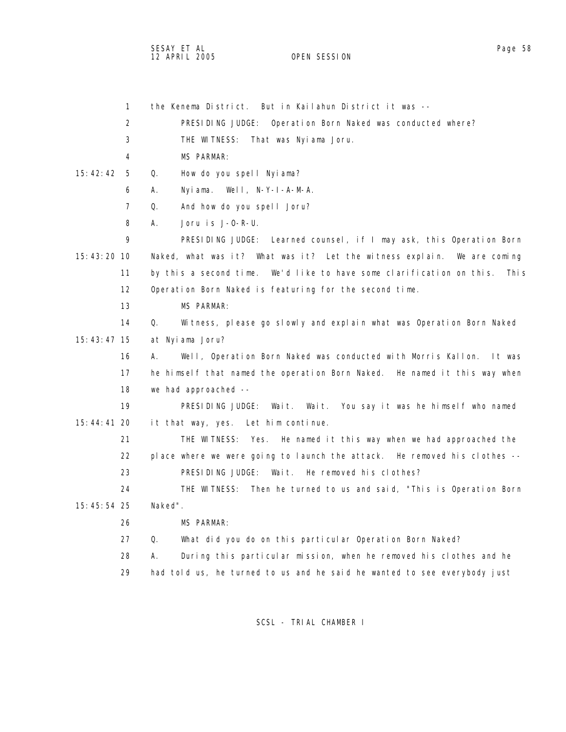1 the Kenema District. But in Kailahun District it was --

2 PRESIDING JUDGE: Operation Born Naked was conducted where?

3 THE WITNESS: That was Nyiama Joru.

4 MS PARMAR:

15:42:42 5 Q. How do you spell Nyiama?

6 A. Nyiama. Well, N-Y-I-A-M-A.

7 Q. And how do you spell Joru?

8 A. Joru is J-O-R-U.

9 PRESIDING JUDGE: Learned counsel, if I may ask, this Operation Born

15:43:20 10 Naked, what was it? What was it? Let the witness explain. We are coming

11 by this a second time. We'd like to have some clarification on this. This

12 Operation Born Naked is featuring for the second time.

13 MS PARMAR:

14 Q. Witness, please go slowly and explain what was Operation Born Naked

15:43:47 15 at Nyiama Joru?

16 A. Well, Operation Born Naked was conducted with Morris Kallon. It was

17 he himself that named the operation Born Naked. He named it this way when

18 we had approached --

19 PRESIDING JUDGE: Wait. Wait. You say it was he himself who named

15:44:41 20 it that way, yes. Let him continue.

21 THE WITNESS: Yes. He named it this way when we had approached the

22 place where we were going to launch the attack. He removed his clothes --

23 PRESIDING JUDGE: Wait. He removed his clothes?

24 THE WITNESS: Then he turned to us and said, "This is Operation Born

15:45:54 25 Naked".

26 MS PARMAR:

27 Q. What did you do on this particular Operation Born Naked?

28 A. During this particular mission, when he removed his clothes and he

29 had told us, he turned to us and he said he wanted to see everybody just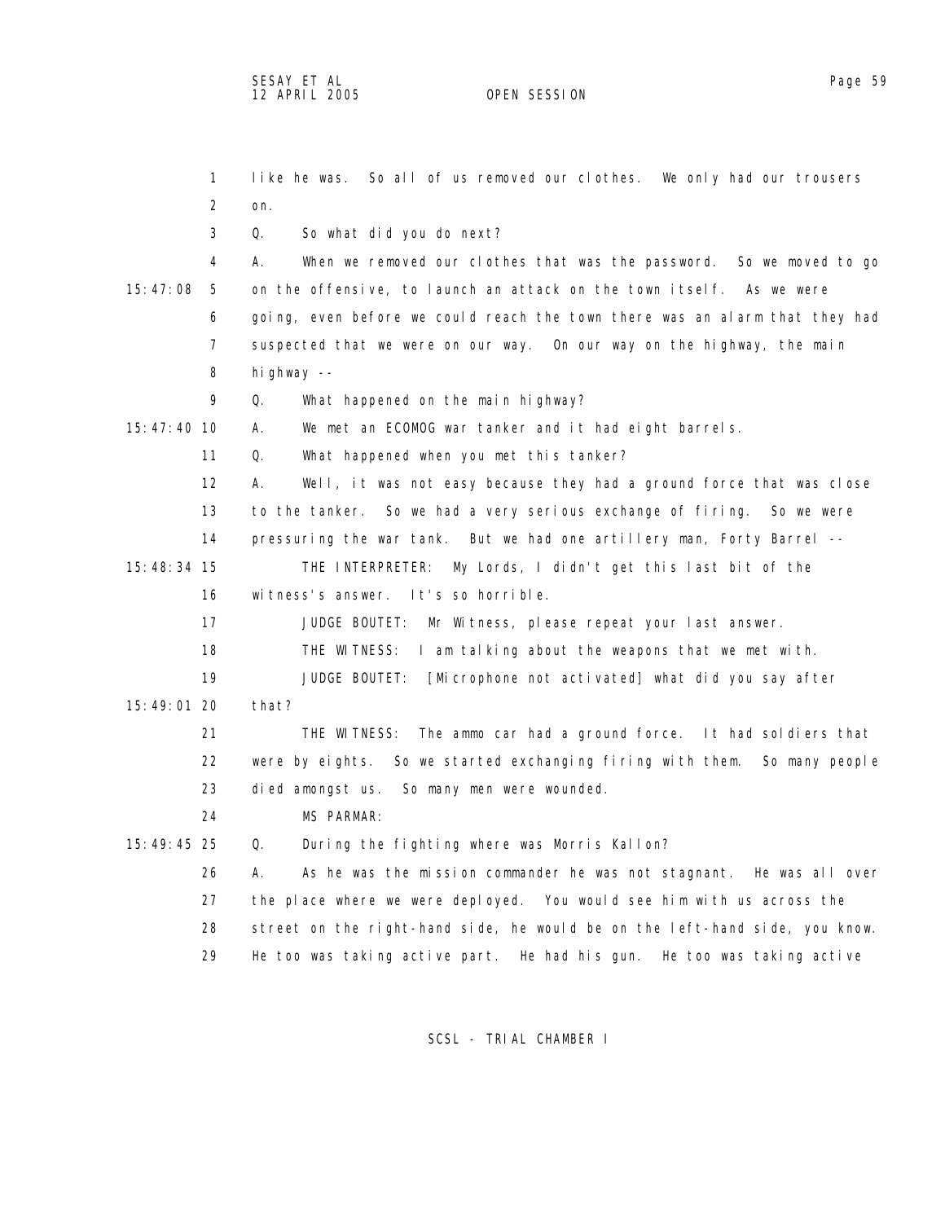like he was. So all of us removed our clothes. We only had our trousers on.

Q. So what did you do next?

A. When we removed our clothes that was the password. So we moved to go on the offensive, to launch an attack on the town itself. As we were going, even before we could reach the town there was an alarm that they had suspected that we were on our way. On our way on the highway, the main highway --

Q. What happened on the main highway?

A. We met an ECOMOG war tanker and it had eight barrels.

Q. What happened when you met this tanker?

A. Well, it was not easy because they had a ground force that was close to the tanker. So we had a very serious exchange of firing. So we were pressuring the war tank. But we had one artillery man, Forty Barrel --

THE INTERPRETER: My Lords, I didn't get this last bit of the witness's answer. It's so horrible.

JUDGE BOUTET: Mr Witness, please repeat your last answer.

THE WITNESS: I am talking about the weapons that we met with.

JUDGE BOUTET: [Microphone not activated] what did you say after that?

THE WITNESS: The ammo car had a ground force. It had soldiers that were by eights. So we started exchanging firing with them. So many people died amongst us. So many men were wounded.

MS PARMAR:

Q. During the fighting where was Morris Kallon?

A. As he was the mission commander he was not stagnant. He was all over the place where we were deployed. You would see him with us across the street on the right-hand side, he would be on the left-hand side, you know. He too was taking active part. He had his gun. He too was taking active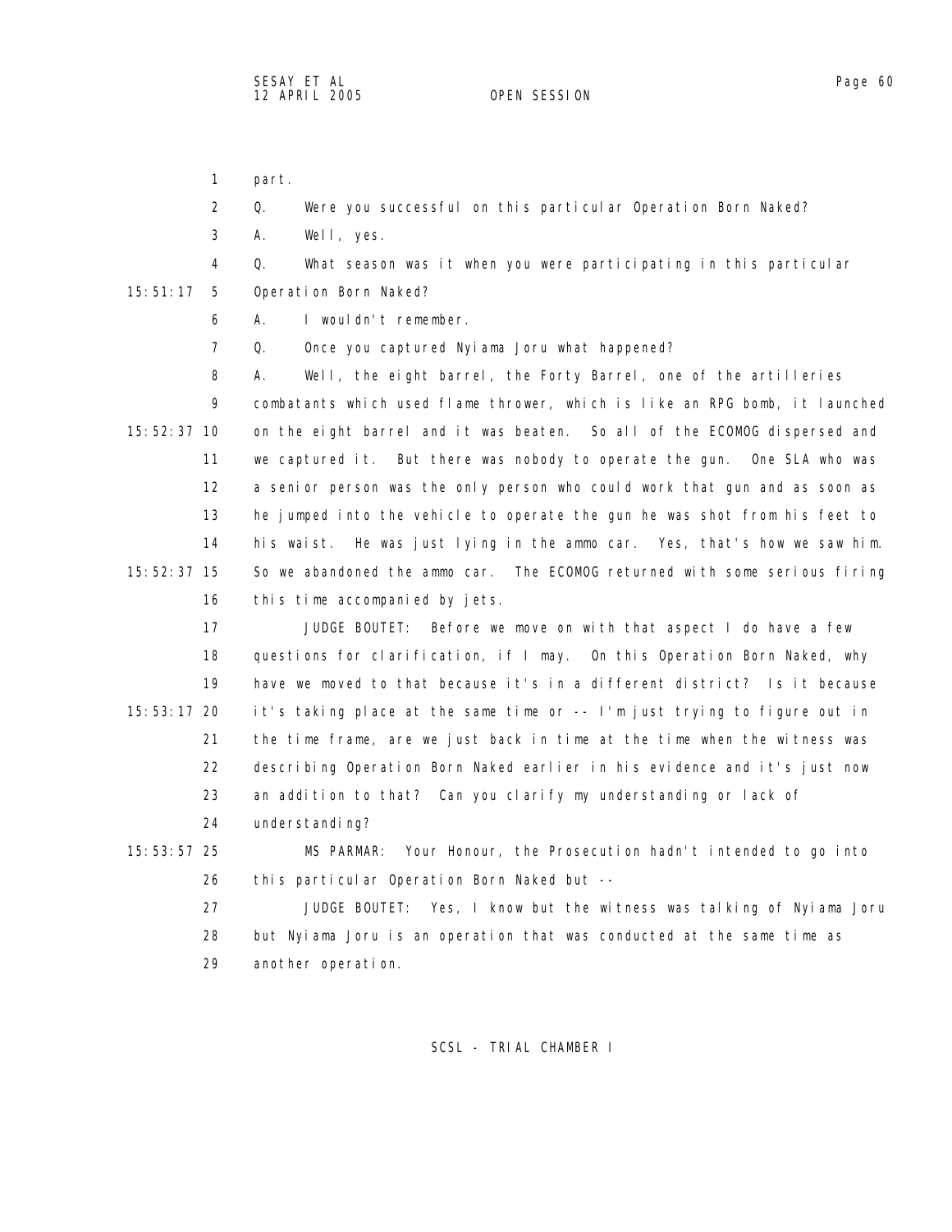part.

Q. Were you successful on this particular Operation Born Naked?

A. Well, yes.

Q. What season was it when you were participating in this particular Operation Born Naked?

A. I wouldn't remember.

Q. Once you captured Nyiama Joru what happened?

A. Well, the eight barrel, the Forty Barrel, one of the artilleries combatants which used flame thrower, which is like an RPG bomb, it launched on the eight barrel and it was beaten. So all of the ECOMOG dispersed and we captured it. But there was nobody to operate the gun. One SLA who was a senior person was the only person who could work that gun and as soon as he jumped into the vehicle to operate the gun he was shot from his feet to his waist. He was just lying in the ammo car. Yes, that's how we saw him. So we abandoned the ammo car. The ECOMOG returned with some serious firing this time accompanied by jets.

JUDGE BOUTET: Before we move on with that aspect I do have a few questions for clarification, if I may. On this Operation Born Naked, why have we moved to that because it's in a different district? Is it because it's taking place at the same time or -- I'm just trying to figure out in the time frame, are we just back in time at the time when the witness was describing Operation Born Naked earlier in his evidence and it's just now an addition to that? Can you clarify my understanding or lack of understanding?

MS PARMAR: Your Honour, the Prosecution hadn't intended to go into this particular Operation Born Naked but --

JUDGE BOUTET: Yes, I know but the witness was talking of Nyiama Joru but Nyiama Joru is an operation that was conducted at the same time as another operation.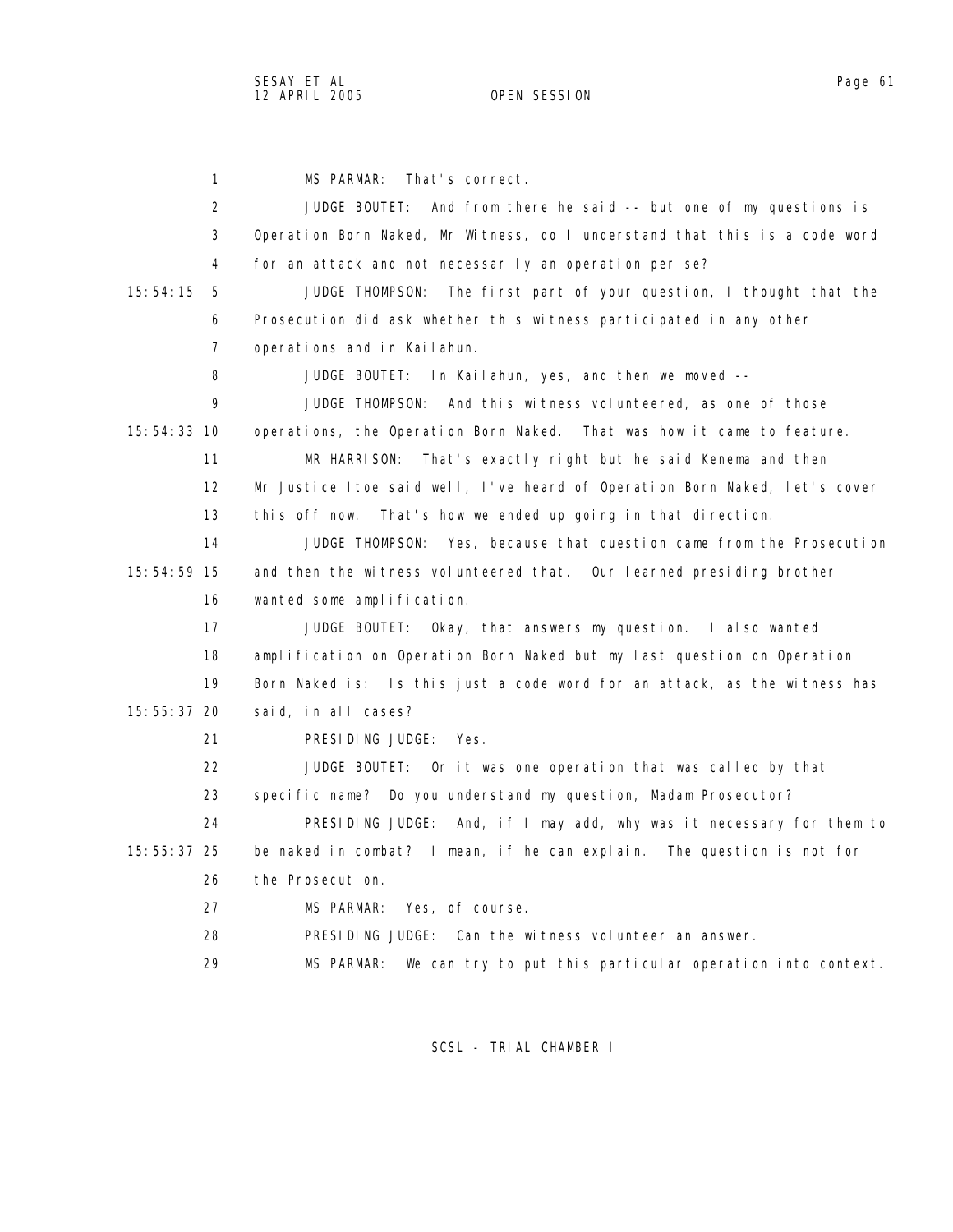MS PARMAR: That's correct.

JUDGE BOUTET: And from there he said -- but one of my questions is Operation Born Naked, Mr Witness, do I understand that this is a code word for an attack and not necessarily an operation per se?

JUDGE THOMPSON: The first part of your question, I thought that the Prosecution did ask whether this witness participated in any other operations and in Kailahun.

JUDGE BOUTET: In Kailahun, yes, and then we moved --

JUDGE THOMPSON: And this witness volunteered, as one of those operations, the Operation Born Naked. That was how it came to feature.

MR HARRISON: That's exactly right but he said Kenema and then Mr Justice Itoe said well, I've heard of Operation Born Naked, let's cover this off now. That's how we ended up going in that direction.

JUDGE THOMPSON: Yes, because that question came from the Prosecution and then the witness volunteered that. Our learned presiding brother wanted some amplification.

JUDGE BOUTET: Okay, that answers my question. I also wanted amplification on Operation Born Naked but my last question on Operation Born Naked is: Is this just a code word for an attack, as the witness has said, in all cases?

PRESIDING JUDGE: Yes.

JUDGE BOUTET: Or it was one operation that was called by that specific name? Do you understand my question, Madam Prosecutor?

PRESIDING JUDGE: And, if I may add, why was it necessary for them to be naked in combat? I mean, if he can explain. The question is not for the Prosecution.

MS PARMAR: Yes, of course.

PRESIDING JUDGE: Can the witness volunteer an answer.

MS PARMAR: We can try to put this particular operation into context.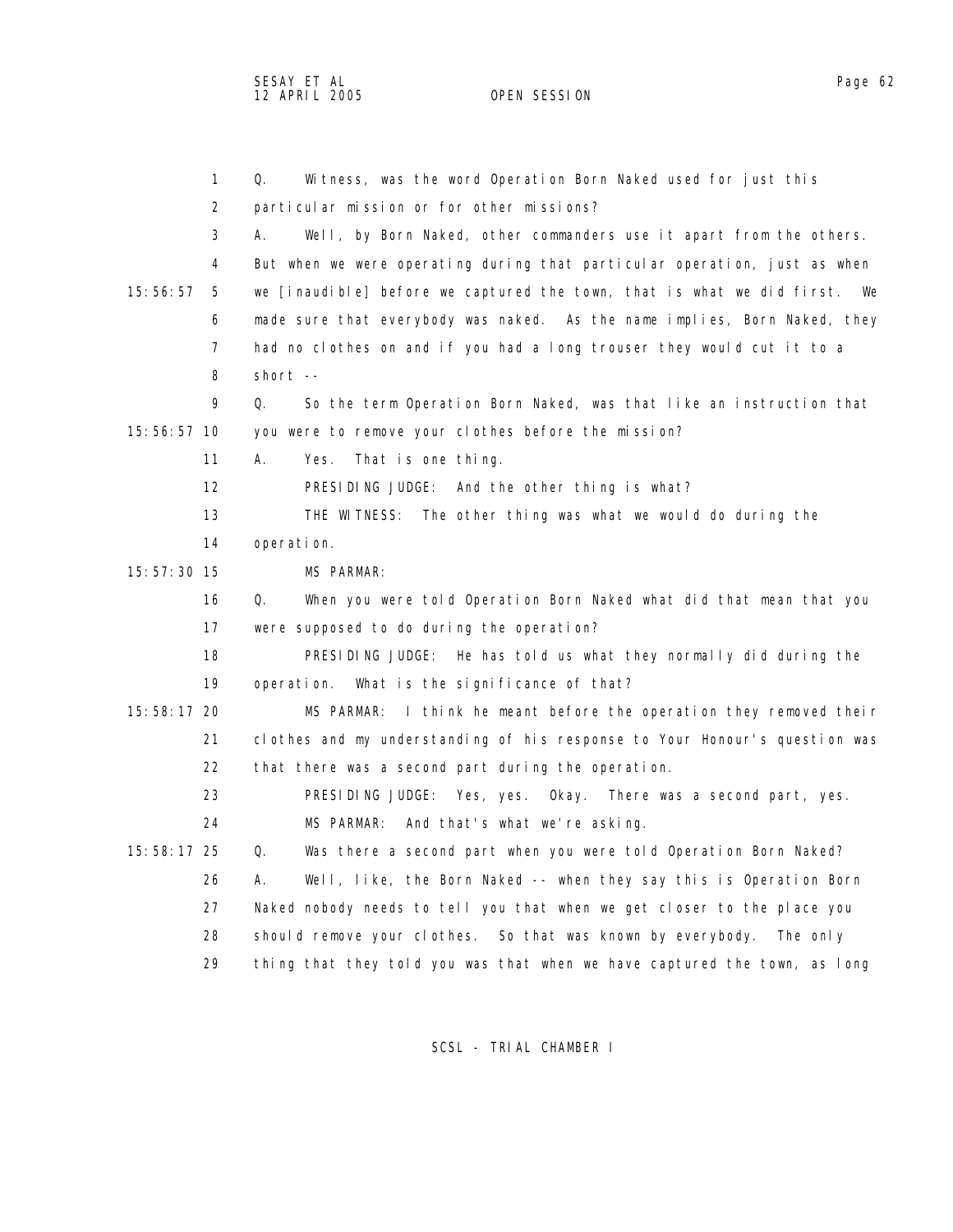1 Q. Witness, was the word Operation Born Naked used for just this
2 particular mission or for other missions?
3 A. Well, by Born Naked, other commanders use it apart from the others.
4 But when we were operating during that particular operation, just as when
15:56:57 5 we [inaudible] before we captured the town, that is what we did first. We
6 made sure that everybody was naked. As the name implies, Born Naked, they
7 had no clothes on and if you had a long trouser they would cut it to a
8 short --
9 Q. So the term Operation Born Naked, was that like an instruction that
15:56:57 10 you were to remove your clothes before the mission?
11 A. Yes. That is one thing.
12 PRESIDING JUDGE: And the other thing is what?
13 THE WITNESS: The other thing was what we would do during the
14 operation.
15:57:30 15 MS PARMAR:
16 Q. When you were told Operation Born Naked what did that mean that you
17 were supposed to do during the operation?
18 PRESIDING JUDGE: He has told us what they normally did during the
19 operation. What is the significance of that?
15:58:17 20 MS PARMAR: I think he meant before the operation they removed their
21 clothes and my understanding of his response to Your Honour's question was
22 that there was a second part during the operation.
23 PRESIDING JUDGE: Yes, yes. Okay. There was a second part, yes.
24 MS PARMAR: And that's what we're asking.
15:58:17 25 Q. Was there a second part when you were told Operation Born Naked?
26 A. Well, like, the Born Naked -- when they say this is Operation Born
27 Naked nobody needs to tell you that when we get closer to the place you
28 should remove your clothes. So that was known by everybody. The only
29 thing that they told you was that when we have captured the town, as long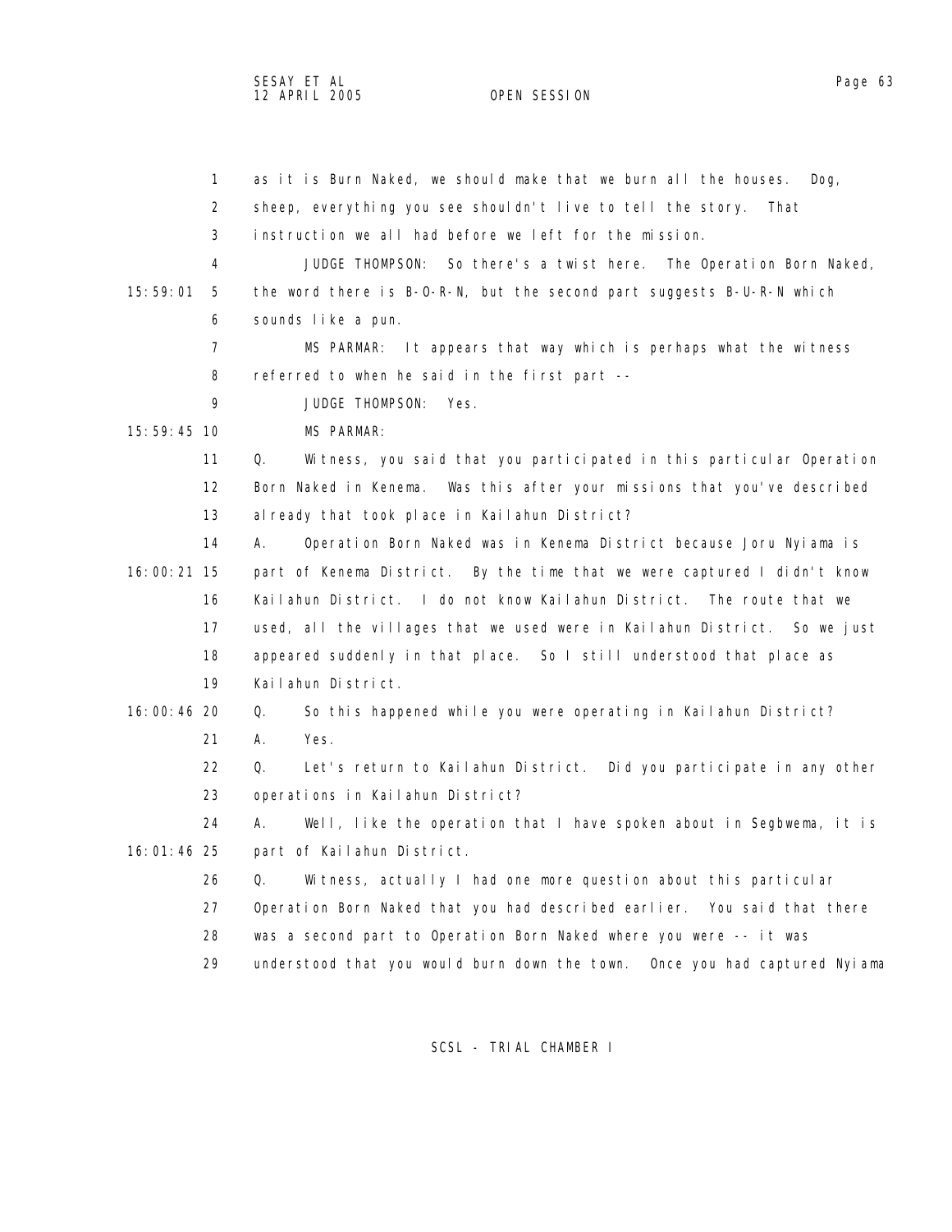as it is Burn Naked, we should make that we burn all the houses. Dog, sheep, everything you see shouldn't live to tell the story. That instruction we all had before we left for the mission.

JUDGE THOMPSON: So there's a twist here. The Operation Born Naked, the word there is B-O-R-N, but the second part suggests B-U-R-N which sounds like a pun.

MS PARMAR: It appears that way which is perhaps what the witness referred to when he said in the first part --

JUDGE THOMPSON: Yes.

MS PARMAR:

Q. Witness, you said that you participated in this particular Operation Born Naked in Kenema. Was this after your missions that you've described already that took place in Kailahun District?

A. Operation Born Naked was in Kenema District because Joru Nyiama is part of Kenema District. By the time that we were captured I didn't know Kailahun District. I do not know Kailahun District. The route that we used, all the villages that we used were in Kailahun District. So we just appeared suddenly in that place. So I still understood that place as Kailahun District.

Q. So this happened while you were operating in Kailahun District?

A. Yes.

Q. Let's return to Kailahun District. Did you participate in any other operations in Kailahun District?

A. Well, like the operation that I have spoken about in Segbwema, it is part of Kailahun District.

Q. Witness, actually I had one more question about this particular Operation Born Naked that you had described earlier. You said that there was a second part to Operation Born Naked where you were -- it was understood that you would burn down the town. Once you had captured Nyiama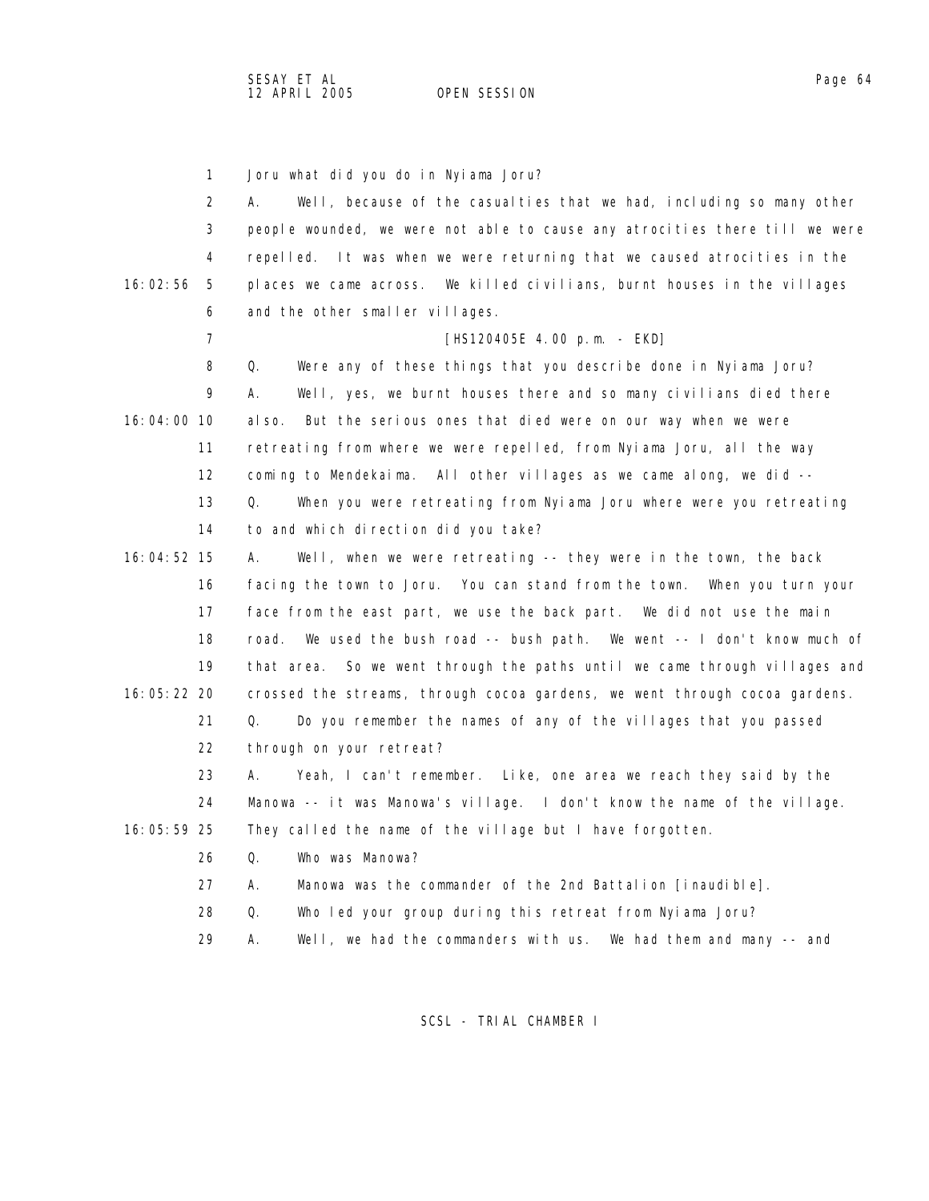Joru what did you do in Nyiama Joru?

A. Well, because of the casualties that we had, including so many other people wounded, we were not able to cause any atrocities there till we were repelled. It was when we were returning that we caused atrocities in the places we came across. We killed civilians, burnt houses in the villages and the other smaller villages.

[HS120405E 4.00 p.m. - EKD]

Q. Were any of these things that you describe done in Nyiama Joru?

A. Well, yes, we burnt houses there and so many civilians died there also. But the serious ones that died were on our way when we were retreating from where we were repelled, from Nyiama Joru, all the way coming to Mendekaima. All other villages as we came along, we did --

Q. When you were retreating from Nyiama Joru where were you retreating to and which direction did you take?

A. Well, when we were retreating -- they were in the town, the back facing the town to Joru. You can stand from the town. When you turn your face from the east part, we use the back part. We did not use the main road. We used the bush road -- bush path. We went -- I don't know much of that area. So we went through the paths until we came through villages and crossed the streams, through cocoa gardens, we went through cocoa gardens.

Q. Do you remember the names of any of the villages that you passed through on your retreat?

A. Yeah, I can't remember. Like, one area we reach they said by the Manowa -- it was Manowa's village. I don't know the name of the village. They called the name of the village but I have forgotten.

Q. Who was Manowa?

A. Manowa was the commander of the 2nd Battalion [inaudible].

Q. Who led your group during this retreat from Nyiama Joru?

A. Well, we had the commanders with us. We had them and many -- and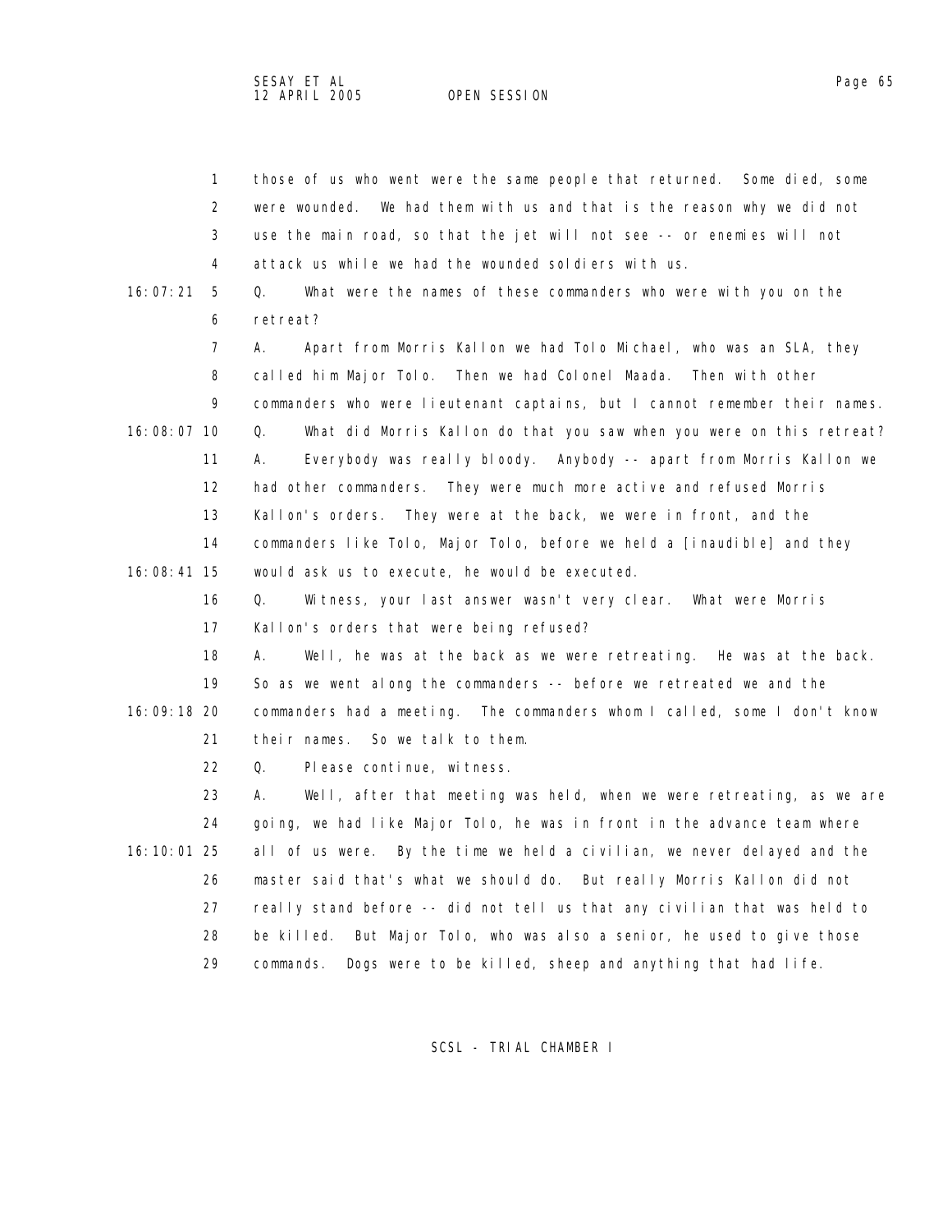those of us who went were the same people that returned. Some died, some were wounded. We had them with us and that is the reason why we did not use the main road, so that the jet will not see -- or enemies will not attack us while we had the wounded soldiers with us.

Q. What were the names of these commanders who were with you on the retreat?

A. Apart from Morris Kallon we had Tolo Michael, who was an SLA, they called him Major Tolo. Then we had Colonel Maada. Then with other commanders who were lieutenant captains, but I cannot remember their names.

Q. What did Morris Kallon do that you saw when you were on this retreat?

A. Everybody was really bloody. Anybody -- apart from Morris Kallon we had other commanders. They were much more active and refused Morris Kallon's orders. They were at the back, we were in front, and the commanders like Tolo, Major Tolo, before we held a [inaudible] and they would ask us to execute, he would be executed.

Q. Witness, your last answer wasn't very clear. What were Morris Kallon's orders that were being refused?

A. Well, he was at the back as we were retreating. He was at the back. So as we went along the commanders -- before we retreated we and the commanders had a meeting. The commanders whom I called, some I don't know their names. So we talk to them.

Q. Please continue, witness.

A. Well, after that meeting was held, when we were retreating, as we are going, we had like Major Tolo, he was in front in the advance team where all of us were. By the time we held a civilian, we never delayed and the master said that's what we should do. But really Morris Kallon did not really stand before -- did not tell us that any civilian that was held to be killed. But Major Tolo, who was also a senior, he used to give those commands. Dogs were to be killed, sheep and anything that had life.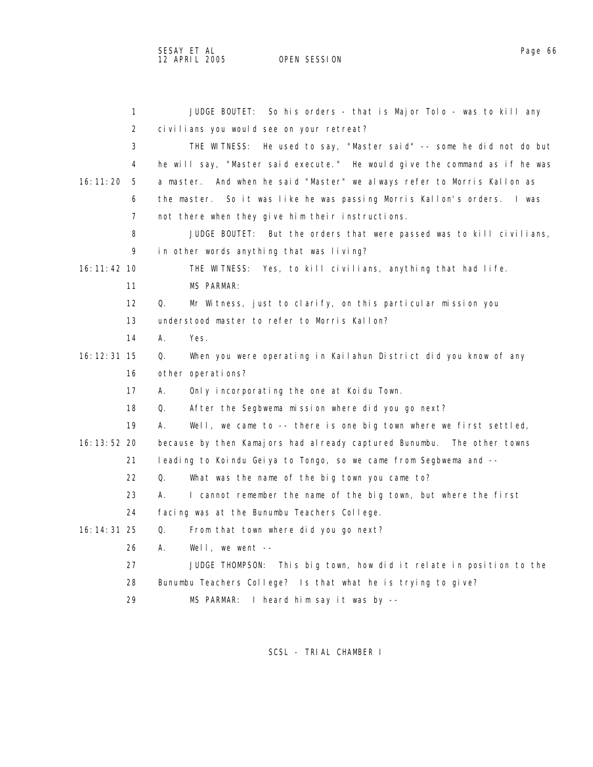JUDGE BOUTET: So his orders - that is Major Tolo - was to kill any civilians you would see on your retreat?

THE WITNESS: He used to say, "Master said" -- some he did not do but he will say, "Master said execute." He would give the command as if he was a master. And when he said "Master" we always refer to Morris Kallon as the master. So it was like he was passing Morris Kallon's orders. I was not there when they give him their instructions.

JUDGE BOUTET: But the orders that were passed was to kill civilians, in other words anything that was living?

THE WITNESS: Yes, to kill civilians, anything that had life.

MS PARMAR:

Q. Mr Witness, just to clarify, on this particular mission you understood master to refer to Morris Kallon?

A. Yes.

Q. When you were operating in Kailahun District did you know of any other operations?

A. Only incorporating the one at Koidu Town.

Q. After the Segbwema mission where did you go next?

A. Well, we came to -- there is one big town where we first settled, because by then Kamajors had already captured Bunumbu. The other towns leading to Koindu Geiya to Tongo, so we came from Segbwema and --

Q. What was the name of the big town you came to?

A. I cannot remember the name of the big town, but where the first facing was at the Bunumbu Teachers College.

Q. From that town where did you go next?

A. Well, we went --

JUDGE THOMPSON: This big town, how did it relate in position to the Bunumbu Teachers College? Is that what he is trying to give?

MS PARMAR: I heard him say it was by --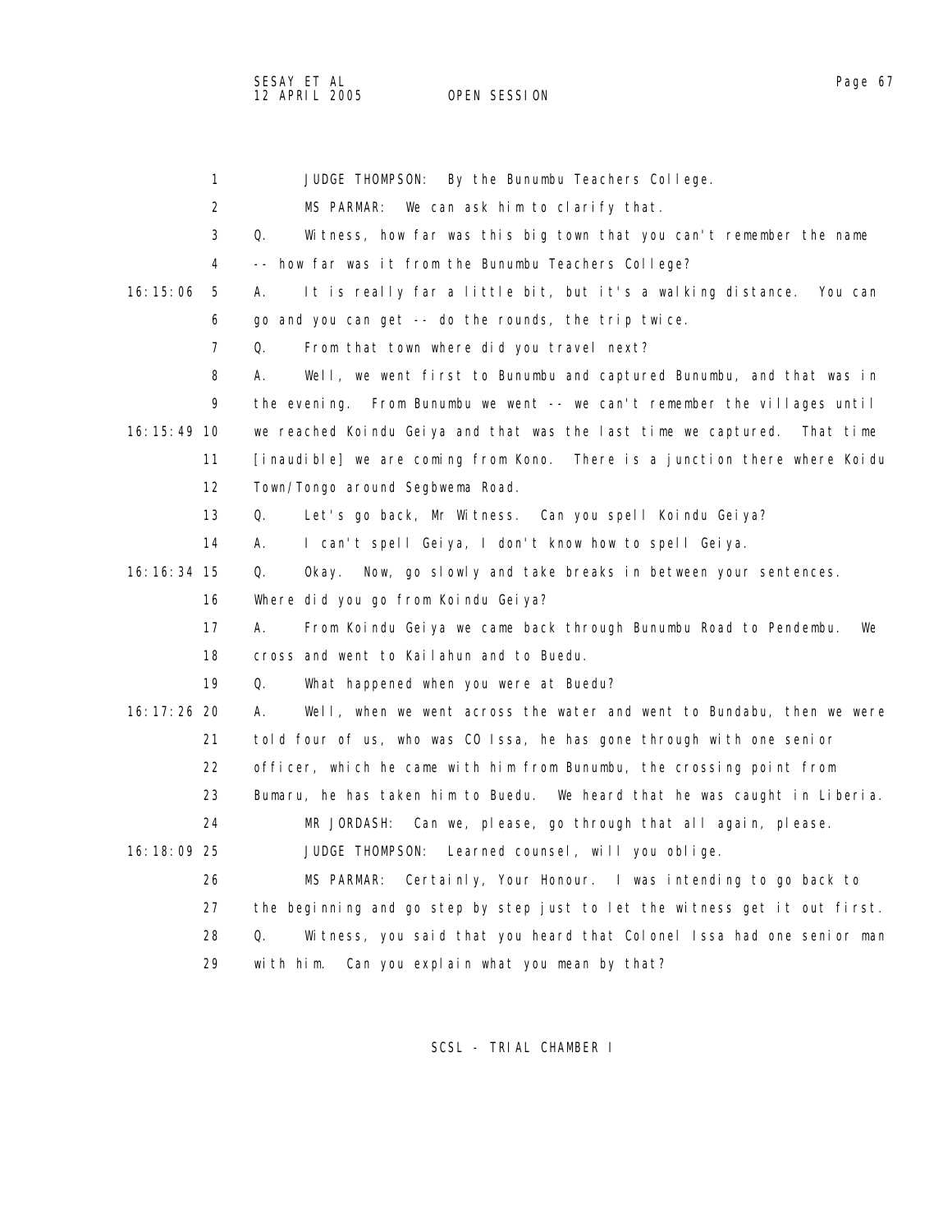JUDGE THOMPSON: By the Bunumbu Teachers College.

MS PARMAR: We can ask him to clarify that.

Q. Witness, how far was this big town that you can't remember the name -- how far was it from the Bunumbu Teachers College?

A. It is really far a little bit, but it's a walking distance. You can go and you can get -- do the rounds, the trip twice.

Q. From that town where did you travel next?

A. Well, we went first to Bunumbu and captured Bunumbu, and that was in the evening. From Bunumbu we went -- we can't remember the villages until we reached Koindu Geiya and that was the last time we captured. That time [inaudible] we are coming from Kono. There is a junction there where Koidu Town/Tongo around Segbwema Road.

Q. Let's go back, Mr Witness. Can you spell Koindu Geiya?

A. I can't spell Geiya, I don't know how to spell Geiya.

Q. Okay. Now, go slowly and take breaks in between your sentences. Where did you go from Koindu Geiya?

A. From Koindu Geiya we came back through Bunumbu Road to Pendembu. We cross and went to Kailahun and to Buedu.

Q. What happened when you were at Buedu?

A. Well, when we went across the water and went to Bundabu, then we were told four of us, who was CO Issa, he has gone through with one senior officer, which he came with him from Bunumbu, the crossing point from Bumaru, he has taken him to Buedu. We heard that he was caught in Liberia.

MR JORDASH: Can we, please, go through that all again, please.

JUDGE THOMPSON: Learned counsel, will you oblige.

MS PARMAR: Certainly, Your Honour. I was intending to go back to the beginning and go step by step just to let the witness get it out first.

Q. Witness, you said that you heard that Colonel Issa had one senior man with him. Can you explain what you mean by that?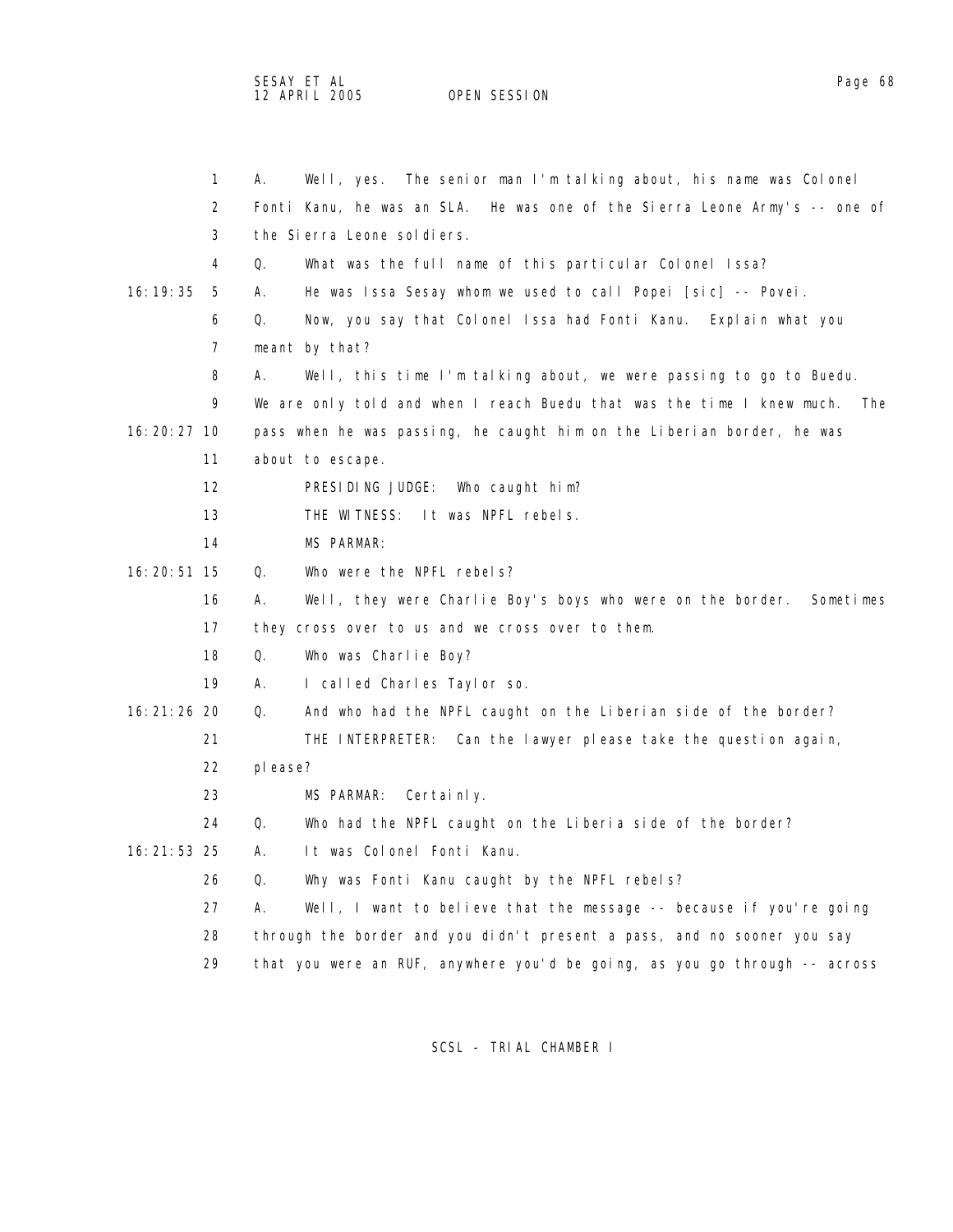A. Well, yes. The senior man I'm talking about, his name was Colonel Fonti Kanu, he was an SLA. He was one of the Sierra Leone Army's -- one of the Sierra Leone soldiers.

Q. What was the full name of this particular Colonel Issa?

A. He was Issa Sesay whom we used to call Popei [sic] -- Povei.

Q. Now, you say that Colonel Issa had Fonti Kanu. Explain what you meant by that?

A. Well, this time I'm talking about, we were passing to go to Buedu. We are only told and when I reach Buedu that was the time I knew much. The pass when he was passing, he caught him on the Liberian border, he was about to escape.

PRESIDING JUDGE: Who caught him?

THE WITNESS: It was NPFL rebels.

MS PARMAR:

Q. Who were the NPFL rebels?

A. Well, they were Charlie Boy's boys who were on the border. Sometimes they cross over to us and we cross over to them.

Q. Who was Charlie Boy?

A. I called Charles Taylor so.

Q. And who had the NPFL caught on the Liberian side of the border?

THE INTERPRETER: Can the lawyer please take the question again, please?

MS PARMAR: Certainly.

Q. Who had the NPFL caught on the Liberia side of the border?

A. It was Colonel Fonti Kanu.

Q. Why was Fonti Kanu caught by the NPFL rebels?

A. Well, I want to believe that the message -- because if you're going through the border and you didn't present a pass, and no sooner you say that you were an RUF, anywhere you'd be going, as you go through -- across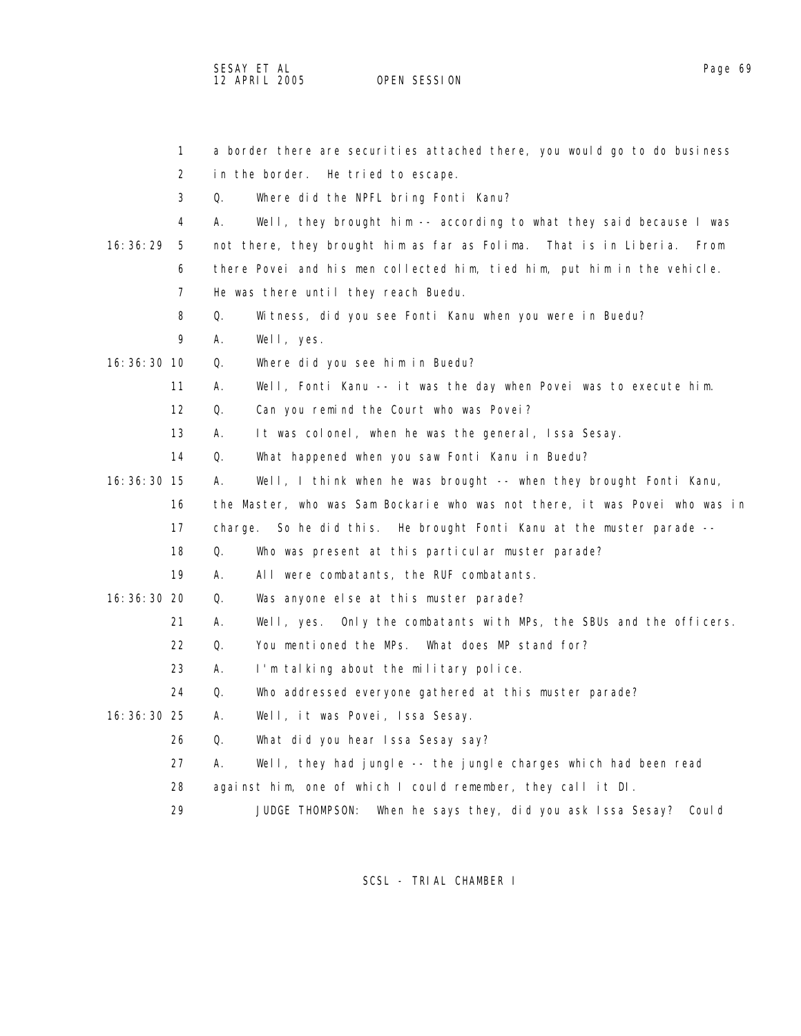a border there are securities attached there, you would go to do business in the border. He tried to escape.

Q. Where did the NPFL bring Fonti Kanu?

A. Well, they brought him -- according to what they said because I was not there, they brought him as far as Folima. That is in Liberia. From there Povei and his men collected him, tied him, put him in the vehicle. He was there until they reach Buedu.

Q. Witness, did you see Fonti Kanu when you were in Buedu?

A. Well, yes.

Q. Where did you see him in Buedu?

A. Well, Fonti Kanu -- it was the day when Povei was to execute him.

Q. Can you remind the Court who was Povei?

A. It was colonel, when he was the general, Issa Sesay.

Q. What happened when you saw Fonti Kanu in Buedu?

A. Well, I think when he was brought -- when they brought Fonti Kanu, the Master, who was Sam Bockarie who was not there, it was Povei who was in charge. So he did this. He brought Fonti Kanu at the muster parade --

Q. Who was present at this particular muster parade?

A. All were combatants, the RUF combatants.

Q. Was anyone else at this muster parade?

A. Well, yes. Only the combatants with MPs, the SBUs and the officers.

Q. You mentioned the MPs. What does MP stand for?

A. I'm talking about the military police.

Q. Who addressed everyone gathered at this muster parade?

A. Well, it was Povei, Issa Sesay.

Q. What did you hear Issa Sesay say?

A. Well, they had jungle -- the jungle charges which had been read against him, one of which I could remember, they call it DI.

JUDGE THOMPSON: When he says they, did you ask Issa Sesay? Could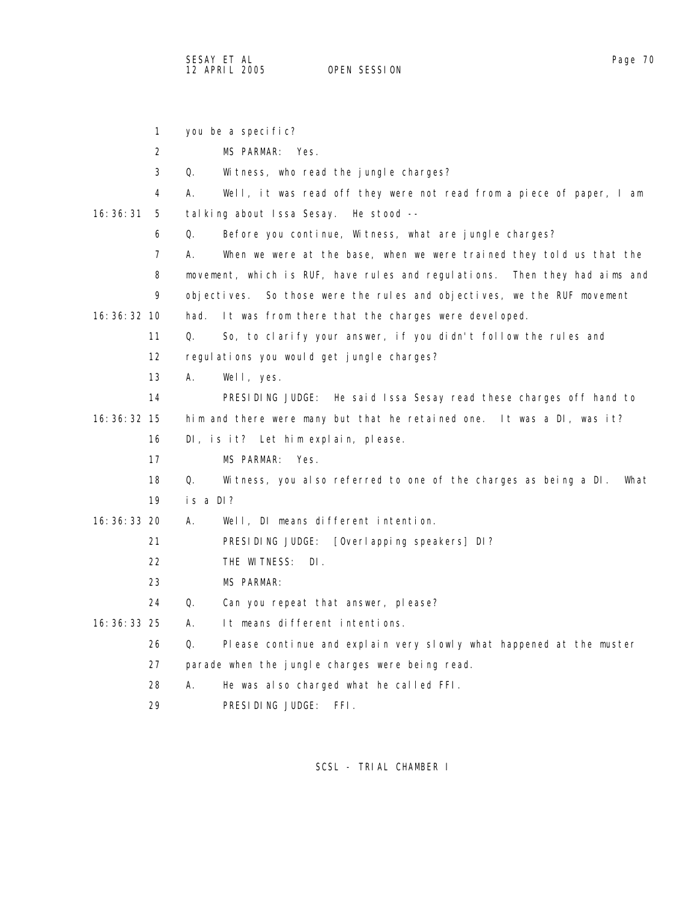1 you be a specific?

2 MS PARMAR: Yes.

3 Q. Witness, who read the jungle charges?

4 A. Well, it was read off they were not read from a piece of paper, I am

16:36:31 5 talking about Issa Sesay. He stood --

6 Q. Before you continue, Witness, what are jungle charges?

7 A. When we were at the base, when we were trained they told us that the

8 movement, which is RUF, have rules and regulations. Then they had aims and

9 objectives. So those were the rules and objectives, we the RUF movement

16:36:32 10 had. It was from there that the charges were developed.

11 Q. So, to clarify your answer, if you didn't follow the rules and

12 regulations you would get jungle charges?

13 A. Well, yes.

14 PRESIDING JUDGE: He said Issa Sesay read these charges off hand to

16:36:32 15 him and there were many but that he retained one. It was a DI, was it?

16 DI, is it? Let him explain, please.

17 MS PARMAR: Yes.

18 Q. Witness, you also referred to one of the charges as being a DI. What

19 is a DI?

16:36:33 20 A. Well, DI means different intention.

21 PRESIDING JUDGE: [Overlapping speakers] DI?

22 THE WITNESS: DI.

23 MS PARMAR:

24 Q. Can you repeat that answer, please?

16:36:33 25 A. It means different intentions.

26 Q. Please continue and explain very slowly what happened at the muster

27 parade when the jungle charges were being read.

28 A. He was also charged what he called FFI.

29 PRESIDING JUDGE: FFI.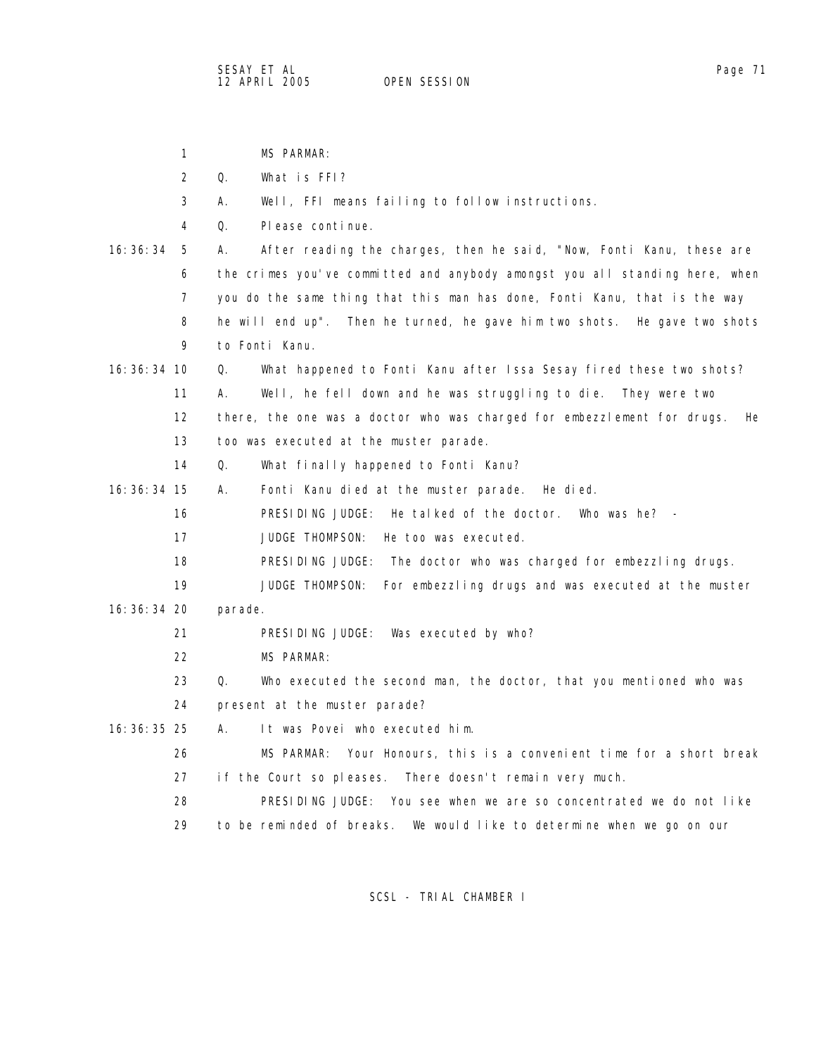MS PARMAR:

Q. What is FFI?

A. Well, FFI means failing to follow instructions.

Q. Please continue.

A. After reading the charges, then he said, "Now, Fonti Kanu, these are the crimes you've committed and anybody amongst you all standing here, when you do the same thing that this man has done, Fonti Kanu, that is the way he will end up". Then he turned, he gave him two shots. He gave two shots to Fonti Kanu.

Q. What happened to Fonti Kanu after Issa Sesay fired these two shots?

A. Well, he fell down and he was struggling to die. They were two there, the one was a doctor who was charged for embezzlement for drugs. He too was executed at the muster parade.

Q. What finally happened to Fonti Kanu?

A. Fonti Kanu died at the muster parade. He died.

PRESIDING JUDGE: He talked of the doctor. Who was he? -

JUDGE THOMPSON: He too was executed.

PRESIDING JUDGE: The doctor who was charged for embezzling drugs.

JUDGE THOMPSON: For embezzling drugs and was executed at the muster parade.

PRESIDING JUDGE: Was executed by who?

MS PARMAR:

Q. Who executed the second man, the doctor, that you mentioned who was present at the muster parade?

A. It was Povei who executed him.

MS PARMAR: Your Honours, this is a convenient time for a short break if the Court so pleases. There doesn't remain very much.

PRESIDING JUDGE: You see when we are so concentrated we do not like to be reminded of breaks. We would like to determine when we go on our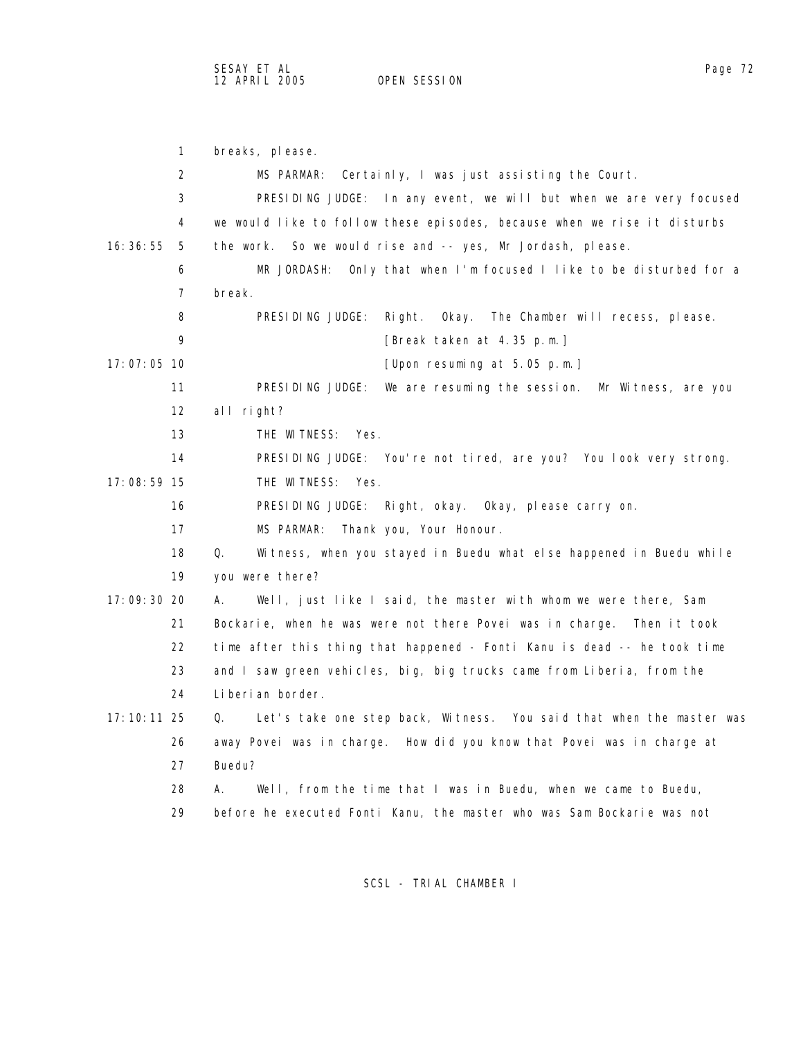breaks, please.

MS PARMAR: Certainly, I was just assisting the Court.

PRESIDING JUDGE: In any event, we will but when we are very focused we would like to follow these episodes, because when we rise it disturbs the work. So we would rise and -- yes, Mr Jordash, please.

MR JORDASH: Only that when I'm focused I like to be disturbed for a break.

PRESIDING JUDGE: Right. Okay. The Chamber will recess, please.

[Break taken at 4.35 p.m.]

[Upon resuming at 5.05 p.m.]

PRESIDING JUDGE: We are resuming the session. Mr Witness, are you all right?

THE WITNESS: Yes.

PRESIDING JUDGE: You're not tired, are you? You look very strong.

THE WITNESS: Yes.

PRESIDING JUDGE: Right, okay. Okay, please carry on.

MS PARMAR: Thank you, Your Honour.

Q. Witness, when you stayed in Buedu what else happened in Buedu while you were there?

A. Well, just like I said, the master with whom we were there, Sam Bockarie, when he was were not there Povei was in charge. Then it took time after this thing that happened - Fonti Kanu is dead -- he took time and I saw green vehicles, big, big trucks came from Liberia, from the Liberian border.

Q. Let's take one step back, Witness. You said that when the master was away Povei was in charge. How did you know that Povei was in charge at Buedu?

A. Well, from the time that I was in Buedu, when we came to Buedu, before he executed Fonti Kanu, the master who was Sam Bockarie was not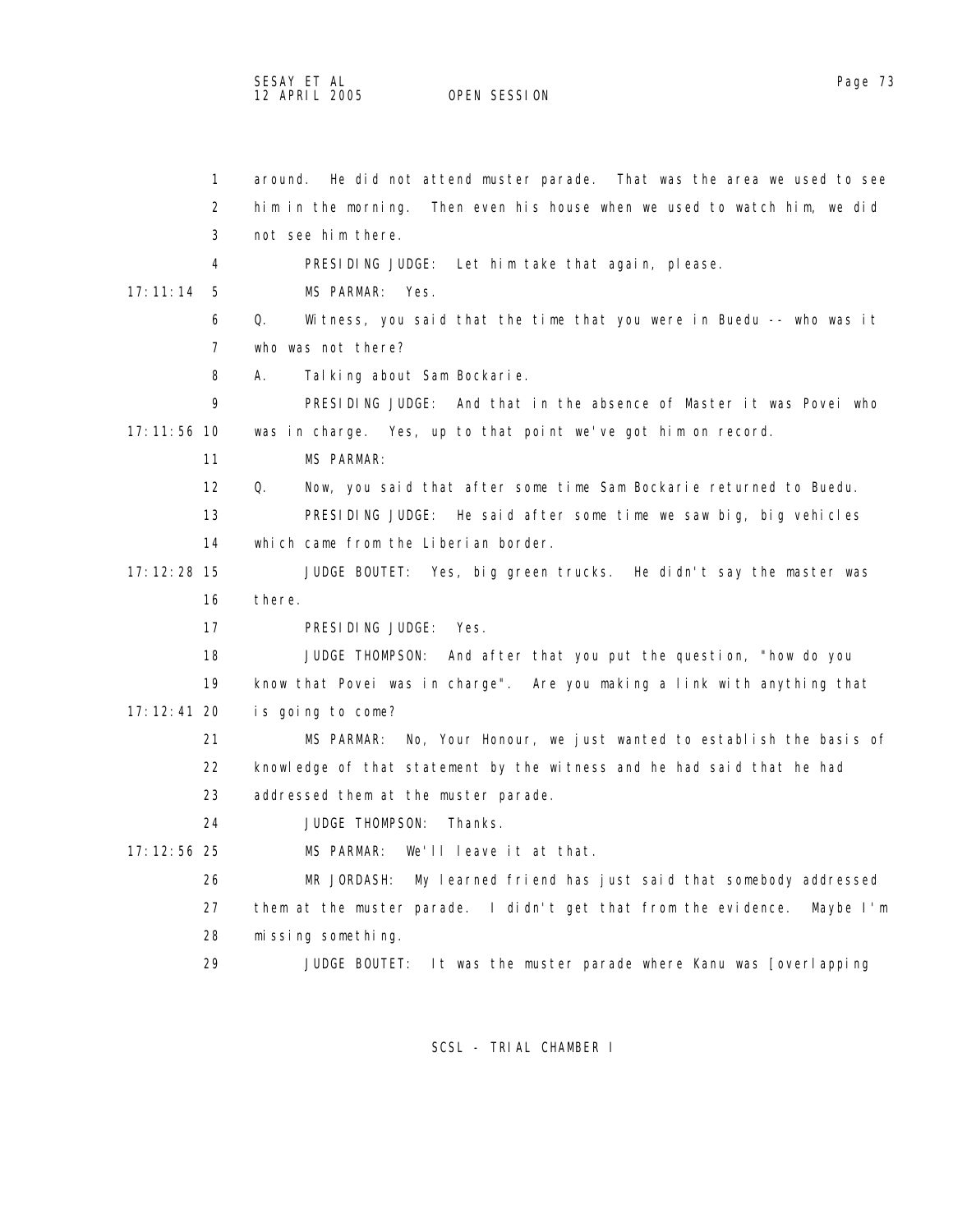around. He did not attend muster parade. That was the area we used to see him in the morning. Then even his house when we used to watch him, we did not see him there.

PRESIDING JUDGE: Let him take that again, please.

MS PARMAR: Yes.

Q. Witness, you said that the time that you were in Buedu -- who was it who was not there?

A. Talking about Sam Bockarie.

PRESIDING JUDGE: And that in the absence of Master it was Povei who was in charge. Yes, up to that point we've got him on record.

MS PARMAR:

Q. Now, you said that after some time Sam Bockarie returned to Buedu.

PRESIDING JUDGE: He said after some time we saw big, big vehicles which came from the Liberian border.

JUDGE BOUTET: Yes, big green trucks. He didn't say the master was there.

PRESIDING JUDGE: Yes.

JUDGE THOMPSON: And after that you put the question, "how do you know that Povei was in charge". Are you making a link with anything that is going to come?

MS PARMAR: No, Your Honour, we just wanted to establish the basis of knowledge of that statement by the witness and he had said that he had addressed them at the muster parade.

JUDGE THOMPSON: Thanks.

MS PARMAR: We'll leave it at that.

MR JORDASH: My learned friend has just said that somebody addressed them at the muster parade. I didn't get that from the evidence. Maybe I'm missing something.

JUDGE BOUTET: It was the muster parade where Kanu was [overlapping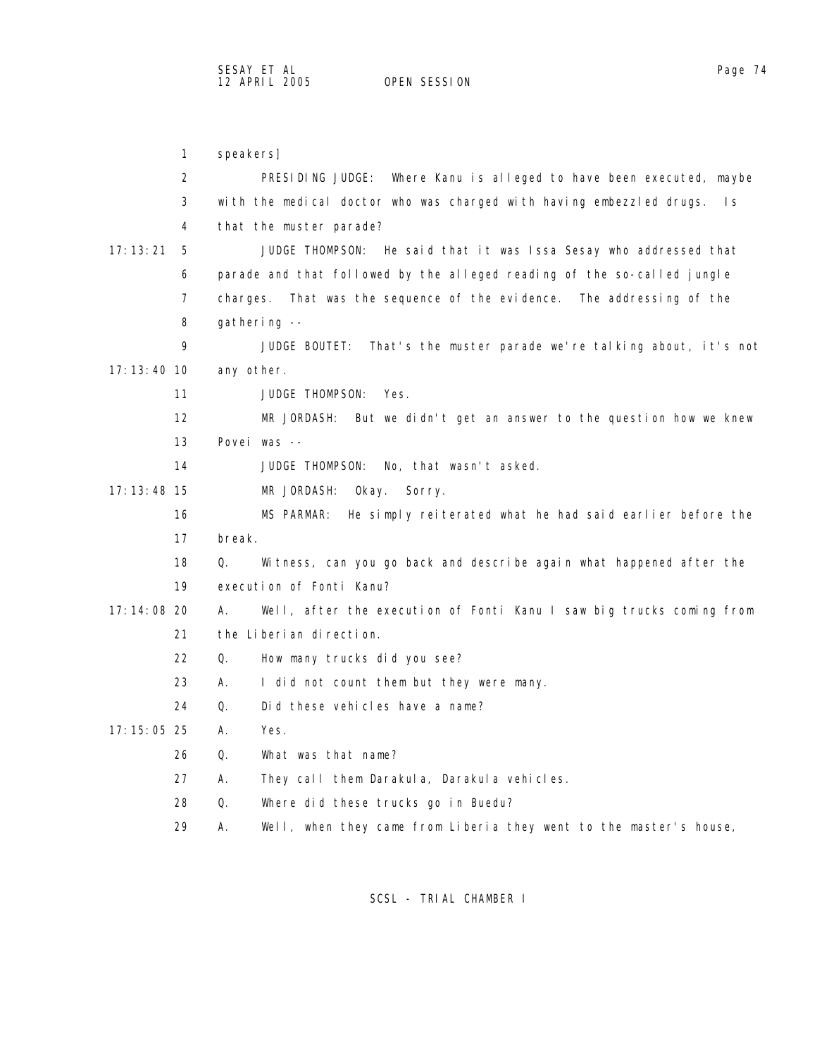speakers]

PRESIDING JUDGE: Where Kanu is alleged to have been executed, maybe with the medical doctor who was charged with having embezzled drugs. Is that the muster parade?

JUDGE THOMPSON: He said that it was Issa Sesay who addressed that parade and that followed by the alleged reading of the so-called jungle charges. That was the sequence of the evidence. The addressing of the gathering --

JUDGE BOUTET: That's the muster parade we're talking about, it's not any other.

JUDGE THOMPSON: Yes.

MR JORDASH: But we didn't get an answer to the question how we knew Povei was --

JUDGE THOMPSON: No, that wasn't asked.

MR JORDASH: Okay. Sorry.

MS PARMAR: He simply reiterated what he had said earlier before the break.

Q. Witness, can you go back and describe again what happened after the execution of Fonti Kanu?

A. Well, after the execution of Fonti Kanu I saw big trucks coming from the Liberian direction.

Q. How many trucks did you see?

A. I did not count them but they were many.

Q. Did these vehicles have a name?

A. Yes.

Q. What was that name?

A. They call them Darakula, Darakula vehicles.

Q. Where did these trucks go in Buedu?

A. Well, when they came from Liberia they went to the master's house,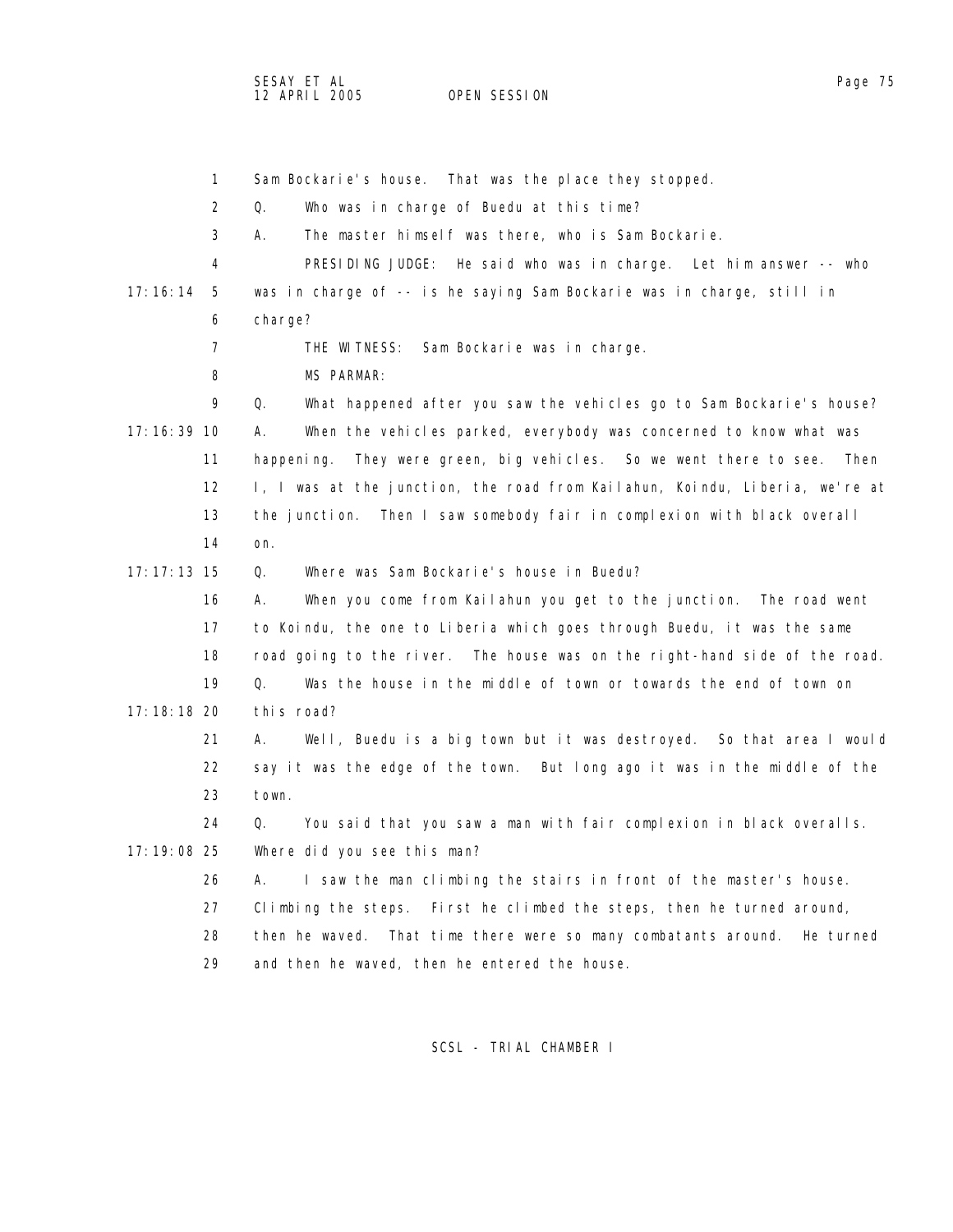Sam Bockarie's house. That was the place they stopped.

Q. Who was in charge of Buedu at this time?

A. The master himself was there, who is Sam Bockarie.

PRESIDING JUDGE: He said who was in charge. Let him answer -- who was in charge of -- is he saying Sam Bockarie was in charge, still in charge?

THE WITNESS: Sam Bockarie was in charge.

MS PARMAR:

Q. What happened after you saw the vehicles go to Sam Bockarie's house?

A. When the vehicles parked, everybody was concerned to know what was happening. They were green, big vehicles. So we went there to see. Then I, I was at the junction, the road from Kailahun, Koindu, Liberia, we're at the junction. Then I saw somebody fair in complexion with black overall on.

Q. Where was Sam Bockarie's house in Buedu?

A. When you come from Kailahun you get to the junction. The road went to Koindu, the one to Liberia which goes through Buedu, it was the same road going to the river. The house was on the right-hand side of the road.

Q. Was the house in the middle of town or towards the end of town on this road?

A. Well, Buedu is a big town but it was destroyed. So that area I would say it was the edge of the town. But long ago it was in the middle of the town.

Q. You said that you saw a man with fair complexion in black overalls. Where did you see this man?

A. I saw the man climbing the stairs in front of the master's house. Climbing the steps. First he climbed the steps, then he turned around, then he waved. That time there were so many combatants around. He turned and then he waved, then he entered the house.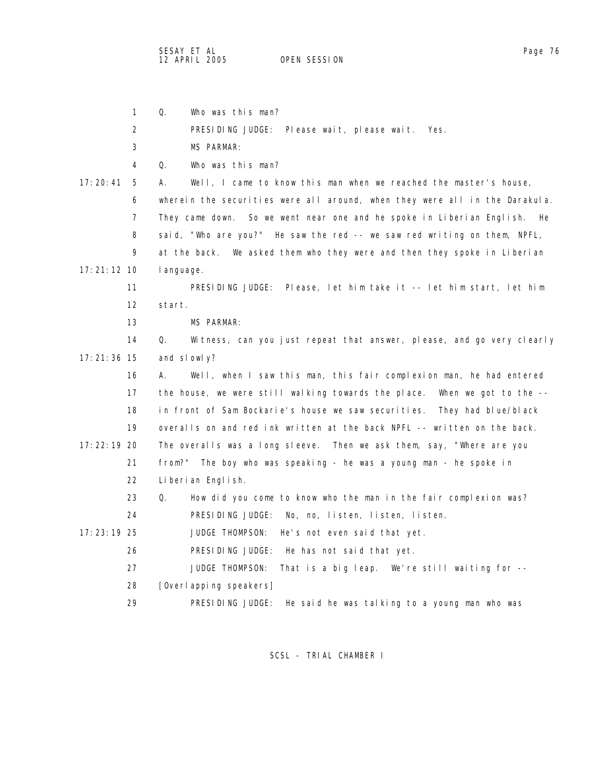1 Q. Who was this man?

2 PRESIDING JUDGE: Please wait, please wait. Yes.

3 MS PARMAR:

4 Q. Who was this man?

17:20:41 5 A. Well, I came to know this man when we reached the master's house,

6 wherein the securities were all around, when they were all in the Darakula.

7 They came down. So we went near one and he spoke in Liberian English. He

8 said, "Who are you?" He saw the red -- we saw red writing on them, NPFL,

9 at the back. We asked them who they were and then they spoke in Liberian

17:21:12 10 language.

11 PRESIDING JUDGE: Please, let him take it -- let him start, let him

12 start.

13 MS PARMAR:

14 Q. Witness, can you just repeat that answer, please, and go very clearly

17:21:36 15 and slowly?

16 A. Well, when I saw this man, this fair complexion man, he had entered

17 the house, we were still walking towards the place. When we got to the --

18 in front of Sam Bockarie's house we saw securities. They had blue/black

19 overalls on and red ink written at the back NPFL -- written on the back.

17:22:19 20 The overalls was a long sleeve. Then we ask them, say, "Where are you

21 from?" The boy who was speaking - he was a young man - he spoke in

22 Liberian English.

23 Q. How did you come to know who the man in the fair complexion was?

24 PRESIDING JUDGE: No, no, listen, listen, listen.

17:23:19 25 JUDGE THOMPSON: He's not even said that yet.

26 PRESIDING JUDGE: He has not said that yet.

27 JUDGE THOMPSON: That is a big leap. We're still waiting for --

28 [Overlapping speakers]

29 PRESIDING JUDGE: He said he was talking to a young man who was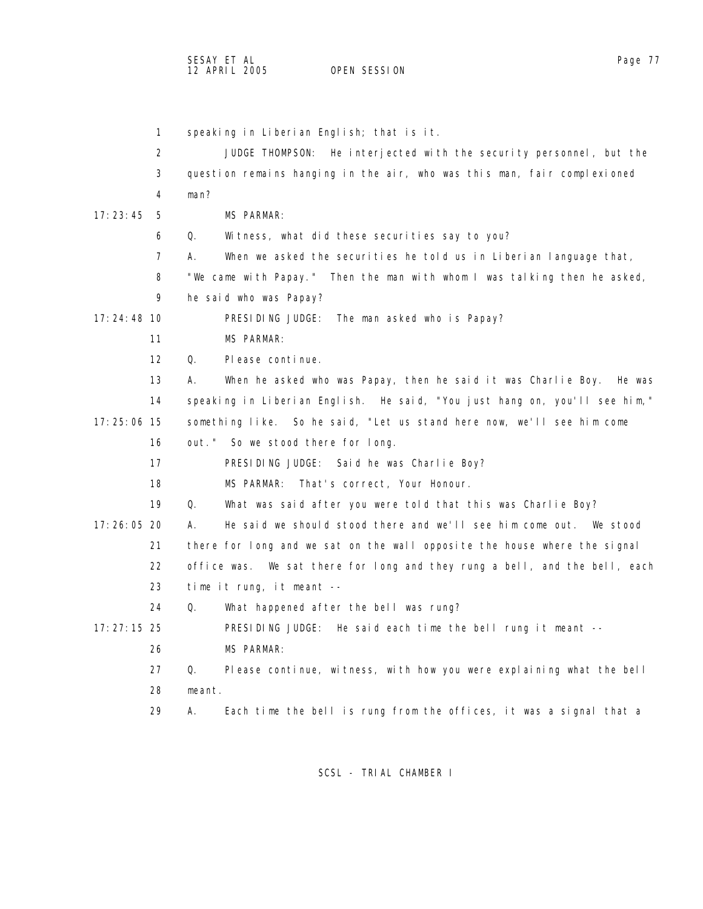speaking in Liberian English; that is it.

JUDGE THOMPSON: He interjected with the security personnel, but the question remains hanging in the air, who was this man, fair complexioned man?

MS PARMAR:

Q. Witness, what did these securities say to you?

A. When we asked the securities he told us in Liberian language that, "We came with Papay." Then the man with whom I was talking then he asked, he said who was Papay?

PRESIDING JUDGE: The man asked who is Papay?

MS PARMAR:

Q. Please continue.

A. When he asked who was Papay, then he said it was Charlie Boy. He was speaking in Liberian English. He said, "You just hang on, you'll see him," something like. So he said, "Let us stand here now, we'll see him come out." So we stood there for long.

PRESIDING JUDGE: Said he was Charlie Boy?

MS PARMAR: That's correct, Your Honour.

Q. What was said after you were told that this was Charlie Boy?

A. He said we should stood there and we'll see him come out. We stood there for long and we sat on the wall opposite the house where the signal office was. We sat there for long and they rung a bell, and the bell, each time it rung, it meant --

Q. What happened after the bell was rung?

PRESIDING JUDGE: He said each time the bell rung it meant --

MS PARMAR:

Q. Please continue, witness, with how you were explaining what the bell meant.

A. Each time the bell is rung from the offices, it was a signal that a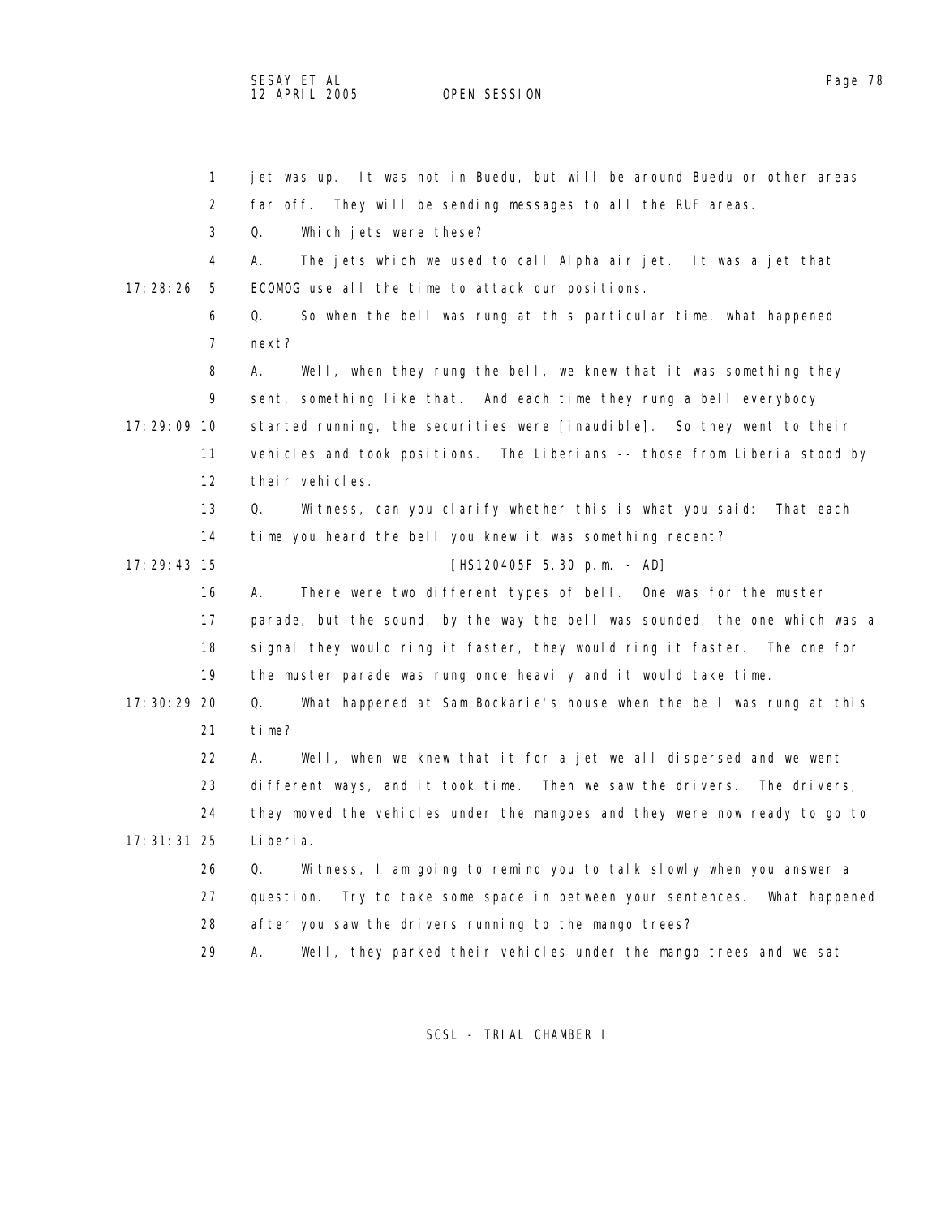jet was up. It was not in Buedu, but will be around Buedu or other areas far off. They will be sending messages to all the RUF areas.

Q. Which jets were these?

A. The jets which we used to call Alpha air jet. It was a jet that ECOMOG use all the time to attack our positions.

Q. So when the bell was rung at this particular time, what happened next?

A. Well, when they rung the bell, we knew that it was something they sent, something like that. And each time they rung a bell everybody started running, the securities were [inaudible]. So they went to their vehicles and took positions. The Liberians -- those from Liberia stood by their vehicles.

Q. Witness, can you clarify whether this is what you said: That each time you heard the bell you knew it was something recent?

[HS120405F 5.30 p.m. - AD]

A. There were two different types of bell. One was for the muster parade, but the sound, by the way the bell was sounded, the one which was a signal they would ring it faster, they would ring it faster. The one for the muster parade was rung once heavily and it would take time.

Q. What happened at Sam Bockarie's house when the bell was rung at this time?

A. Well, when we knew that it for a jet we all dispersed and we went different ways, and it took time. Then we saw the drivers. The drivers, they moved the vehicles under the mangoes and they were now ready to go to Liberia.

Q. Witness, I am going to remind you to talk slowly when you answer a question. Try to take some space in between your sentences. What happened after you saw the drivers running to the mango trees?

A. Well, they parked their vehicles under the mango trees and we sat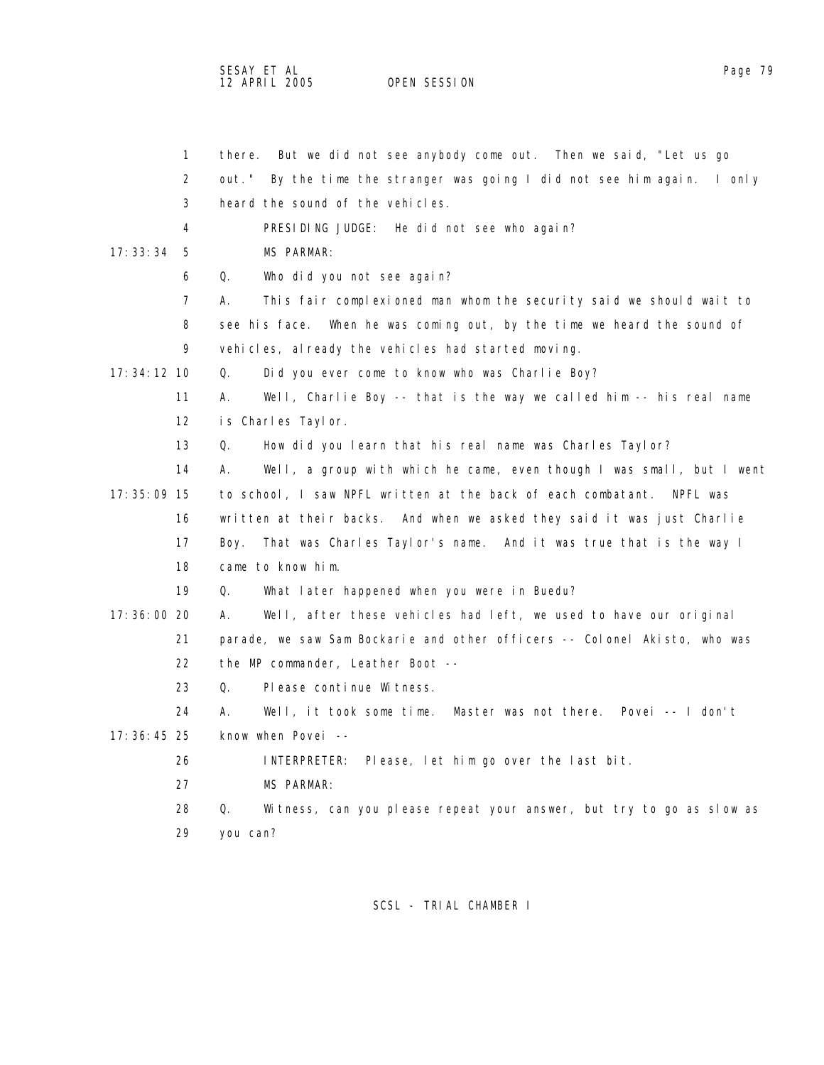1 there. But we did not see anybody come out. Then we said, "Let us go
2 out." By the time the stranger was going I did not see him again. I only
3 heard the sound of the vehicles.
4 PRESIDING JUDGE: He did not see who again?
17:33:34 5 MS PARMAR:
6 Q. Who did you not see again?
7 A. This fair complexioned man whom the security said we should wait to
8 see his face. When he was coming out, by the time we heard the sound of
9 vehicles, already the vehicles had started moving.
17:34:12 10 Q. Did you ever come to know who was Charlie Boy?
11 A. Well, Charlie Boy -- that is the way we called him -- his real name
12 is Charles Taylor.
13 Q. How did you learn that his real name was Charles Taylor?
14 A. Well, a group with which he came, even though I was small, but I went
17:35:09 15 to school, I saw NPFL written at the back of each combatant. NPFL was
16 written at their backs. And when we asked they said it was just Charlie
17 Boy. That was Charles Taylor's name. And it was true that is the way I
18 came to know him.
19 Q. What later happened when you were in Buedu?
17:36:00 20 A. Well, after these vehicles had left, we used to have our original
21 parade, we saw Sam Bockarie and other officers -- Colonel Akisto, who was
22 the MP commander, Leather Boot --
23 Q. Please continue Witness.
24 A. Well, it took some time. Master was not there. Povei -- I don't
17:36:45 25 know when Povei --
26 INTERPRETER: Please, let him go over the last bit.
27 MS PARMAR:
28 Q. Witness, can you please repeat your answer, but try to go as slow as
29 you can?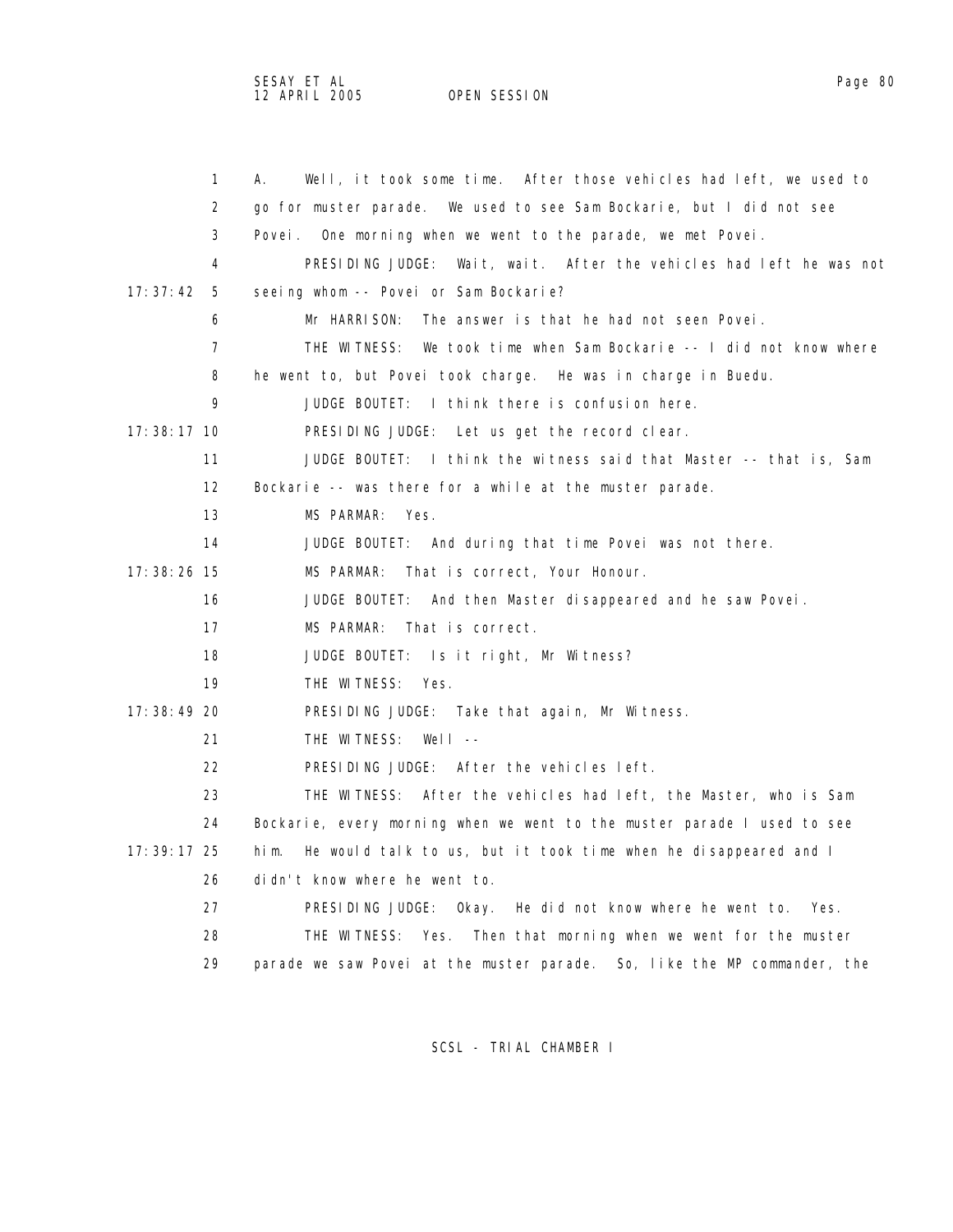A. Well, it took some time. After those vehicles had left, we used to go for muster parade. We used to see Sam Bockarie, but I did not see Povei. One morning when we went to the parade, we met Povei.

PRESIDING JUDGE: Wait, wait. After the vehicles had left he was not seeing whom -- Povei or Sam Bockarie?

Mr HARRISON: The answer is that he had not seen Povei.

THE WITNESS: We took time when Sam Bockarie -- I did not know where he went to, but Povei took charge. He was in charge in Buedu.

JUDGE BOUTET: I think there is confusion here.

PRESIDING JUDGE: Let us get the record clear.

JUDGE BOUTET: I think the witness said that Master -- that is, Sam Bockarie -- was there for a while at the muster parade.

MS PARMAR: Yes.

JUDGE BOUTET: And during that time Povei was not there.

MS PARMAR: That is correct, Your Honour.

JUDGE BOUTET: And then Master disappeared and he saw Povei.

MS PARMAR: That is correct.

JUDGE BOUTET: Is it right, Mr Witness?

THE WITNESS: Yes.

PRESIDING JUDGE: Take that again, Mr Witness.

THE WITNESS: Well --

PRESIDING JUDGE: After the vehicles left.

THE WITNESS: After the vehicles had left, the Master, who is Sam Bockarie, every morning when we went to the muster parade I used to see him. He would talk to us, but it took time when he disappeared and I didn't know where he went to.

PRESIDING JUDGE: Okay. He did not know where he went to. Yes.

THE WITNESS: Yes. Then that morning when we went for the muster parade we saw Povei at the muster parade. So, like the MP commander, the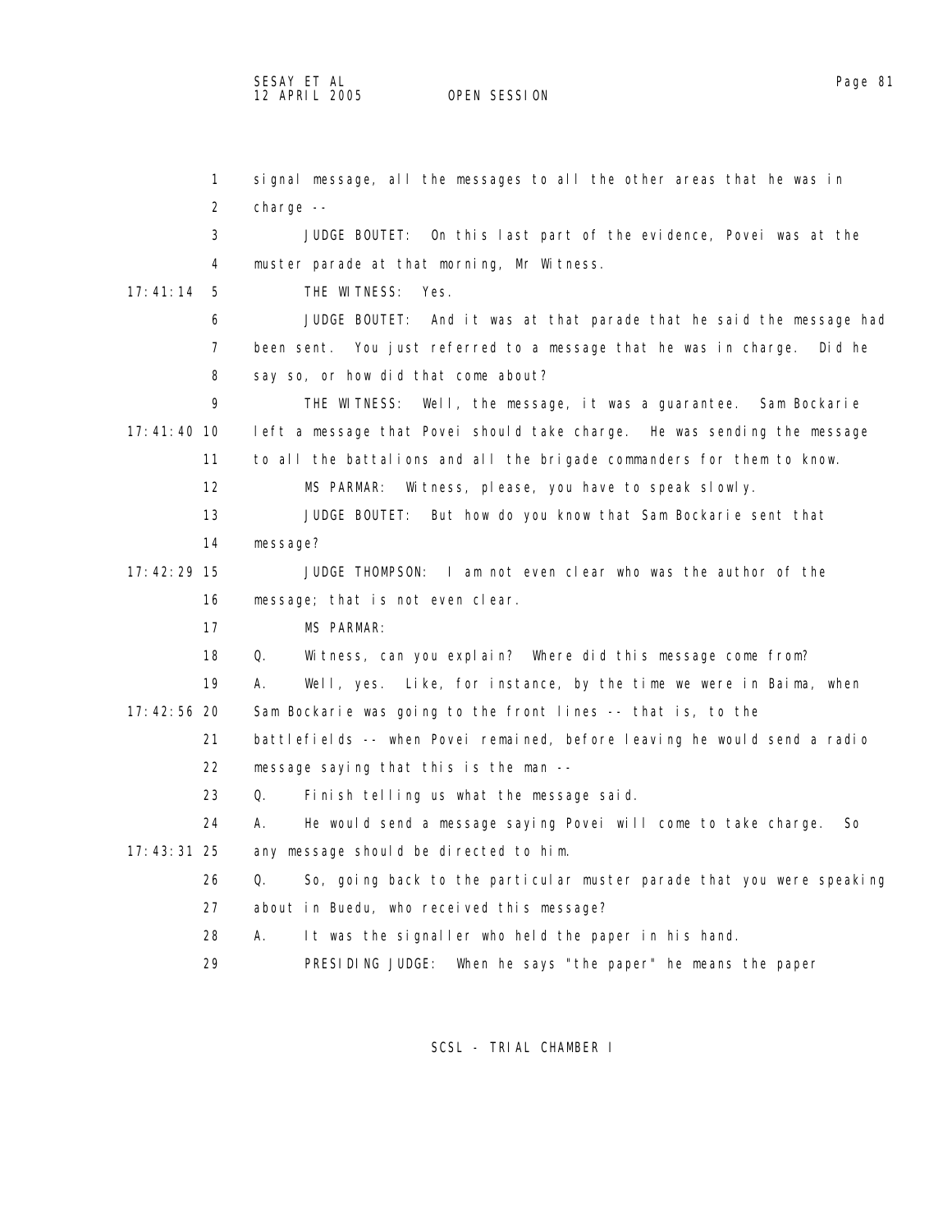signal message, all the messages to all the other areas that he was in charge --

JUDGE BOUTET: On this last part of the evidence, Povei was at the muster parade at that morning, Mr Witness.

THE WITNESS: Yes.

JUDGE BOUTET: And it was at that parade that he said the message had been sent. You just referred to a message that he was in charge. Did he say so, or how did that come about?

THE WITNESS: Well, the message, it was a guarantee. Sam Bockarie left a message that Povei should take charge. He was sending the message to all the battalions and all the brigade commanders for them to know.

MS PARMAR: Witness, please, you have to speak slowly.

JUDGE BOUTET: But how do you know that Sam Bockarie sent that message?

JUDGE THOMPSON: I am not even clear who was the author of the message; that is not even clear.

MS PARMAR:

Q. Witness, can you explain? Where did this message come from?

A. Well, yes. Like, for instance, by the time we were in Baima, when Sam Bockarie was going to the front lines -- that is, to the battlefields -- when Povei remained, before leaving he would send a radio message saying that this is the man --

Q. Finish telling us what the message said.

A. He would send a message saying Povei will come to take charge. So any message should be directed to him.

Q. So, going back to the particular muster parade that you were speaking about in Buedu, who received this message?

A. It was the signaller who held the paper in his hand.

PRESIDING JUDGE: When he says "the paper" he means the paper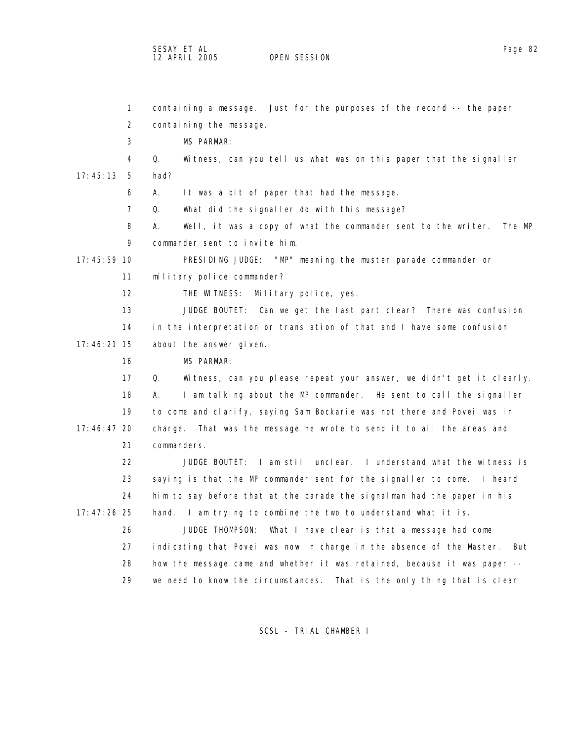containing a message. Just for the purposes of the record -- the paper containing the message.

MS PARMAR:

Q. Witness, can you tell us what was on this paper that the signaller had?

A. It was a bit of paper that had the message.

Q. What did the signaller do with this message?

A. Well, it was a copy of what the commander sent to the writer. The MP commander sent to invite him.

PRESIDING JUDGE: "MP" meaning the muster parade commander or military police commander?

THE WITNESS: Military police, yes.

JUDGE BOUTET: Can we get the last part clear? There was confusion in the interpretation or translation of that and I have some confusion about the answer given.

MS PARMAR:

Q. Witness, can you please repeat your answer, we didn't get it clearly.

A. I am talking about the MP commander. He sent to call the signaller to come and clarify, saying Sam Bockarie was not there and Povei was in charge. That was the message he wrote to send it to all the areas and commanders.

JUDGE BOUTET: I am still unclear. I understand what the witness is saying is that the MP commander sent for the signaller to come. I heard him to say before that at the parade the signalman had the paper in his hand. I am trying to combine the two to understand what it is.

JUDGE THOMPSON: What I have clear is that a message had come indicating that Povei was now in charge in the absence of the Master. But how the message came and whether it was retained, because it was paper -- we need to know the circumstances. That is the only thing that is clear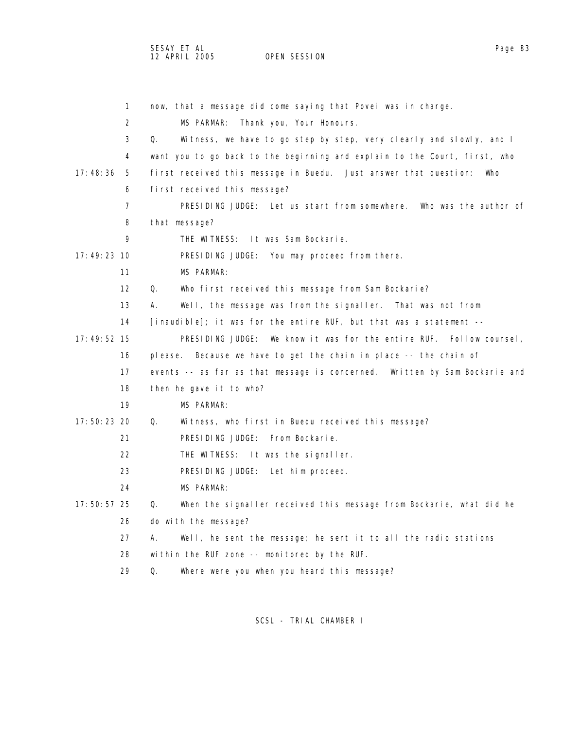now, that a message did come saying that Povei was in charge.

MS PARMAR: Thank you, Your Honours.

Q. Witness, we have to go step by step, very clearly and slowly, and I want you to go back to the beginning and explain to the Court, first, who first received this message in Buedu. Just answer that question: Who first received this message?

PRESIDING JUDGE: Let us start from somewhere. Who was the author of that message?

THE WITNESS: It was Sam Bockarie.

PRESIDING JUDGE: You may proceed from there.

MS PARMAR:

Q. Who first received this message from Sam Bockarie?

A. Well, the message was from the signaller. That was not from [inaudible]; it was for the entire RUF, but that was a statement --

PRESIDING JUDGE: We know it was for the entire RUF. Follow counsel, please. Because we have to get the chain in place -- the chain of events -- as far as that message is concerned. Written by Sam Bockarie and then he gave it to who?

MS PARMAR:

Q. Witness, who first in Buedu received this message?

PRESIDING JUDGE: From Bockarie.

THE WITNESS: It was the signaller.

PRESIDING JUDGE: Let him proceed.

MS PARMAR:

Q. When the signaller received this message from Bockarie, what did he do with the message?

A. Well, he sent the message; he sent it to all the radio stations within the RUF zone -- monitored by the RUF.

Q. Where were you when you heard this message?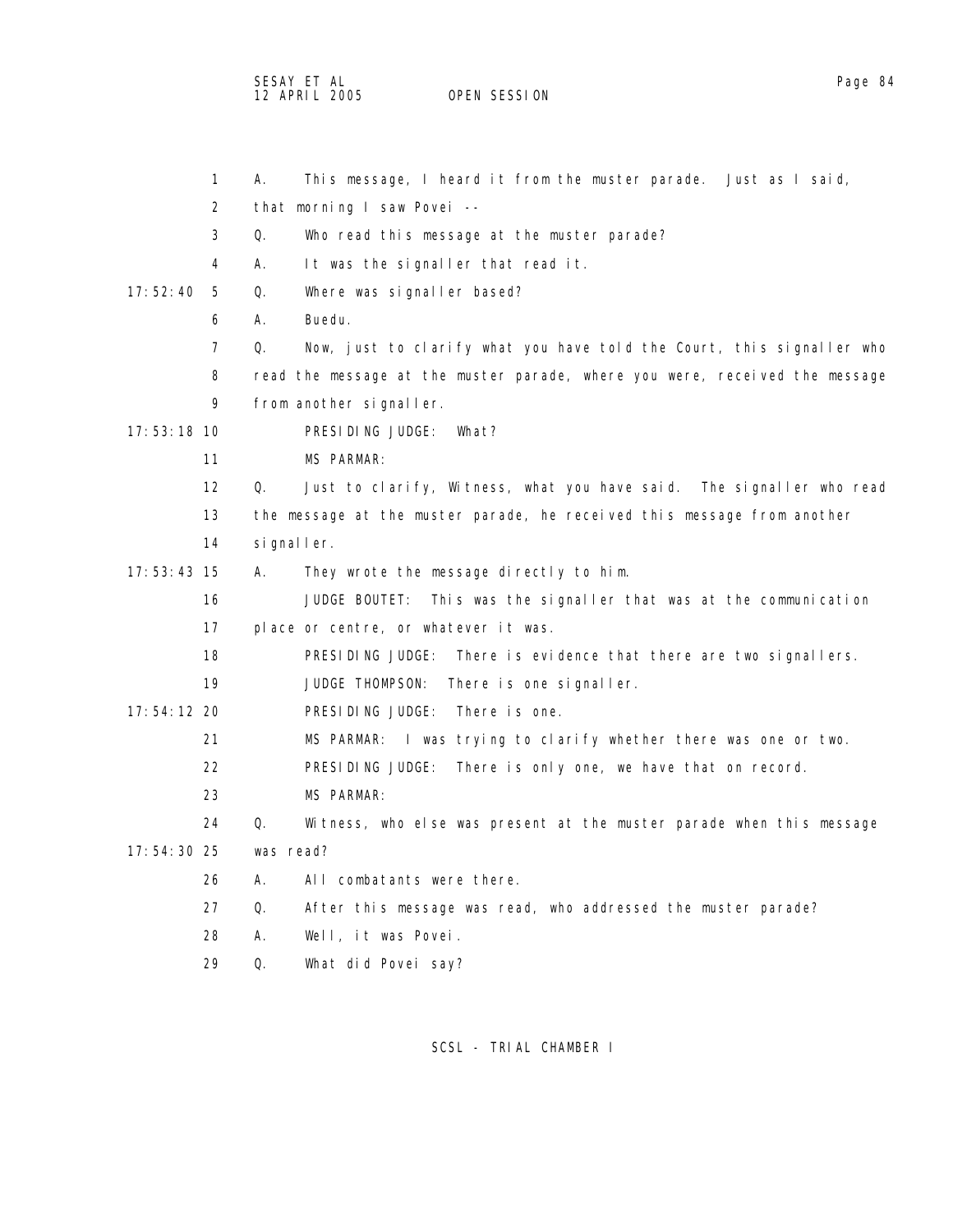1 A. This message, I heard it from the muster parade. Just as I said,

2 that morning I saw Povei --

3 Q. Who read this message at the muster parade?

4 A. It was the signaller that read it.

17:52:40 5 Q. Where was signaller based?

6 A. Buedu.

7 Q. Now, just to clarify what you have told the Court, this signaller who

8 read the message at the muster parade, where you were, received the message

9 from another signaller.

17:53:18 10 PRESIDING JUDGE: What?

11 MS PARMAR:

12 Q. Just to clarify, Witness, what you have said. The signaller who read

13 the message at the muster parade, he received this message from another

14 signaller.

17:53:43 15 A. They wrote the message directly to him.

16 JUDGE BOUTET: This was the signaller that was at the communication

17 place or centre, or whatever it was.

18 PRESIDING JUDGE: There is evidence that there are two signallers.

19 JUDGE THOMPSON: There is one signaller.

17:54:12 20 PRESIDING JUDGE: There is one.

21 MS PARMAR: I was trying to clarify whether there was one or two.

22 PRESIDING JUDGE: There is only one, we have that on record.

23 MS PARMAR:

24 Q. Witness, who else was present at the muster parade when this message

17:54:30 25 was read?

26 A. All combatants were there.

27 Q. After this message was read, who addressed the muster parade?

28 A. Well, it was Povei.

29 Q. What did Povei say?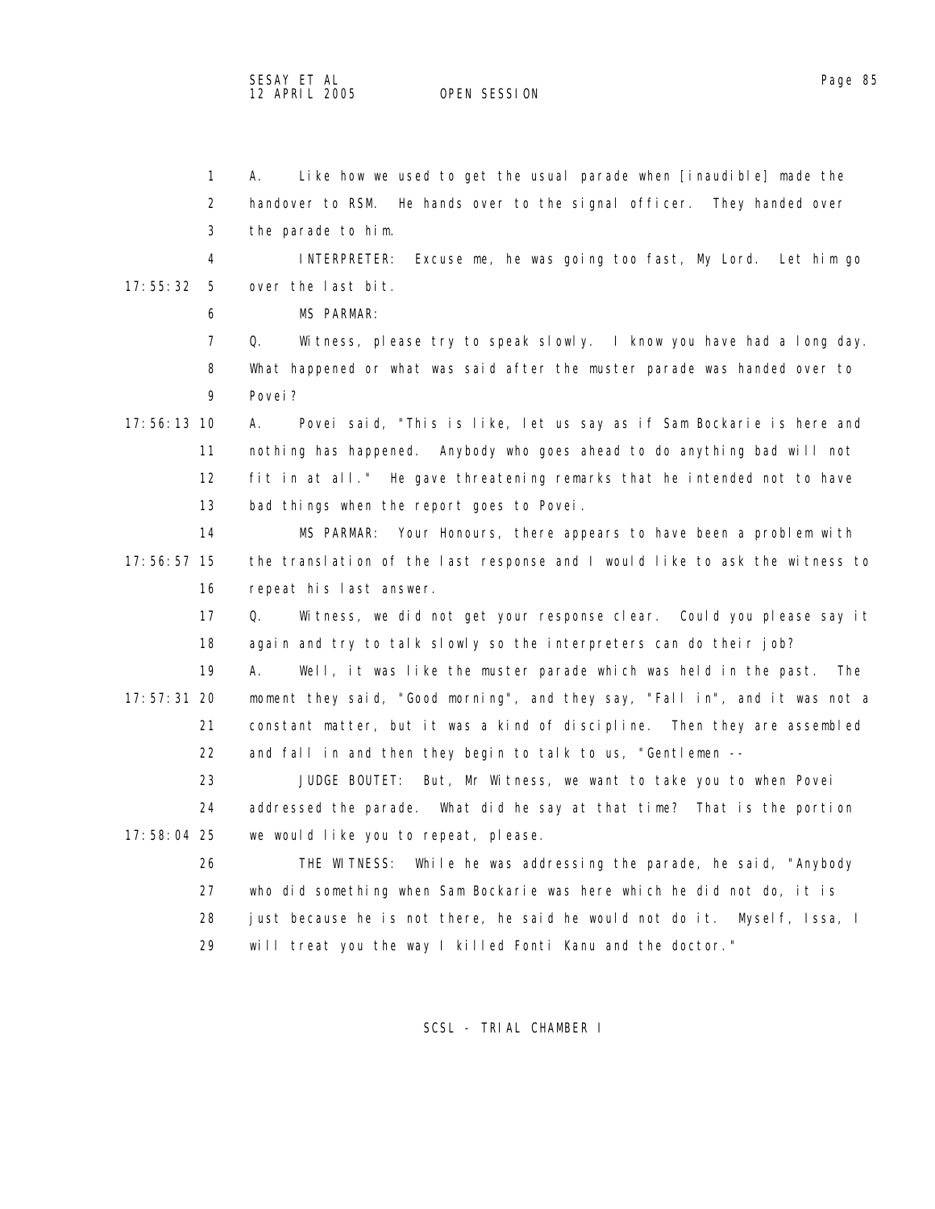A. Like how we used to get the usual parade when [inaudible] made the handover to RSM. He hands over to the signal officer. They handed over the parade to him.

INTERPRETER: Excuse me, he was going too fast, My Lord. Let him go over the last bit.

MS PARMAR:

Q. Witness, please try to speak slowly. I know you have had a long day. What happened or what was said after the muster parade was handed over to Povei?

A. Povei said, "This is like, let us say as if Sam Bockarie is here and nothing has happened. Anybody who goes ahead to do anything bad will not fit in at all." He gave threatening remarks that he intended not to have bad things when the report goes to Povei.

MS PARMAR: Your Honours, there appears to have been a problem with the translation of the last response and I would like to ask the witness to repeat his last answer.

Q. Witness, we did not get your response clear. Could you please say it again and try to talk slowly so the interpreters can do their job?

A. Well, it was like the muster parade which was held in the past. The moment they said, "Good morning", and they say, "Fall in", and it was not a constant matter, but it was a kind of discipline. Then they are assembled and fall in and then they begin to talk to us, "Gentlemen --

JUDGE BOUTET: But, Mr Witness, we want to take you to when Povei addressed the parade. What did he say at that time? That is the portion we would like you to repeat, please.

THE WITNESS: While he was addressing the parade, he said, "Anybody who did something when Sam Bockarie was here which he did not do, it is just because he is not there, he said he would not do it. Myself, Issa, I will treat you the way I killed Fonti Kanu and the doctor."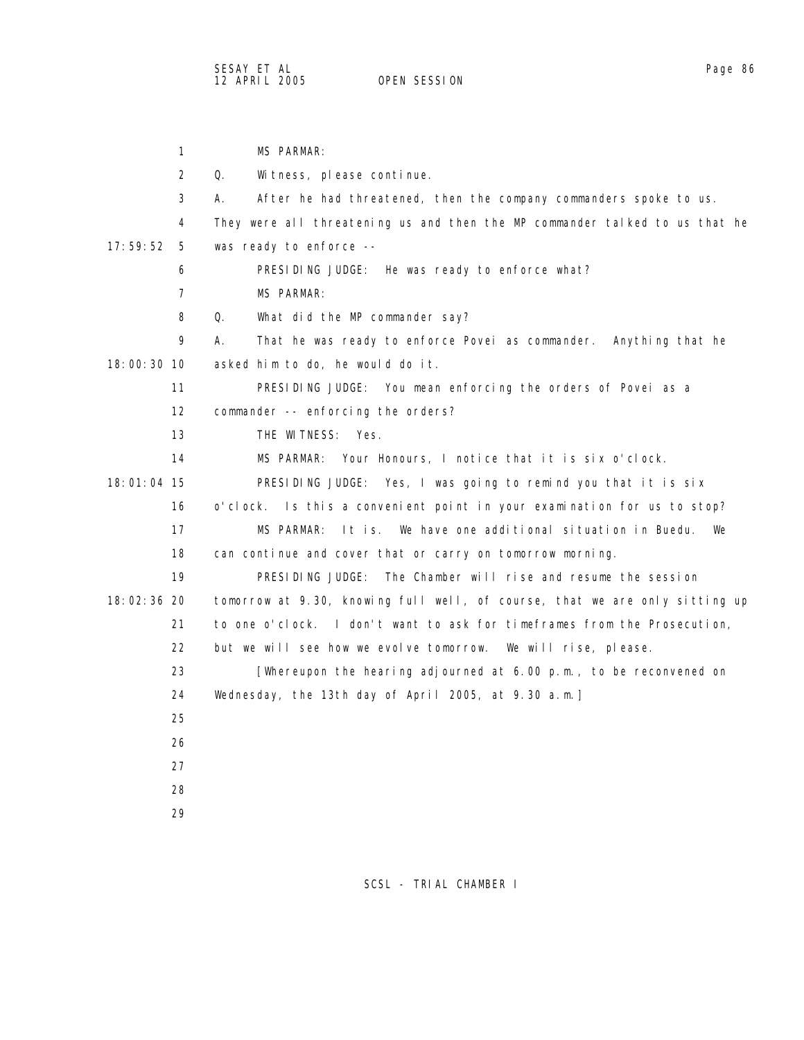MS PARMAR:

Q. Witness, please continue.

A. After he had threatened, then the company commanders spoke to us. They were all threatening us and then the MP commander talked to us that he was ready to enforce --

PRESIDING JUDGE: He was ready to enforce what?

MS PARMAR:

Q. What did the MP commander say?

A. That he was ready to enforce Povei as commander. Anything that he asked him to do, he would do it.

PRESIDING JUDGE: You mean enforcing the orders of Povei as a commander -- enforcing the orders?

THE WITNESS: Yes.

MS PARMAR: Your Honours, I notice that it is six o'clock.

PRESIDING JUDGE: Yes, I was going to remind you that it is six o'clock. Is this a convenient point in your examination for us to stop?

MS PARMAR: It is. We have one additional situation in Buedu. We can continue and cover that or carry on tomorrow morning.

PRESIDING JUDGE: The Chamber will rise and resume the session tomorrow at 9.30, knowing full well, of course, that we are only sitting up to one o'clock. I don't want to ask for timeframes from the Prosecution, but we will see how we evolve tomorrow. We will rise, please.

[Whereupon the hearing adjourned at 6.00 p.m., to be reconvened on Wednesday, the 13th day of April 2005, at 9.30 a.m.]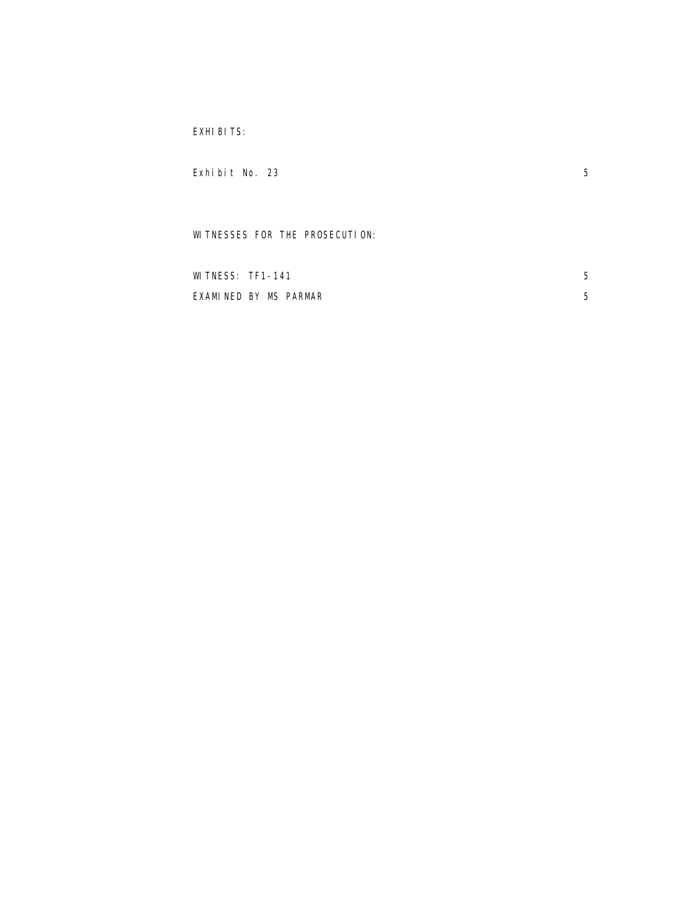EXHIBITS:

Exhibit No. 23 5

WITNESSES FOR THE PROSECUTION:

WITNESS: TF1-141 5

EXAMINED BY MS PARMAR 5